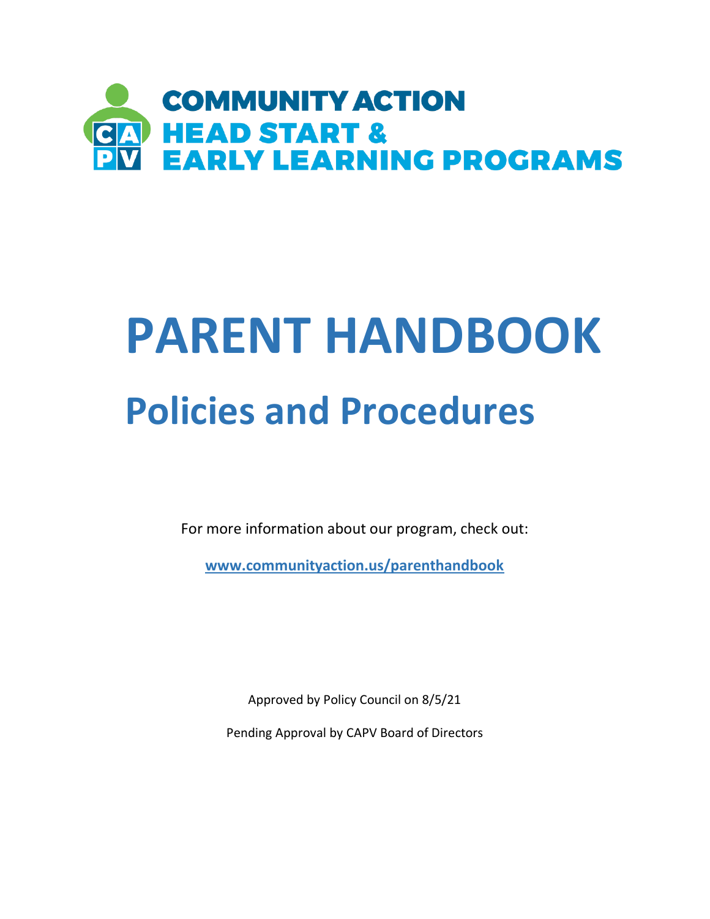COMMUNITY ACTION
HEAD START &
EARLY LEARNING PROGRAMS

# PARENT HANDBOOK

## Policies and Procedures

For more information about our program, check out:

**www.communityaction.us/parenthandbook**

Approved by Policy Council on 8/5/21

Pending Approval by CAPV Board of Directors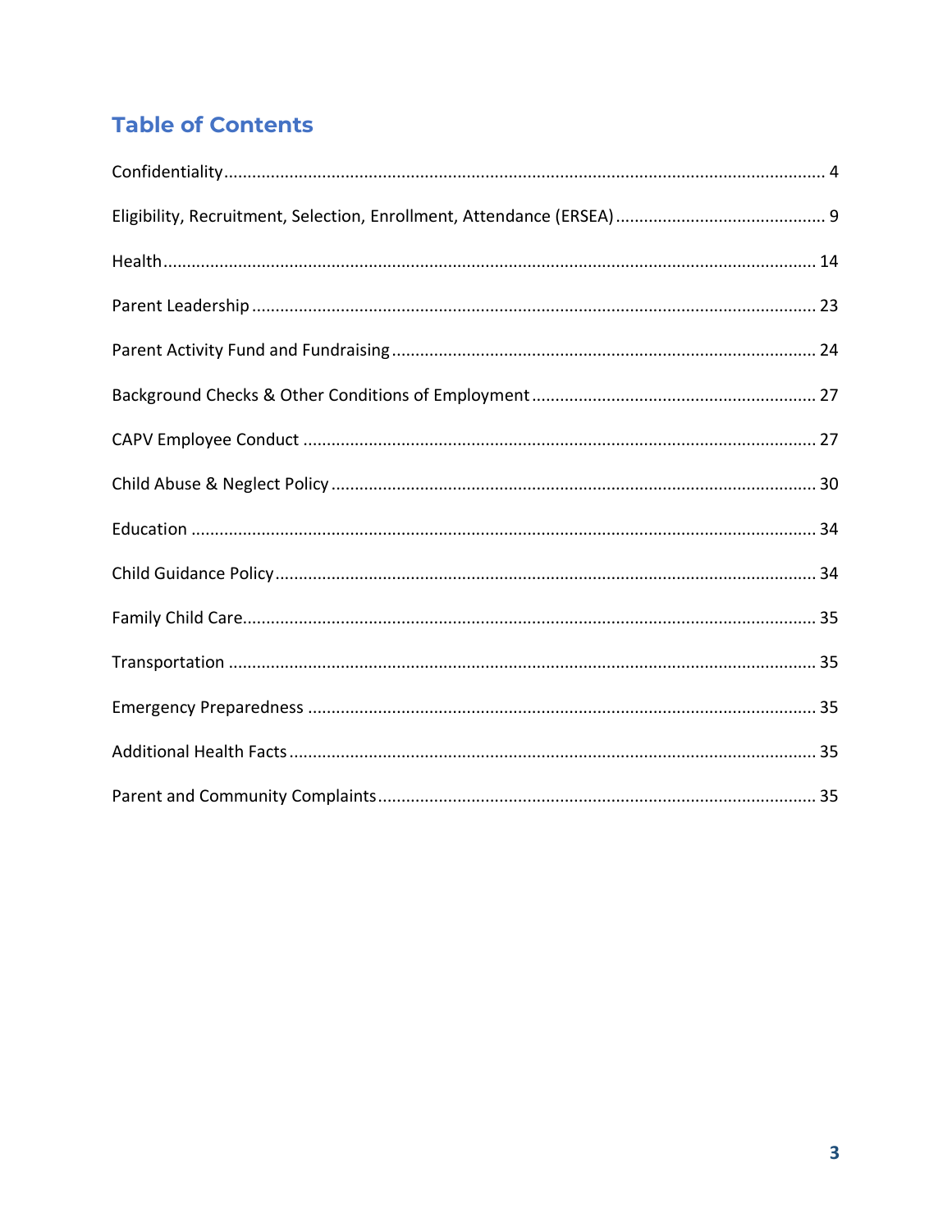## Table of Contents

| | |
|---|---|
| Confidentiality | 4 |
| Eligibility, Recruitment, Selection, Enrollment, Attendance (ERSEA) | 9 |
| Health | 14 |
| Parent Leadership | 23 |
| Parent Activity Fund and Fundraising | 24 |
| Background Checks & Other Conditions of Employment | 27 |
| CAPV Employee Conduct | 27 |
| Child Abuse & Neglect Policy | 30 |
| Education | 34 |
| Child Guidance Policy | 34 |
| Family Child Care | 35 |
| Transportation | 35 |
| Emergency Preparedness | 35 |
| Additional Health Facts | 35 |
| Parent and Community Complaints | 35 |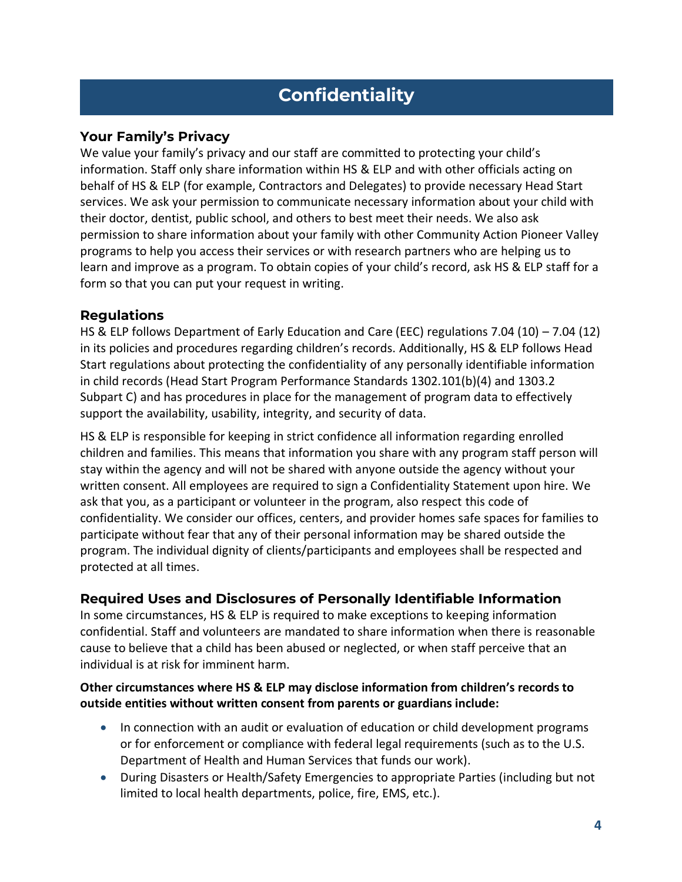# Confidentiality

## Your Family's Privacy

We value your family's privacy and our staff are committed to protecting your child's information. Staff only share information within HS & ELP and with other officials acting on behalf of HS & ELP (for example, Contractors and Delegates) to provide necessary Head Start services. We ask your permission to communicate necessary information about your child with their doctor, dentist, public school, and others to best meet their needs. We also ask permission to share information about your family with other Community Action Pioneer Valley programs to help you access their services or with research partners who are helping us to learn and improve as a program. To obtain copies of your child's record, ask HS & ELP staff for a form so that you can put your request in writing.

## Regulations

HS & ELP follows Department of Early Education and Care (EEC) regulations 7.04 (10) – 7.04 (12) in its policies and procedures regarding children's records. Additionally, HS & ELP follows Head Start regulations about protecting the confidentiality of any personally identifiable information in child records (Head Start Program Performance Standards 1302.101(b)(4) and 1303.2 Subpart C) and has procedures in place for the management of program data to effectively support the availability, usability, integrity, and security of data.

HS & ELP is responsible for keeping in strict confidence all information regarding enrolled children and families. This means that information you share with any program staff person will stay within the agency and will not be shared with anyone outside the agency without your written consent. All employees are required to sign a Confidentiality Statement upon hire. We ask that you, as a participant or volunteer in the program, also respect this code of confidentiality. We consider our offices, centers, and provider homes safe spaces for families to participate without fear that any of their personal information may be shared outside the program. The individual dignity of clients/participants and employees shall be respected and protected at all times.

## Required Uses and Disclosures of Personally Identifiable Information

In some circumstances, HS & ELP is required to make exceptions to keeping information confidential. Staff and volunteers are mandated to share information when there is reasonable cause to believe that a child has been abused or neglected, or when staff perceive that an individual is at risk for imminent harm.

**Other circumstances where HS & ELP may disclose information from children's records to outside entities without written consent from parents or guardians include:**

- In connection with an audit or evaluation of education or child development programs or for enforcement or compliance with federal legal requirements (such as to the U.S. Department of Health and Human Services that funds our work).
- During Disasters or Health/Safety Emergencies to appropriate Parties (including but not limited to local health departments, police, fire, EMS, etc.).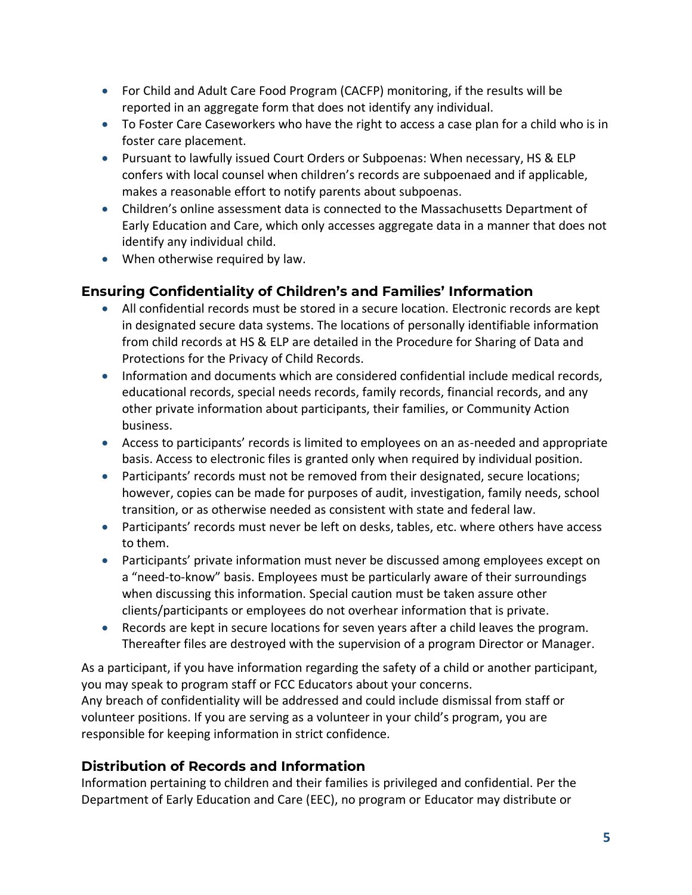- For Child and Adult Care Food Program (CACFP) monitoring, if the results will be reported in an aggregate form that does not identify any individual.
- To Foster Care Caseworkers who have the right to access a case plan for a child who is in foster care placement.
- Pursuant to lawfully issued Court Orders or Subpoenas: When necessary, HS & ELP confers with local counsel when children's records are subpoenaed and if applicable, makes a reasonable effort to notify parents about subpoenas.
- Children's online assessment data is connected to the Massachusetts Department of Early Education and Care, which only accesses aggregate data in a manner that does not identify any individual child.
- When otherwise required by law.

## Ensuring Confidentiality of Children's and Families' Information

- All confidential records must be stored in a secure location. Electronic records are kept in designated secure data systems. The locations of personally identifiable information from child records at HS & ELP are detailed in the Procedure for Sharing of Data and Protections for the Privacy of Child Records.
- Information and documents which are considered confidential include medical records, educational records, special needs records, family records, financial records, and any other private information about participants, their families, or Community Action business.
- Access to participants' records is limited to employees on an as-needed and appropriate basis. Access to electronic files is granted only when required by individual position.
- Participants' records must not be removed from their designated, secure locations; however, copies can be made for purposes of audit, investigation, family needs, school transition, or as otherwise needed as consistent with state and federal law.
- Participants' records must never be left on desks, tables, etc. where others have access to them.
- Participants' private information must never be discussed among employees except on a "need-to-know" basis. Employees must be particularly aware of their surroundings when discussing this information. Special caution must be taken assure other clients/participants or employees do not overhear information that is private.
- Records are kept in secure locations for seven years after a child leaves the program. Thereafter files are destroyed with the supervision of a program Director or Manager.

As a participant, if you have information regarding the safety of a child or another participant, you may speak to program staff or FCC Educators about your concerns.
Any breach of confidentiality will be addressed and could include dismissal from staff or volunteer positions. If you are serving as a volunteer in your child's program, you are responsible for keeping information in strict confidence.

## Distribution of Records and Information

Information pertaining to children and their families is privileged and confidential. Per the Department of Early Education and Care (EEC), no program or Educator may distribute or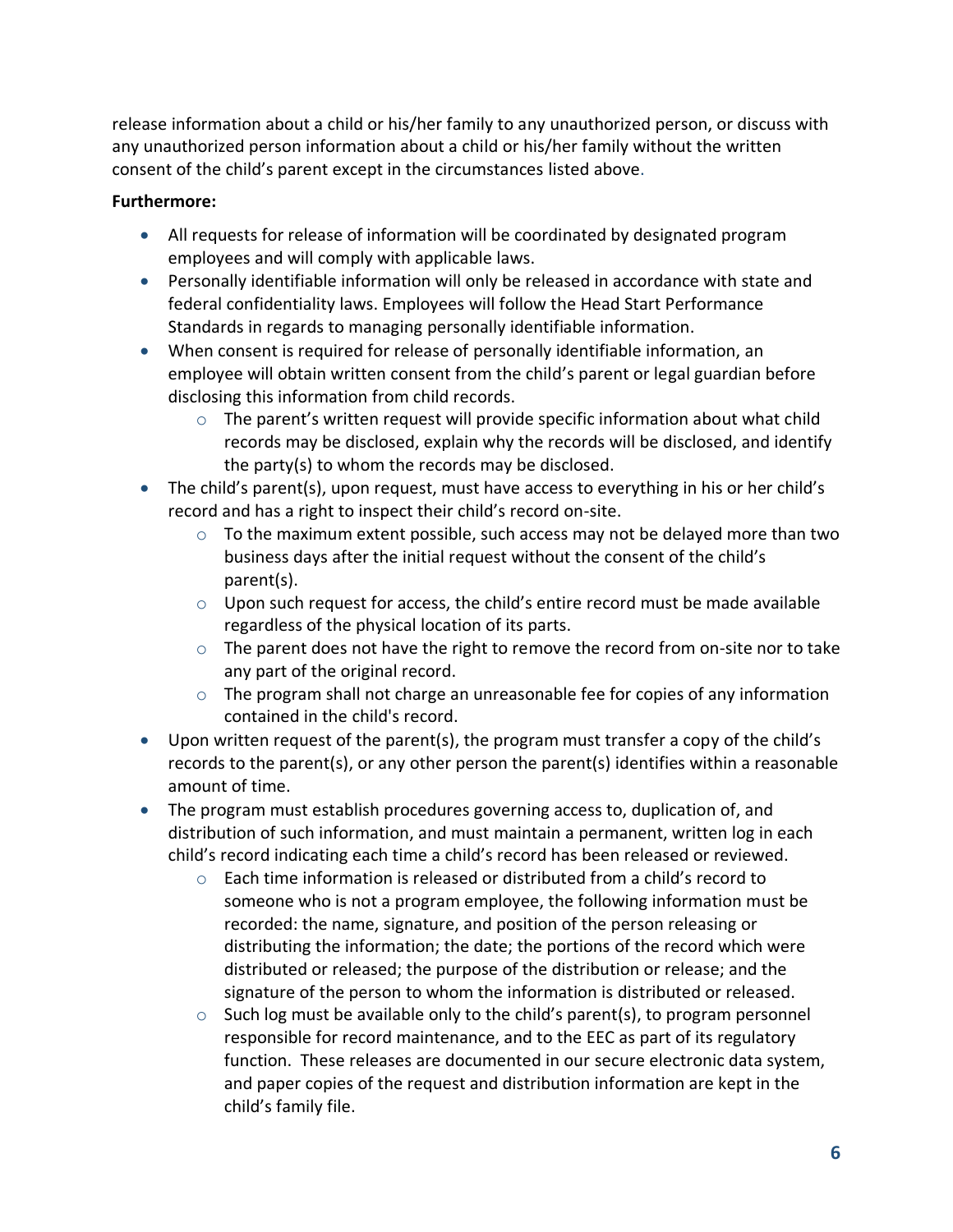release information about a child or his/her family to any unauthorized person, or discuss with any unauthorized person information about a child or his/her family without the written consent of the child's parent except in the circumstances listed above.

**Furthermore:**

- All requests for release of information will be coordinated by designated program employees and will comply with applicable laws.
- Personally identifiable information will only be released in accordance with state and federal confidentiality laws. Employees will follow the Head Start Performance Standards in regards to managing personally identifiable information.
- When consent is required for release of personally identifiable information, an employee will obtain written consent from the child's parent or legal guardian before disclosing this information from child records.
    - The parent's written request will provide specific information about what child records may be disclosed, explain why the records will be disclosed, and identify the party(s) to whom the records may be disclosed.
- The child's parent(s), upon request, must have access to everything in his or her child's record and has a right to inspect their child's record on-site.
    - To the maximum extent possible, such access may not be delayed more than two business days after the initial request without the consent of the child's parent(s).
    - Upon such request for access, the child's entire record must be made available regardless of the physical location of its parts.
    - The parent does not have the right to remove the record from on-site nor to take any part of the original record.
    - The program shall not charge an unreasonable fee for copies of any information contained in the child's record.
- Upon written request of the parent(s), the program must transfer a copy of the child's records to the parent(s), or any other person the parent(s) identifies within a reasonable amount of time.
- The program must establish procedures governing access to, duplication of, and distribution of such information, and must maintain a permanent, written log in each child's record indicating each time a child's record has been released or reviewed.
    - Each time information is released or distributed from a child's record to someone who is not a program employee, the following information must be recorded: the name, signature, and position of the person releasing or distributing the information; the date; the portions of the record which were distributed or released; the purpose of the distribution or release; and the signature of the person to whom the information is distributed or released.
    - Such log must be available only to the child's parent(s), to program personnel responsible for record maintenance, and to the EEC as part of its regulatory function. These releases are documented in our secure electronic data system, and paper copies of the request and distribution information are kept in the child's family file.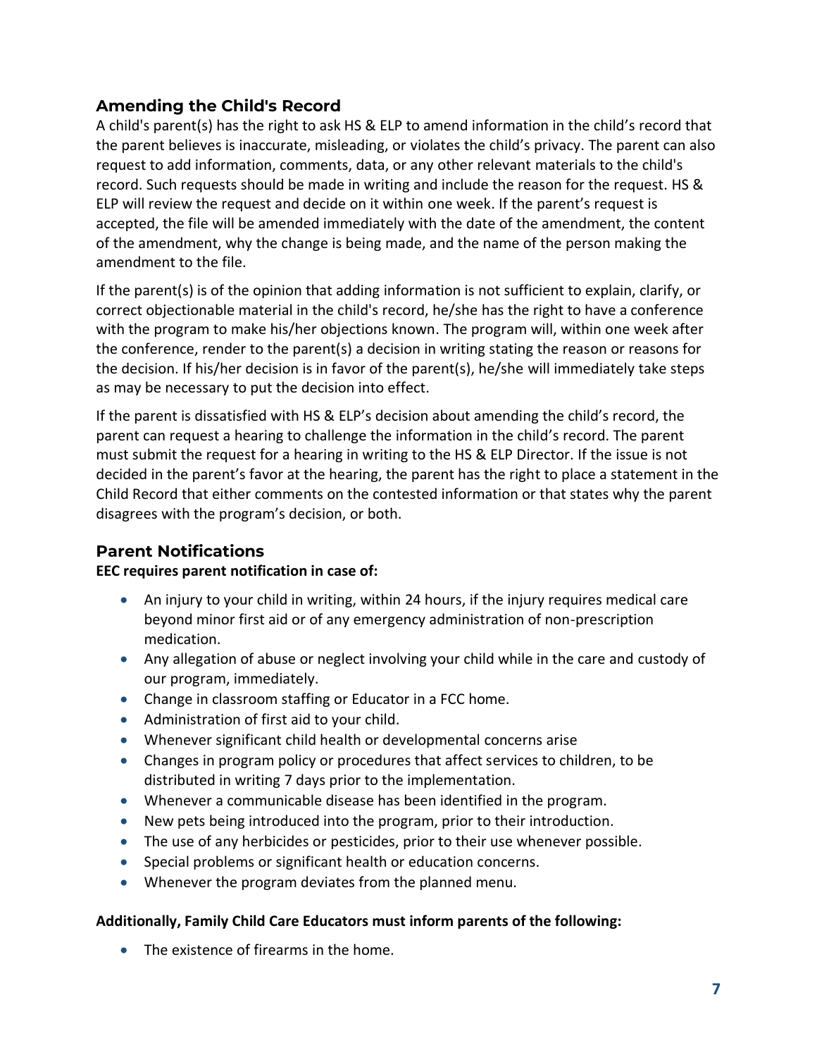## Amending the Child's Record

A child's parent(s) has the right to ask HS & ELP to amend information in the child's record that the parent believes is inaccurate, misleading, or violates the child's privacy. The parent can also request to add information, comments, data, or any other relevant materials to the child's record. Such requests should be made in writing and include the reason for the request. HS & ELP will review the request and decide on it within one week. If the parent's request is accepted, the file will be amended immediately with the date of the amendment, the content of the amendment, why the change is being made, and the name of the person making the amendment to the file.

If the parent(s) is of the opinion that adding information is not sufficient to explain, clarify, or correct objectionable material in the child's record, he/she has the right to have a conference with the program to make his/her objections known. The program will, within one week after the conference, render to the parent(s) a decision in writing stating the reason or reasons for the decision. If his/her decision is in favor of the parent(s), he/she will immediately take steps as may be necessary to put the decision into effect.

If the parent is dissatisfied with HS & ELP's decision about amending the child's record, the parent can request a hearing to challenge the information in the child's record. The parent must submit the request for a hearing in writing to the HS & ELP Director. If the issue is not decided in the parent's favor at the hearing, the parent has the right to place a statement in the Child Record that either comments on the contested information or that states why the parent disagrees with the program's decision, or both.

## Parent Notifications

**EEC requires parent notification in case of:**

- An injury to your child in writing, within 24 hours, if the injury requires medical care beyond minor first aid or of any emergency administration of non-prescription medication.
- Any allegation of abuse or neglect involving your child while in the care and custody of our program, immediately.
- Change in classroom staffing or Educator in a FCC home.
- Administration of first aid to your child.
- Whenever significant child health or developmental concerns arise
- Changes in program policy or procedures that affect services to children, to be distributed in writing 7 days prior to the implementation.
- Whenever a communicable disease has been identified in the program.
- New pets being introduced into the program, prior to their introduction.
- The use of any herbicides or pesticides, prior to their use whenever possible.
- Special problems or significant health or education concerns.
- Whenever the program deviates from the planned menu.

**Additionally, Family Child Care Educators must inform parents of the following:**

- The existence of firearms in the home.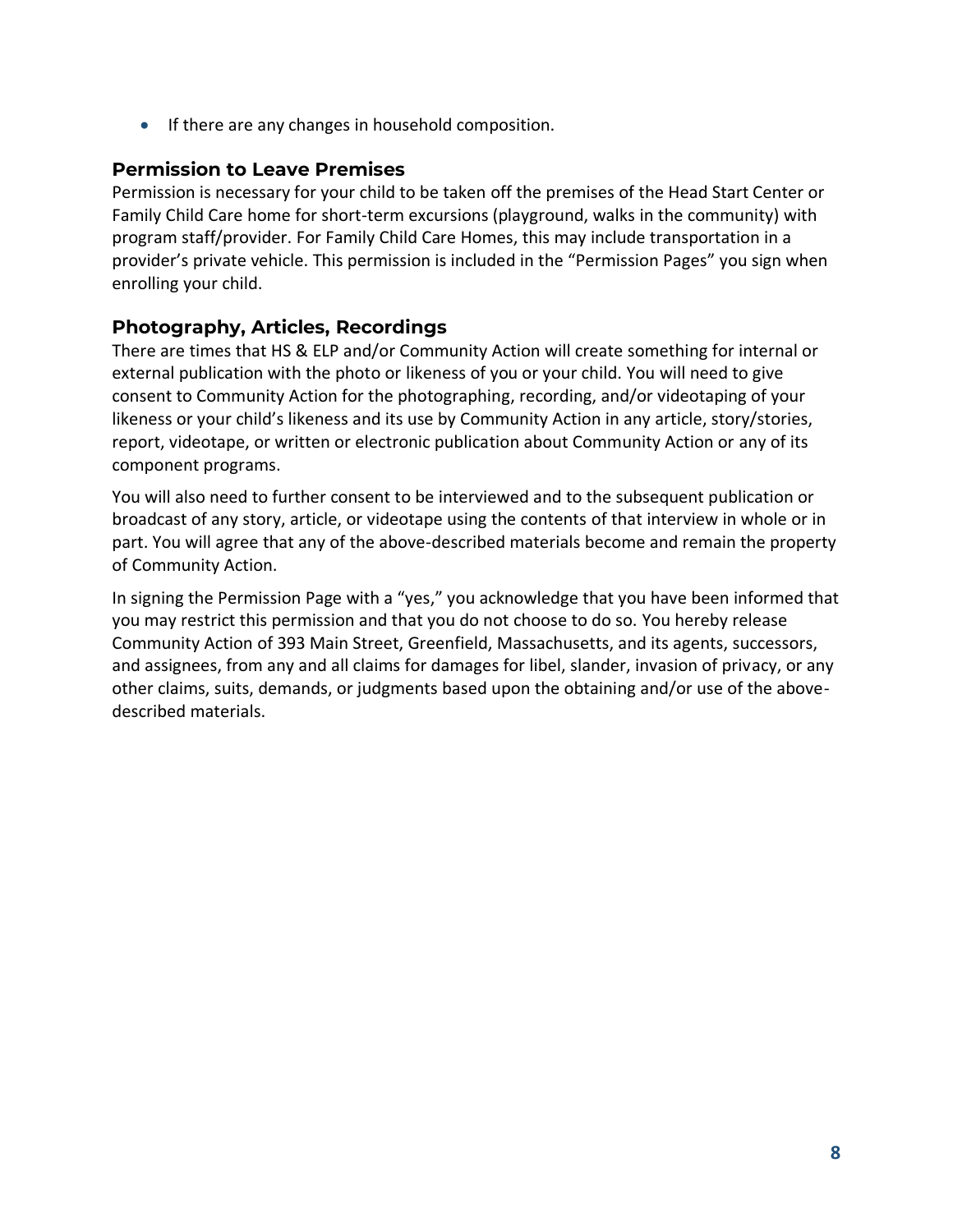- If there are any changes in household composition.

## Permission to Leave Premises

Permission is necessary for your child to be taken off the premises of the Head Start Center or Family Child Care home for short-term excursions (playground, walks in the community) with program staff/provider. For Family Child Care Homes, this may include transportation in a provider's private vehicle. This permission is included in the "Permission Pages" you sign when enrolling your child.

## Photography, Articles, Recordings

There are times that HS & ELP and/or Community Action will create something for internal or external publication with the photo or likeness of you or your child. You will need to give consent to Community Action for the photographing, recording, and/or videotaping of your likeness or your child's likeness and its use by Community Action in any article, story/stories, report, videotape, or written or electronic publication about Community Action or any of its component programs.

You will also need to further consent to be interviewed and to the subsequent publication or broadcast of any story, article, or videotape using the contents of that interview in whole or in part. You will agree that any of the above-described materials become and remain the property of Community Action.

In signing the Permission Page with a "yes," you acknowledge that you have been informed that you may restrict this permission and that you do not choose to do so. You hereby release Community Action of 393 Main Street, Greenfield, Massachusetts, and its agents, successors, and assignees, from any and all claims for damages for libel, slander, invasion of privacy, or any other claims, suits, demands, or judgments based upon the obtaining and/or use of the above-described materials.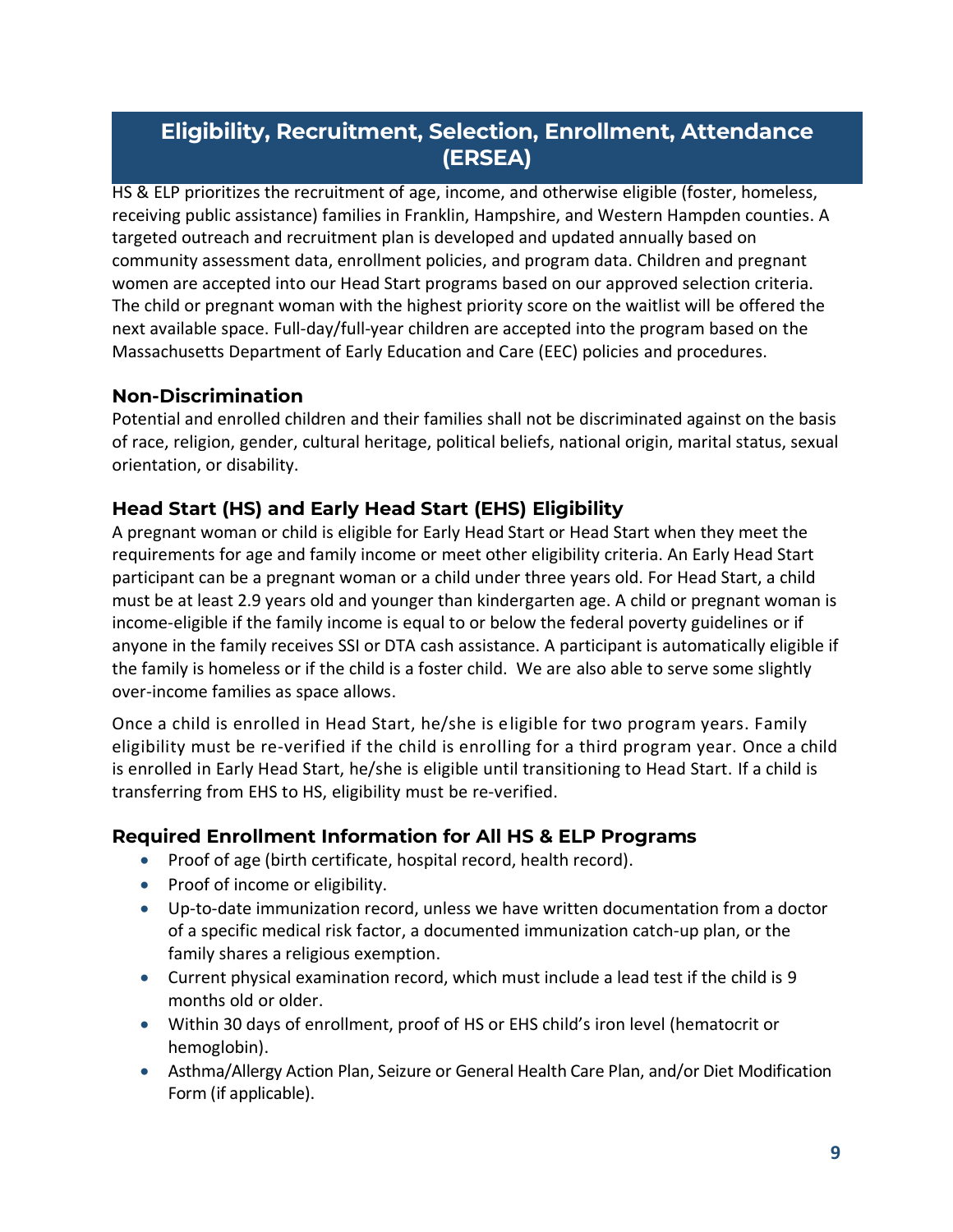# Eligibility, Recruitment, Selection, Enrollment, Attendance (ERSEA)

HS & ELP prioritizes the recruitment of age, income, and otherwise eligible (foster, homeless, receiving public assistance) families in Franklin, Hampshire, and Western Hampden counties. A targeted outreach and recruitment plan is developed and updated annually based on community assessment data, enrollment policies, and program data. Children and pregnant women are accepted into our Head Start programs based on our approved selection criteria. The child or pregnant woman with the highest priority score on the waitlist will be offered the next available space. Full-day/full-year children are accepted into the program based on the Massachusetts Department of Early Education and Care (EEC) policies and procedures.

## Non-Discrimination

Potential and enrolled children and their families shall not be discriminated against on the basis of race, religion, gender, cultural heritage, political beliefs, national origin, marital status, sexual orientation, or disability.

## Head Start (HS) and Early Head Start (EHS) Eligibility

A pregnant woman or child is eligible for Early Head Start or Head Start when they meet the requirements for age and family income or meet other eligibility criteria. An Early Head Start participant can be a pregnant woman or a child under three years old. For Head Start, a child must be at least 2.9 years old and younger than kindergarten age. A child or pregnant woman is income-eligible if the family income is equal to or below the federal poverty guidelines or if anyone in the family receives SSI or DTA cash assistance. A participant is automatically eligible if the family is homeless or if the child is a foster child. We are also able to serve some slightly over-income families as space allows.

Once a child is enrolled in Head Start, he/she is eligible for two program years. Family eligibility must be re-verified if the child is enrolling for a third program year. Once a child is enrolled in Early Head Start, he/she is eligible until transitioning to Head Start. If a child is transferring from EHS to HS, eligibility must be re-verified.

## Required Enrollment Information for All HS & ELP Programs

- Proof of age (birth certificate, hospital record, health record).
- Proof of income or eligibility.
- Up-to-date immunization record, unless we have written documentation from a doctor of a specific medical risk factor, a documented immunization catch-up plan, or the family shares a religious exemption.
- Current physical examination record, which must include a lead test if the child is 9 months old or older.
- Within 30 days of enrollment, proof of HS or EHS child's iron level (hematocrit or hemoglobin).
- Asthma/Allergy Action Plan, Seizure or General Health Care Plan, and/or Diet Modification Form (if applicable).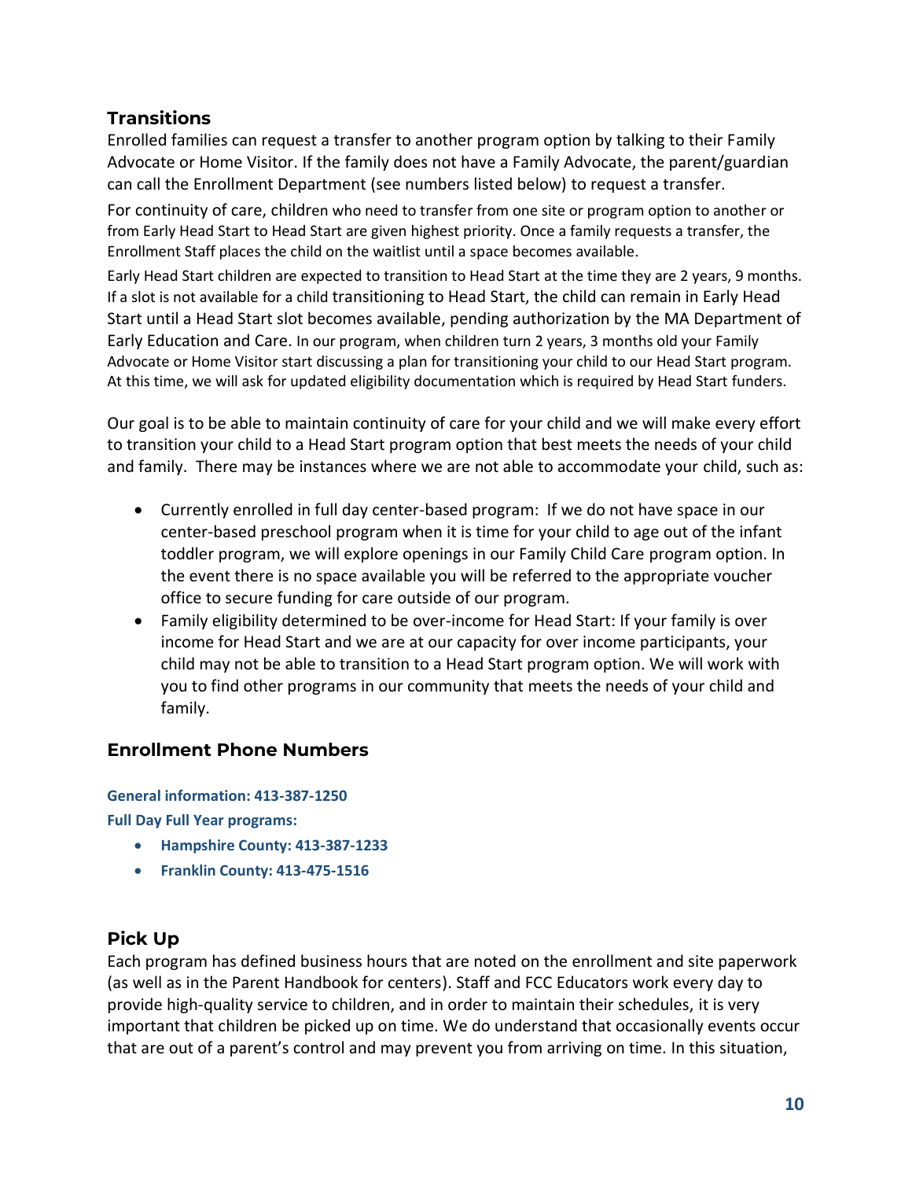## Transitions

Enrolled families can request a transfer to another program option by talking to their Family Advocate or Home Visitor. If the family does not have a Family Advocate, the parent/guardian can call the Enrollment Department (see numbers listed below) to request a transfer.

For continuity of care, children who need to transfer from one site or program option to another or from Early Head Start to Head Start are given highest priority. Once a family requests a transfer, the Enrollment Staff places the child on the waitlist until a space becomes available.

Early Head Start children are expected to transition to Head Start at the time they are 2 years, 9 months. If a slot is not available for a child transitioning to Head Start, the child can remain in Early Head Start until a Head Start slot becomes available, pending authorization by the MA Department of Early Education and Care. In our program, when children turn 2 years, 3 months old your Family Advocate or Home Visitor start discussing a plan for transitioning your child to our Head Start program. At this time, we will ask for updated eligibility documentation which is required by Head Start funders.

Our goal is to be able to maintain continuity of care for your child and we will make every effort to transition your child to a Head Start program option that best meets the needs of your child and family. There may be instances where we are not able to accommodate your child, such as:

- Currently enrolled in full day center-based program: If we do not have space in our center-based preschool program when it is time for your child to age out of the infant toddler program, we will explore openings in our Family Child Care program option. In the event there is no space available you will be referred to the appropriate voucher office to secure funding for care outside of our program.
- Family eligibility determined to be over-income for Head Start: If your family is over income for Head Start and we are at our capacity for over income participants, your child may not be able to transition to a Head Start program option. We will work with you to find other programs in our community that meets the needs of your child and family.

## Enrollment Phone Numbers

**General information: 413-387-1250**

**Full Day Full Year programs:**

- **Hampshire County: 413-387-1233**
- **Franklin County: 413-475-1516**

## Pick Up

Each program has defined business hours that are noted on the enrollment and site paperwork (as well as in the Parent Handbook for centers). Staff and FCC Educators work every day to provide high-quality service to children, and in order to maintain their schedules, it is very important that children be picked up on time. We do understand that occasionally events occur that are out of a parent's control and may prevent you from arriving on time. In this situation,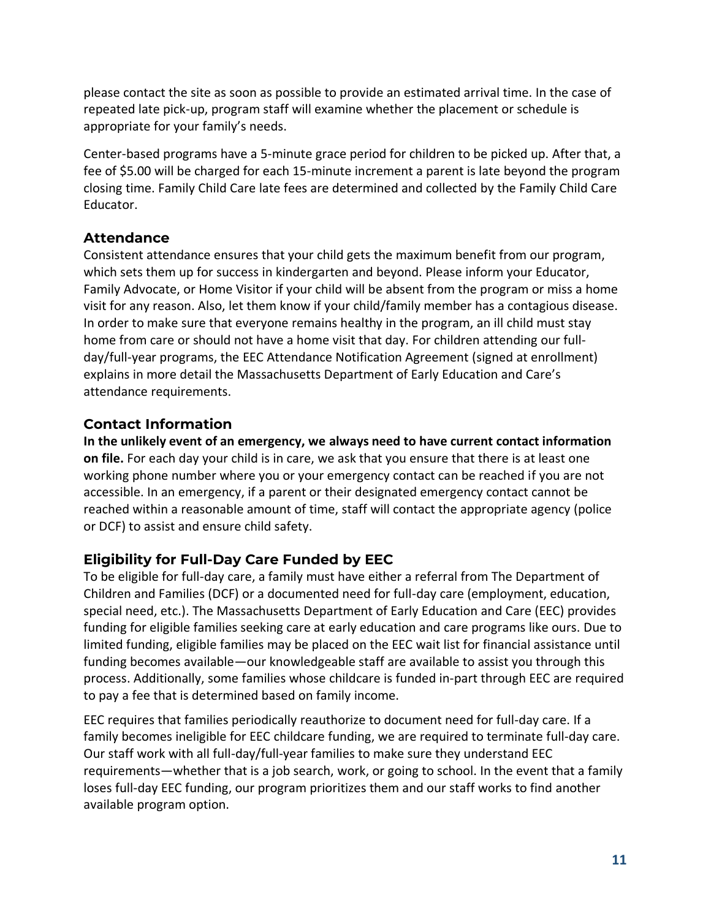please contact the site as soon as possible to provide an estimated arrival time. In the case of repeated late pick-up, program staff will examine whether the placement or schedule is appropriate for your family's needs.

Center-based programs have a 5-minute grace period for children to be picked up. After that, a fee of $5.00 will be charged for each 15-minute increment a parent is late beyond the program closing time. Family Child Care late fees are determined and collected by the Family Child Care Educator.

## Attendance

Consistent attendance ensures that your child gets the maximum benefit from our program, which sets them up for success in kindergarten and beyond. Please inform your Educator, Family Advocate, or Home Visitor if your child will be absent from the program or miss a home visit for any reason. Also, let them know if your child/family member has a contagious disease. In order to make sure that everyone remains healthy in the program, an ill child must stay home from care or should not have a home visit that day. For children attending our full-day/full-year programs, the EEC Attendance Notification Agreement (signed at enrollment) explains in more detail the Massachusetts Department of Early Education and Care's attendance requirements.

## Contact Information

**In the unlikely event of an emergency, we always need to have current contact information on file.** For each day your child is in care, we ask that you ensure that there is at least one working phone number where you or your emergency contact can be reached if you are not accessible. In an emergency, if a parent or their designated emergency contact cannot be reached within a reasonable amount of time, staff will contact the appropriate agency (police or DCF) to assist and ensure child safety.

## Eligibility for Full-Day Care Funded by EEC

To be eligible for full-day care, a family must have either a referral from The Department of Children and Families (DCF) or a documented need for full-day care (employment, education, special need, etc.). The Massachusetts Department of Early Education and Care (EEC) provides funding for eligible families seeking care at early education and care programs like ours. Due to limited funding, eligible families may be placed on the EEC wait list for financial assistance until funding becomes available—our knowledgeable staff are available to assist you through this process. Additionally, some families whose childcare is funded in-part through EEC are required to pay a fee that is determined based on family income.

EEC requires that families periodically reauthorize to document need for full-day care. If a family becomes ineligible for EEC childcare funding, we are required to terminate full-day care. Our staff work with all full-day/full-year families to make sure they understand EEC requirements—whether that is a job search, work, or going to school. In the event that a family loses full-day EEC funding, our program prioritizes them and our staff works to find another available program option.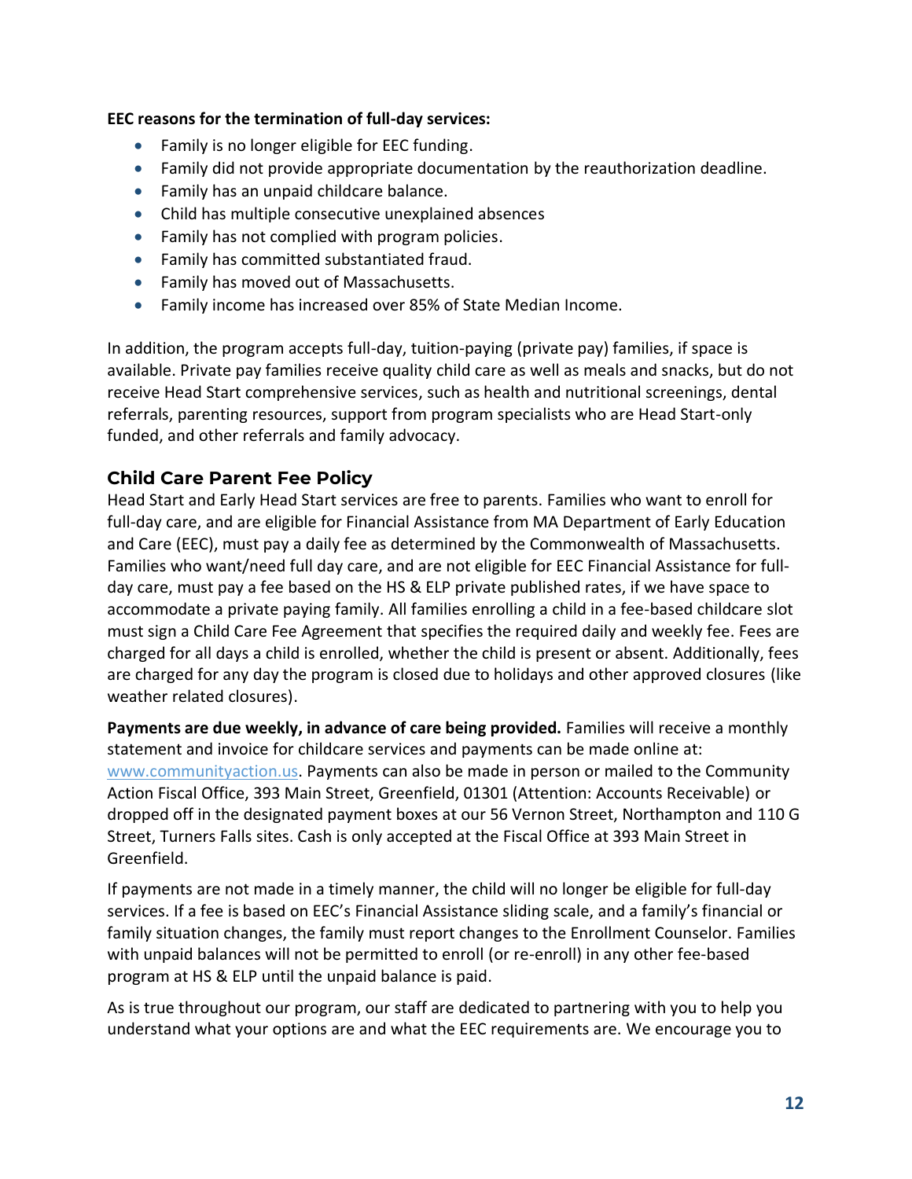**EEC reasons for the termination of full-day services:**

- Family is no longer eligible for EEC funding.
- Family did not provide appropriate documentation by the reauthorization deadline.
- Family has an unpaid childcare balance.
- Child has multiple consecutive unexplained absences
- Family has not complied with program policies.
- Family has committed substantiated fraud.
- Family has moved out of Massachusetts.
- Family income has increased over 85% of State Median Income.

In addition, the program accepts full-day, tuition-paying (private pay) families, if space is available. Private pay families receive quality child care as well as meals and snacks, but do not receive Head Start comprehensive services, such as health and nutritional screenings, dental referrals, parenting resources, support from program specialists who are Head Start-only funded, and other referrals and family advocacy.

## Child Care Parent Fee Policy

Head Start and Early Head Start services are free to parents. Families who want to enroll for full-day care, and are eligible for Financial Assistance from MA Department of Early Education and Care (EEC), must pay a daily fee as determined by the Commonwealth of Massachusetts. Families who want/need full day care, and are not eligible for EEC Financial Assistance for full-day care, must pay a fee based on the HS & ELP private published rates, if we have space to accommodate a private paying family. All families enrolling a child in a fee-based childcare slot must sign a Child Care Fee Agreement that specifies the required daily and weekly fee. Fees are charged for all days a child is enrolled, whether the child is present or absent. Additionally, fees are charged for any day the program is closed due to holidays and other approved closures (like weather related closures).

**Payments are due weekly, in advance of care being provided.** Families will receive a monthly statement and invoice for childcare services and payments can be made online at: www.communityaction.us. Payments can also be made in person or mailed to the Community Action Fiscal Office, 393 Main Street, Greenfield, 01301 (Attention: Accounts Receivable) or dropped off in the designated payment boxes at our 56 Vernon Street, Northampton and 110 G Street, Turners Falls sites. Cash is only accepted at the Fiscal Office at 393 Main Street in Greenfield.

If payments are not made in a timely manner, the child will no longer be eligible for full-day services. If a fee is based on EEC's Financial Assistance sliding scale, and a family's financial or family situation changes, the family must report changes to the Enrollment Counselor. Families with unpaid balances will not be permitted to enroll (or re-enroll) in any other fee-based program at HS & ELP until the unpaid balance is paid.

As is true throughout our program, our staff are dedicated to partnering with you to help you understand what your options are and what the EEC requirements are. We encourage you to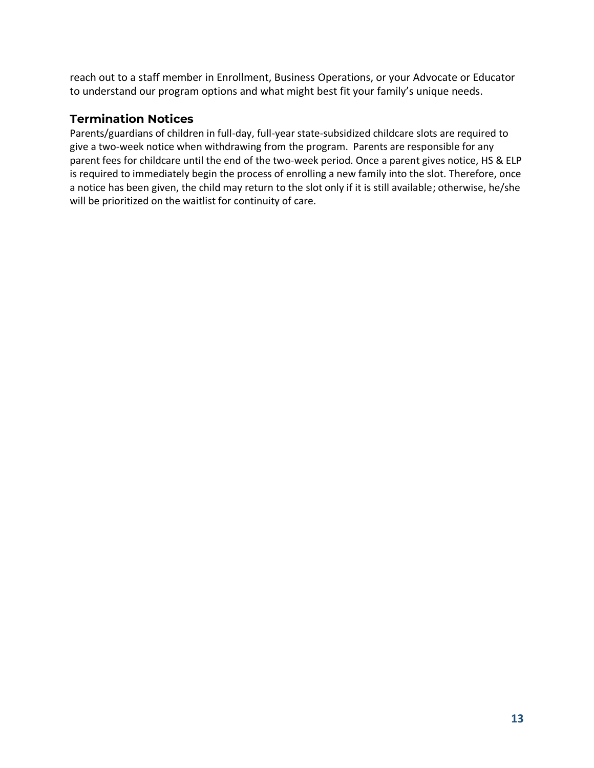reach out to a staff member in Enrollment, Business Operations, or your Advocate or Educator to understand our program options and what might best fit your family's unique needs.

### Termination Notices

Parents/guardians of children in full-day, full-year state-subsidized childcare slots are required to give a two-week notice when withdrawing from the program. Parents are responsible for any parent fees for childcare until the end of the two-week period. Once a parent gives notice, HS & ELP is required to immediately begin the process of enrolling a new family into the slot. Therefore, once a notice has been given, the child may return to the slot only if it is still available; otherwise, he/she will be prioritized on the waitlist for continuity of care.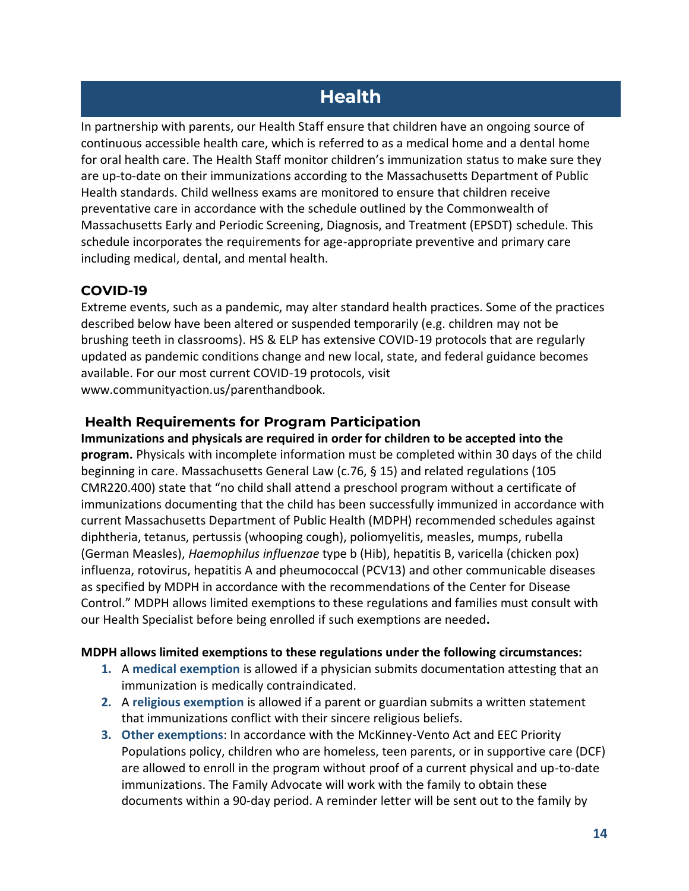# Health

In partnership with parents, our Health Staff ensure that children have an ongoing source of continuous accessible health care, which is referred to as a medical home and a dental home for oral health care. The Health Staff monitor children's immunization status to make sure they are up-to-date on their immunizations according to the Massachusetts Department of Public Health standards. Child wellness exams are monitored to ensure that children receive preventative care in accordance with the schedule outlined by the Commonwealth of Massachusetts Early and Periodic Screening, Diagnosis, and Treatment (EPSDT) schedule. This schedule incorporates the requirements for age-appropriate preventive and primary care including medical, dental, and mental health.

## COVID-19

Extreme events, such as a pandemic, may alter standard health practices. Some of the practices described below have been altered or suspended temporarily (e.g. children may not be brushing teeth in classrooms). HS & ELP has extensive COVID-19 protocols that are regularly updated as pandemic conditions change and new local, state, and federal guidance becomes available. For our most current COVID-19 protocols, visit www.communityaction.us/parenthandbook.

## Health Requirements for Program Participation

**Immunizations and physicals are required in order for children to be accepted into the program.** Physicals with incomplete information must be completed within 30 days of the child beginning in care. Massachusetts General Law (c.76, § 15) and related regulations (105 CMR220.400) state that "no child shall attend a preschool program without a certificate of immunizations documenting that the child has been successfully immunized in accordance with current Massachusetts Department of Public Health (MDPH) recommended schedules against diphtheria, tetanus, pertussis (whooping cough), poliomyelitis, measles, mumps, rubella (German Measles), *Haemophilus influenzae* type b (Hib), hepatitis B, varicella (chicken pox) influenza, rotovirus, hepatitis A and pheumococcal (PCV13) and other communicable diseases as specified by MDPH in accordance with the recommendations of the Center for Disease Control." MDPH allows limited exemptions to these regulations and families must consult with our Health Specialist before being enrolled if such exemptions are needed**.**

**MDPH allows limited exemptions to these regulations under the following circumstances:**

1. A **medical exemption** is allowed if a physician submits documentation attesting that an immunization is medically contraindicated.
2. A **religious exemption** is allowed if a parent or guardian submits a written statement that immunizations conflict with their sincere religious beliefs.
3. **Other exemptions**: In accordance with the McKinney-Vento Act and EEC Priority Populations policy, children who are homeless, teen parents, or in supportive care (DCF) are allowed to enroll in the program without proof of a current physical and up-to-date immunizations. The Family Advocate will work with the family to obtain these documents within a 90-day period. A reminder letter will be sent out to the family by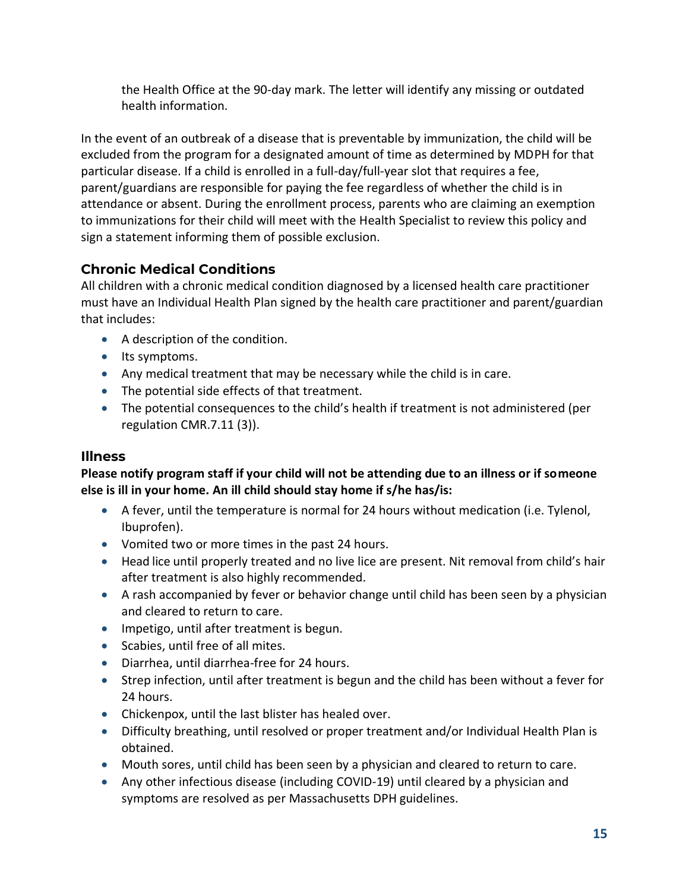the Health Office at the 90-day mark. The letter will identify any missing or outdated health information.

In the event of an outbreak of a disease that is preventable by immunization, the child will be excluded from the program for a designated amount of time as determined by MDPH for that particular disease. If a child is enrolled in a full-day/full-year slot that requires a fee, parent/guardians are responsible for paying the fee regardless of whether the child is in attendance or absent. During the enrollment process, parents who are claiming an exemption to immunizations for their child will meet with the Health Specialist to review this policy and sign a statement informing them of possible exclusion.

### Chronic Medical Conditions

All children with a chronic medical condition diagnosed by a licensed health care practitioner must have an Individual Health Plan signed by the health care practitioner and parent/guardian that includes:

- A description of the condition.
- Its symptoms.
- Any medical treatment that may be necessary while the child is in care.
- The potential side effects of that treatment.
- The potential consequences to the child's health if treatment is not administered (per regulation CMR.7.11 (3)).

### Illness

**Please notify program staff if your child will not be attending due to an illness or if someone else is ill in your home. An ill child should stay home if s/he has/is:**

- A fever, until the temperature is normal for 24 hours without medication (i.e. Tylenol, Ibuprofen).
- Vomited two or more times in the past 24 hours.
- Head lice until properly treated and no live lice are present. Nit removal from child's hair after treatment is also highly recommended.
- A rash accompanied by fever or behavior change until child has been seen by a physician and cleared to return to care.
- Impetigo, until after treatment is begun.
- Scabies, until free of all mites.
- Diarrhea, until diarrhea-free for 24 hours.
- Strep infection, until after treatment is begun and the child has been without a fever for 24 hours.
- Chickenpox, until the last blister has healed over.
- Difficulty breathing, until resolved or proper treatment and/or Individual Health Plan is obtained.
- Mouth sores, until child has been seen by a physician and cleared to return to care.
- Any other infectious disease (including COVID-19) until cleared by a physician and symptoms are resolved as per Massachusetts DPH guidelines.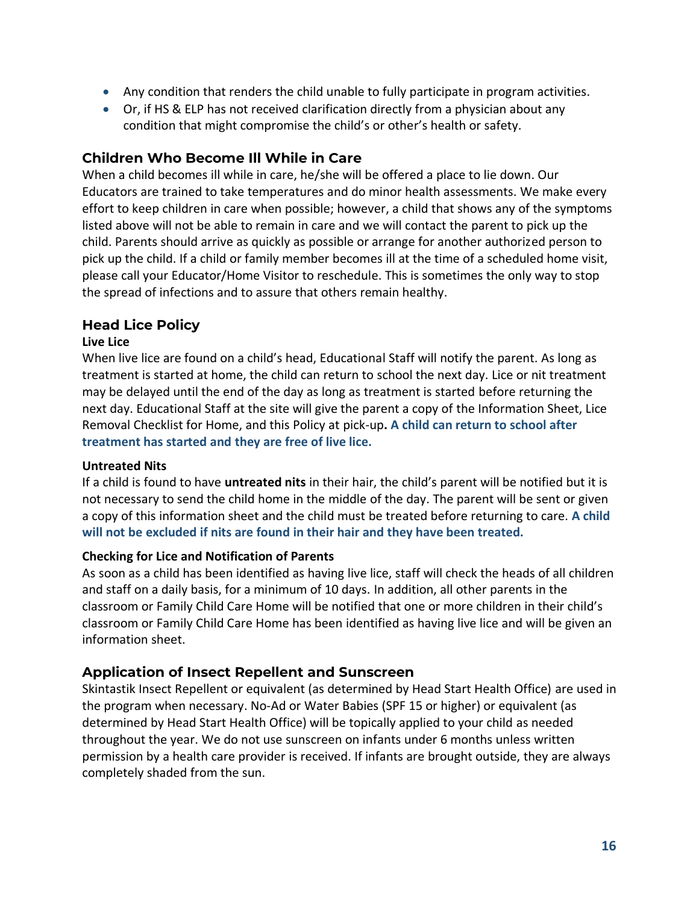- Any condition that renders the child unable to fully participate in program activities.
- Or, if HS & ELP has not received clarification directly from a physician about any condition that might compromise the child's or other's health or safety.

## Children Who Become Ill While in Care

When a child becomes ill while in care, he/she will be offered a place to lie down. Our Educators are trained to take temperatures and do minor health assessments. We make every effort to keep children in care when possible; however, a child that shows any of the symptoms listed above will not be able to remain in care and we will contact the parent to pick up the child. Parents should arrive as quickly as possible or arrange for another authorized person to pick up the child. If a child or family member becomes ill at the time of a scheduled home visit, please call your Educator/Home Visitor to reschedule. This is sometimes the only way to stop the spread of infections and to assure that others remain healthy.

## Head Lice Policy

### Live Lice

When live lice are found on a child's head, Educational Staff will notify the parent. As long as treatment is started at home, the child can return to school the next day. Lice or nit treatment may be delayed until the end of the day as long as treatment is started before returning the next day. Educational Staff at the site will give the parent a copy of the Information Sheet, Lice Removal Checklist for Home, and this Policy at pick-up**. A child can return to school after treatment has started and they are free of live lice.**

### Untreated Nits

If a child is found to have **untreated nits** in their hair, the child's parent will be notified but it is not necessary to send the child home in the middle of the day. The parent will be sent or given a copy of this information sheet and the child must be treated before returning to care. **A child will not be excluded if nits are found in their hair and they have been treated.**

### Checking for Lice and Notification of Parents

As soon as a child has been identified as having live lice, staff will check the heads of all children and staff on a daily basis, for a minimum of 10 days. In addition, all other parents in the classroom or Family Child Care Home will be notified that one or more children in their child's classroom or Family Child Care Home has been identified as having live lice and will be given an information sheet.

## Application of Insect Repellent and Sunscreen

Skintastik Insect Repellent or equivalent (as determined by Head Start Health Office) are used in the program when necessary. No-Ad or Water Babies (SPF 15 or higher) or equivalent (as determined by Head Start Health Office) will be topically applied to your child as needed throughout the year. We do not use sunscreen on infants under 6 months unless written permission by a health care provider is received. If infants are brought outside, they are always completely shaded from the sun.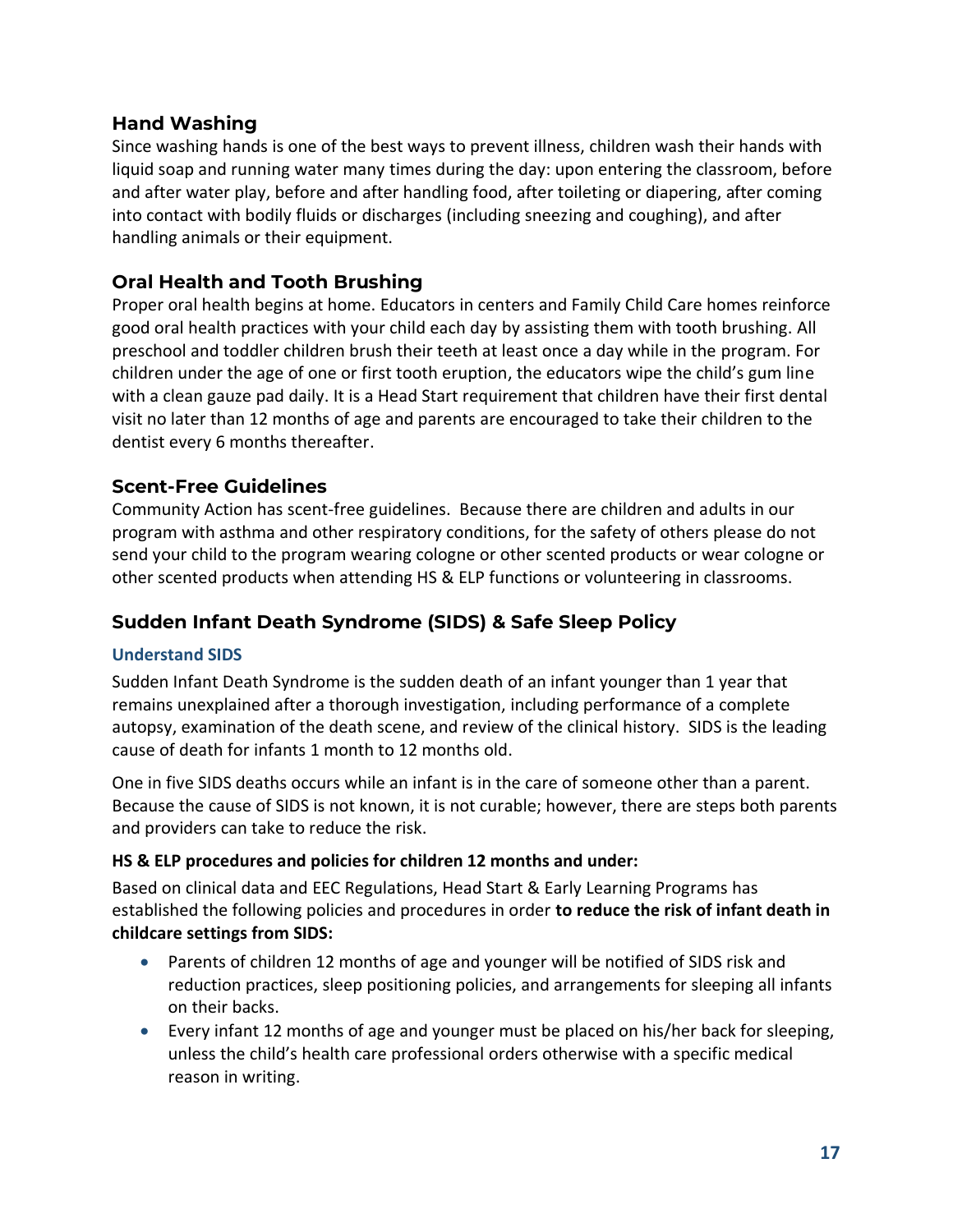## Hand Washing

Since washing hands is one of the best ways to prevent illness, children wash their hands with liquid soap and running water many times during the day: upon entering the classroom, before and after water play, before and after handling food, after toileting or diapering, after coming into contact with bodily fluids or discharges (including sneezing and coughing), and after handling animals or their equipment.

## Oral Health and Tooth Brushing

Proper oral health begins at home. Educators in centers and Family Child Care homes reinforce good oral health practices with your child each day by assisting them with tooth brushing. All preschool and toddler children brush their teeth at least once a day while in the program. For children under the age of one or first tooth eruption, the educators wipe the child's gum line with a clean gauze pad daily. It is a Head Start requirement that children have their first dental visit no later than 12 months of age and parents are encouraged to take their children to the dentist every 6 months thereafter.

## Scent-Free Guidelines

Community Action has scent-free guidelines. Because there are children and adults in our program with asthma and other respiratory conditions, for the safety of others please do not send your child to the program wearing cologne or other scented products or wear cologne or other scented products when attending HS & ELP functions or volunteering in classrooms.

## Sudden Infant Death Syndrome (SIDS) & Safe Sleep Policy

### Understand SIDS

Sudden Infant Death Syndrome is the sudden death of an infant younger than 1 year that remains unexplained after a thorough investigation, including performance of a complete autopsy, examination of the death scene, and review of the clinical history. SIDS is the leading cause of death for infants 1 month to 12 months old.

One in five SIDS deaths occurs while an infant is in the care of someone other than a parent. Because the cause of SIDS is not known, it is not curable; however, there are steps both parents and providers can take to reduce the risk.

**HS & ELP procedures and policies for children 12 months and under:**

Based on clinical data and EEC Regulations, Head Start & Early Learning Programs has established the following policies and procedures in order **to reduce the risk of infant death in childcare settings from SIDS:**

- Parents of children 12 months of age and younger will be notified of SIDS risk and reduction practices, sleep positioning policies, and arrangements for sleeping all infants on their backs.
- Every infant 12 months of age and younger must be placed on his/her back for sleeping, unless the child's health care professional orders otherwise with a specific medical reason in writing.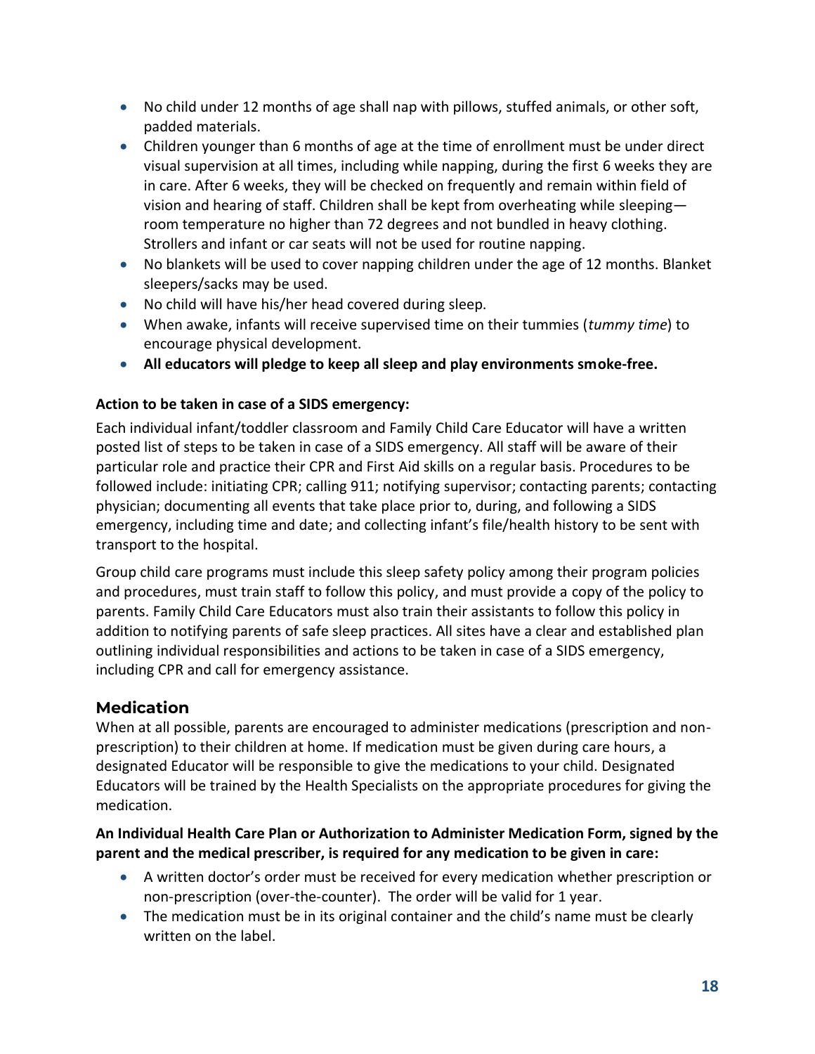- No child under 12 months of age shall nap with pillows, stuffed animals, or other soft, padded materials.
- Children younger than 6 months of age at the time of enrollment must be under direct visual supervision at all times, including while napping, during the first 6 weeks they are in care. After 6 weeks, they will be checked on frequently and remain within field of vision and hearing of staff. Children shall be kept from overheating while sleeping—room temperature no higher than 72 degrees and not bundled in heavy clothing. Strollers and infant or car seats will not be used for routine napping.
- No blankets will be used to cover napping children under the age of 12 months. Blanket sleepers/sacks may be used.
- No child will have his/her head covered during sleep.
- When awake, infants will receive supervised time on their tummies (*tummy time*) to encourage physical development.
- **All educators will pledge to keep all sleep and play environments smoke-free.**

**Action to be taken in case of a SIDS emergency:**

Each individual infant/toddler classroom and Family Child Care Educator will have a written posted list of steps to be taken in case of a SIDS emergency. All staff will be aware of their particular role and practice their CPR and First Aid skills on a regular basis. Procedures to be followed include: initiating CPR; calling 911; notifying supervisor; contacting parents; contacting physician; documenting all events that take place prior to, during, and following a SIDS emergency, including time and date; and collecting infant's file/health history to be sent with transport to the hospital.

Group child care programs must include this sleep safety policy among their program policies and procedures, must train staff to follow this policy, and must provide a copy of the policy to parents. Family Child Care Educators must also train their assistants to follow this policy in addition to notifying parents of safe sleep practices. All sites have a clear and established plan outlining individual responsibilities and actions to be taken in case of a SIDS emergency, including CPR and call for emergency assistance.

## Medication

When at all possible, parents are encouraged to administer medications (prescription and non-prescription) to their children at home. If medication must be given during care hours, a designated Educator will be responsible to give the medications to your child. Designated Educators will be trained by the Health Specialists on the appropriate procedures for giving the medication.

**An Individual Health Care Plan or Authorization to Administer Medication Form, signed by the parent and the medical prescriber, is required for any medication to be given in care:**

- A written doctor's order must be received for every medication whether prescription or non-prescription (over-the-counter). The order will be valid for 1 year.
- The medication must be in its original container and the child's name must be clearly written on the label.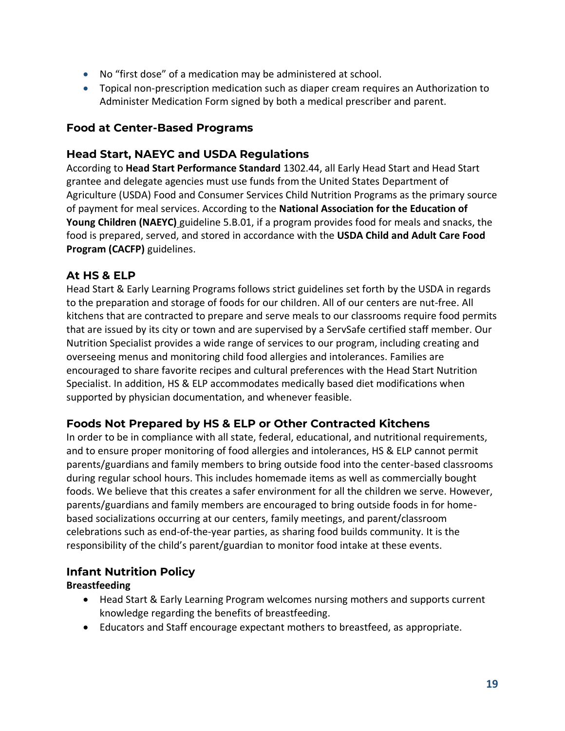- No "first dose" of a medication may be administered at school.
- Topical non-prescription medication such as diaper cream requires an Authorization to Administer Medication Form signed by both a medical prescriber and parent.

## Food at Center-Based Programs

### Head Start, NAEYC and USDA Regulations

According to **Head Start Performance Standard** 1302.44, all Early Head Start and Head Start grantee and delegate agencies must use funds from the United States Department of Agriculture (USDA) Food and Consumer Services Child Nutrition Programs as the primary source of payment for meal services. According to the **National Association for the Education of Young Children (NAEYC)** guideline 5.B.01, if a program provides food for meals and snacks, the food is prepared, served, and stored in accordance with the **USDA Child and Adult Care Food Program (CACFP)** guidelines.

### At HS & ELP

Head Start & Early Learning Programs follows strict guidelines set forth by the USDA in regards to the preparation and storage of foods for our children. All of our centers are nut-free. All kitchens that are contracted to prepare and serve meals to our classrooms require food permits that are issued by its city or town and are supervised by a ServSafe certified staff member. Our Nutrition Specialist provides a wide range of services to our program, including creating and overseeing menus and monitoring child food allergies and intolerances. Families are encouraged to share favorite recipes and cultural preferences with the Head Start Nutrition Specialist. In addition, HS & ELP accommodates medically based diet modifications when supported by physician documentation, and whenever feasible.

### Foods Not Prepared by HS & ELP or Other Contracted Kitchens

In order to be in compliance with all state, federal, educational, and nutritional requirements, and to ensure proper monitoring of food allergies and intolerances, HS & ELP cannot permit parents/guardians and family members to bring outside food into the center-based classrooms during regular school hours. This includes homemade items as well as commercially bought foods. We believe that this creates a safer environment for all the children we serve. However, parents/guardians and family members are encouraged to bring outside foods in for home-based socializations occurring at our centers, family meetings, and parent/classroom celebrations such as end-of-the-year parties, as sharing food builds community. It is the responsibility of the child's parent/guardian to monitor food intake at these events.

### Infant Nutrition Policy

**Breastfeeding**

- Head Start & Early Learning Program welcomes nursing mothers and supports current knowledge regarding the benefits of breastfeeding.
- Educators and Staff encourage expectant mothers to breastfeed, as appropriate.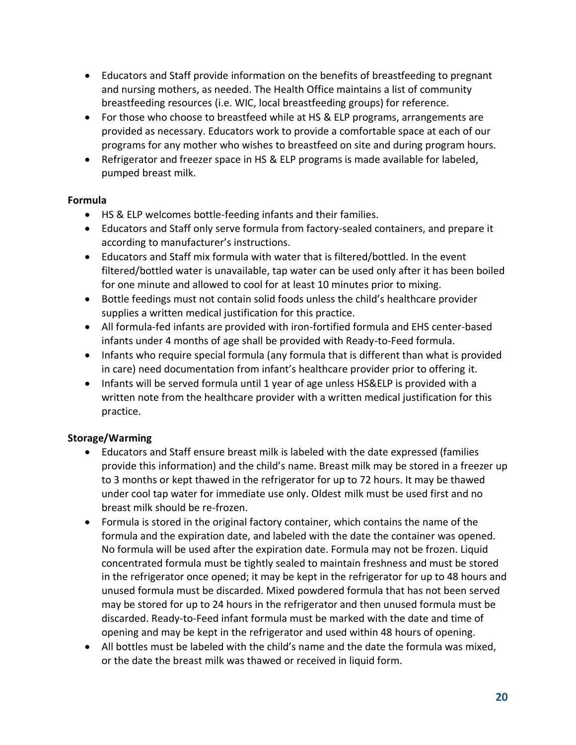- Educators and Staff provide information on the benefits of breastfeeding to pregnant and nursing mothers, as needed. The Health Office maintains a list of community breastfeeding resources (i.e. WIC, local breastfeeding groups) for reference.
- For those who choose to breastfeed while at HS & ELP programs, arrangements are provided as necessary. Educators work to provide a comfortable space at each of our programs for any mother who wishes to breastfeed on site and during program hours.
- Refrigerator and freezer space in HS & ELP programs is made available for labeled, pumped breast milk.

**Formula**

- HS & ELP welcomes bottle-feeding infants and their families.
- Educators and Staff only serve formula from factory-sealed containers, and prepare it according to manufacturer's instructions.
- Educators and Staff mix formula with water that is filtered/bottled. In the event filtered/bottled water is unavailable, tap water can be used only after it has been boiled for one minute and allowed to cool for at least 10 minutes prior to mixing.
- Bottle feedings must not contain solid foods unless the child's healthcare provider supplies a written medical justification for this practice.
- All formula-fed infants are provided with iron-fortified formula and EHS center-based infants under 4 months of age shall be provided with Ready-to-Feed formula.
- Infants who require special formula (any formula that is different than what is provided in care) need documentation from infant's healthcare provider prior to offering it.
- Infants will be served formula until 1 year of age unless HS&ELP is provided with a written note from the healthcare provider with a written medical justification for this practice.

**Storage/Warming**

- Educators and Staff ensure breast milk is labeled with the date expressed (families provide this information) and the child's name. Breast milk may be stored in a freezer up to 3 months or kept thawed in the refrigerator for up to 72 hours. It may be thawed under cool tap water for immediate use only. Oldest milk must be used first and no breast milk should be re-frozen.
- Formula is stored in the original factory container, which contains the name of the formula and the expiration date, and labeled with the date the container was opened. No formula will be used after the expiration date. Formula may not be frozen. Liquid concentrated formula must be tightly sealed to maintain freshness and must be stored in the refrigerator once opened; it may be kept in the refrigerator for up to 48 hours and unused formula must be discarded. Mixed powdered formula that has not been served may be stored for up to 24 hours in the refrigerator and then unused formula must be discarded. Ready-to-Feed infant formula must be marked with the date and time of opening and may be kept in the refrigerator and used within 48 hours of opening.
- All bottles must be labeled with the child's name and the date the formula was mixed, or the date the breast milk was thawed or received in liquid form.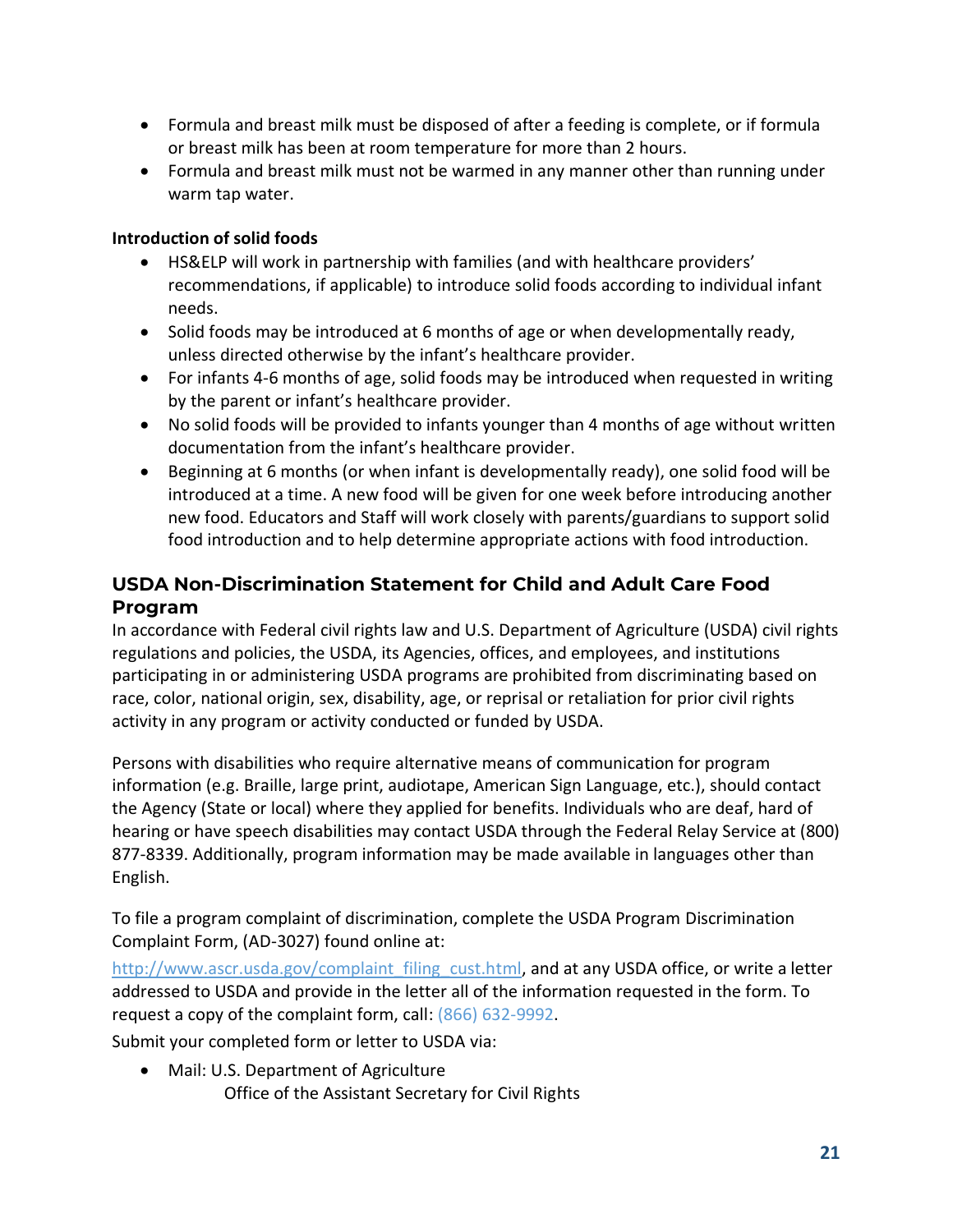- Formula and breast milk must be disposed of after a feeding is complete, or if formula or breast milk has been at room temperature for more than 2 hours.
- Formula and breast milk must not be warmed in any manner other than running under warm tap water.

**Introduction of solid foods**

- HS&ELP will work in partnership with families (and with healthcare providers' recommendations, if applicable) to introduce solid foods according to individual infant needs.
- Solid foods may be introduced at 6 months of age or when developmentally ready, unless directed otherwise by the infant's healthcare provider.
- For infants 4-6 months of age, solid foods may be introduced when requested in writing by the parent or infant's healthcare provider.
- No solid foods will be provided to infants younger than 4 months of age without written documentation from the infant's healthcare provider.
- Beginning at 6 months (or when infant is developmentally ready), one solid food will be introduced at a time. A new food will be given for one week before introducing another new food. Educators and Staff will work closely with parents/guardians to support solid food introduction and to help determine appropriate actions with food introduction.

## USDA Non-Discrimination Statement for Child and Adult Care Food Program

In accordance with Federal civil rights law and U.S. Department of Agriculture (USDA) civil rights regulations and policies, the USDA, its Agencies, offices, and employees, and institutions participating in or administering USDA programs are prohibited from discriminating based on race, color, national origin, sex, disability, age, or reprisal or retaliation for prior civil rights activity in any program or activity conducted or funded by USDA.

Persons with disabilities who require alternative means of communication for program information (e.g. Braille, large print, audiotape, American Sign Language, etc.), should contact the Agency (State or local) where they applied for benefits. Individuals who are deaf, hard of hearing or have speech disabilities may contact USDA through the Federal Relay Service at (800) 877-8339. Additionally, program information may be made available in languages other than English.

To file a program complaint of discrimination, complete the USDA Program Discrimination Complaint Form, (AD-3027) found online at: http://www.ascr.usda.gov/complaint_filing_cust.html, and at any USDA office, or write a letter addressed to USDA and provide in the letter all of the information requested in the form. To request a copy of the complaint form, call: (866) 632-9992.

Submit your completed form or letter to USDA via:

- Mail: U.S. Department of Agriculture
  Office of the Assistant Secretary for Civil Rights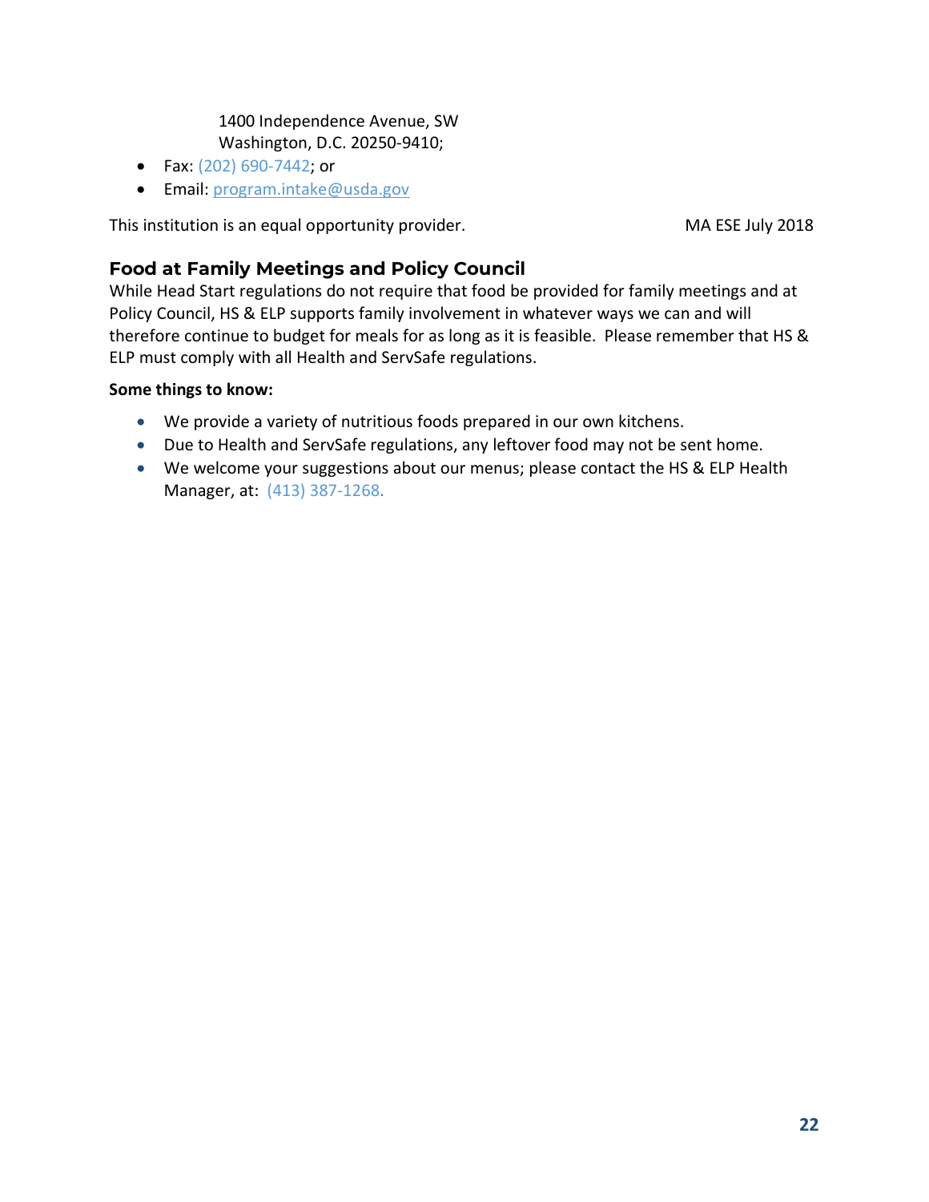1400 Independence Avenue, SW
Washington, D.C. 20250-9410;

- Fax: (202) 690-7442; or
- Email: program.intake@usda.gov

This institution is an equal opportunity provider. MA ESE July 2018

## Food at Family Meetings and Policy Council

While Head Start regulations do not require that food be provided for family meetings and at Policy Council, HS & ELP supports family involvement in whatever ways we can and will therefore continue to budget for meals for as long as it is feasible. Please remember that HS & ELP must comply with all Health and ServSafe regulations.

**Some things to know:**

- We provide a variety of nutritious foods prepared in our own kitchens.
- Due to Health and ServSafe regulations, any leftover food may not be sent home.
- We welcome your suggestions about our menus; please contact the HS & ELP Health Manager, at: (413) 387-1268.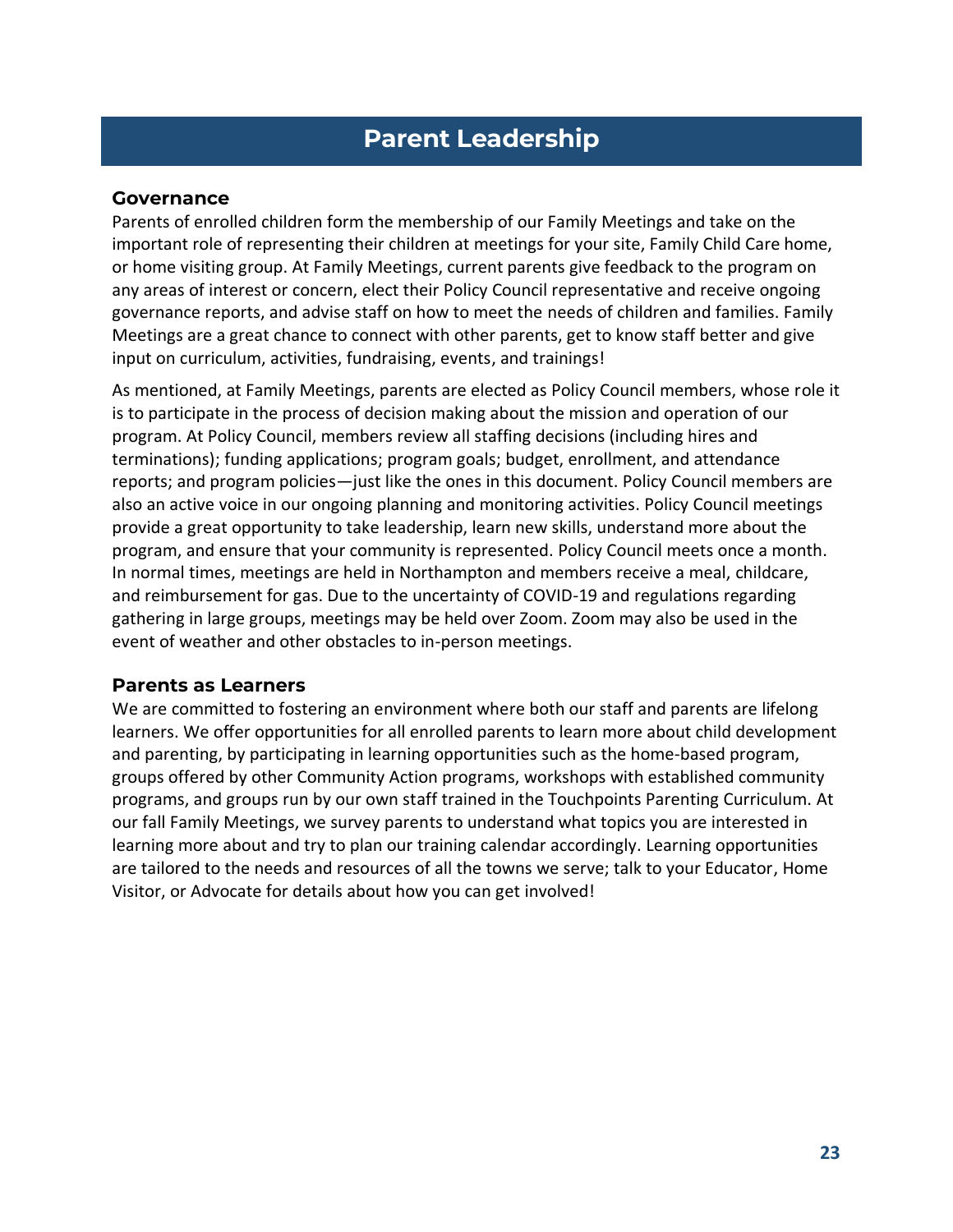# Parent Leadership

## Governance

Parents of enrolled children form the membership of our Family Meetings and take on the important role of representing their children at meetings for your site, Family Child Care home, or home visiting group. At Family Meetings, current parents give feedback to the program on any areas of interest or concern, elect their Policy Council representative and receive ongoing governance reports, and advise staff on how to meet the needs of children and families. Family Meetings are a great chance to connect with other parents, get to know staff better and give input on curriculum, activities, fundraising, events, and trainings!

As mentioned, at Family Meetings, parents are elected as Policy Council members, whose role it is to participate in the process of decision making about the mission and operation of our program. At Policy Council, members review all staffing decisions (including hires and terminations); funding applications; program goals; budget, enrollment, and attendance reports; and program policies—just like the ones in this document. Policy Council members are also an active voice in our ongoing planning and monitoring activities. Policy Council meetings provide a great opportunity to take leadership, learn new skills, understand more about the program, and ensure that your community is represented. Policy Council meets once a month. In normal times, meetings are held in Northampton and members receive a meal, childcare, and reimbursement for gas. Due to the uncertainty of COVID-19 and regulations regarding gathering in large groups, meetings may be held over Zoom. Zoom may also be used in the event of weather and other obstacles to in-person meetings.

## Parents as Learners

We are committed to fostering an environment where both our staff and parents are lifelong learners. We offer opportunities for all enrolled parents to learn more about child development and parenting, by participating in learning opportunities such as the home-based program, groups offered by other Community Action programs, workshops with established community programs, and groups run by our own staff trained in the Touchpoints Parenting Curriculum. At our fall Family Meetings, we survey parents to understand what topics you are interested in learning more about and try to plan our training calendar accordingly. Learning opportunities are tailored to the needs and resources of all the towns we serve; talk to your Educator, Home Visitor, or Advocate for details about how you can get involved!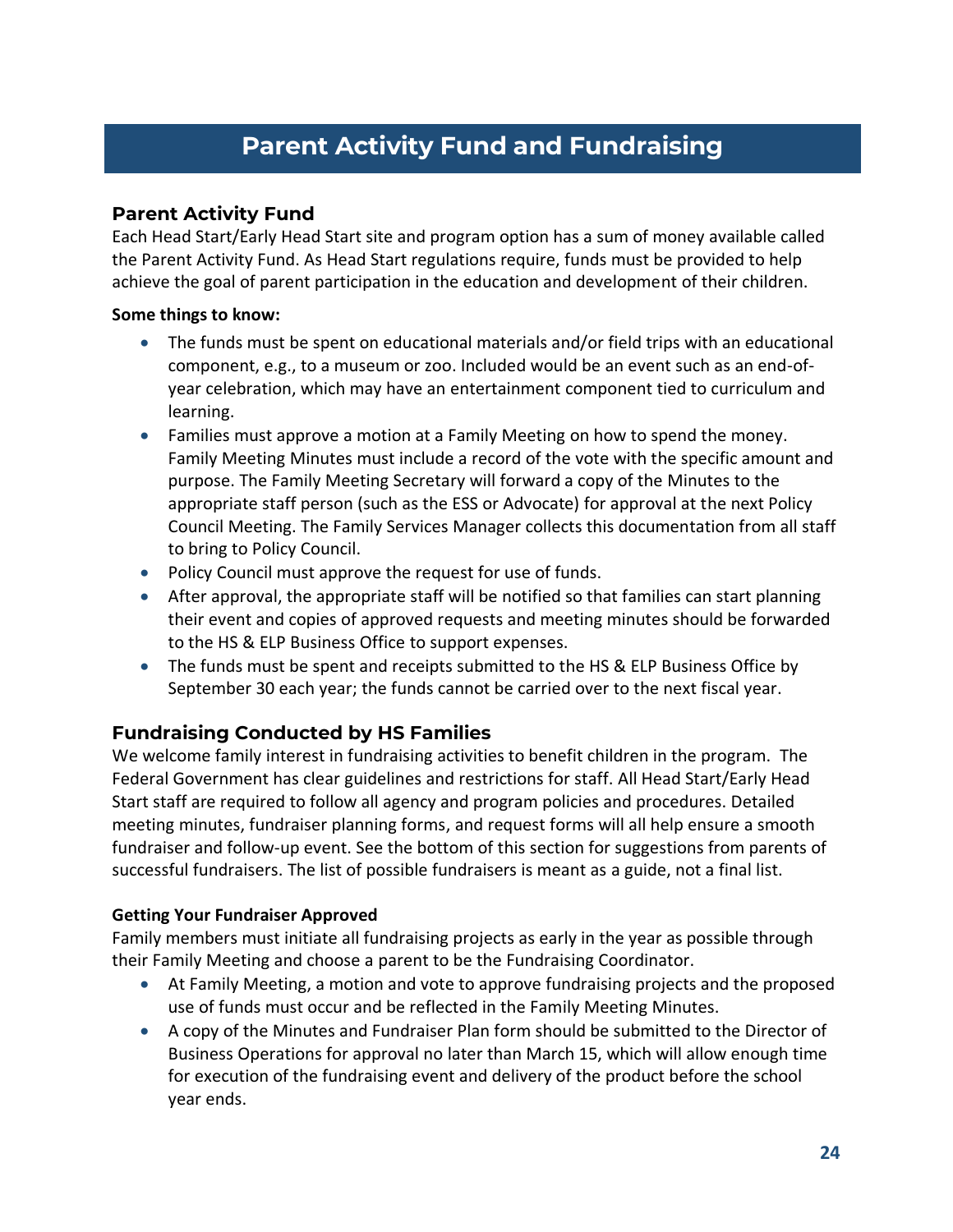# Parent Activity Fund and Fundraising

## Parent Activity Fund

Each Head Start/Early Head Start site and program option has a sum of money available called the Parent Activity Fund. As Head Start regulations require, funds must be provided to help achieve the goal of parent participation in the education and development of their children.

**Some things to know:**

- The funds must be spent on educational materials and/or field trips with an educational component, e.g., to a museum or zoo. Included would be an event such as an end-of-year celebration, which may have an entertainment component tied to curriculum and learning.
- Families must approve a motion at a Family Meeting on how to spend the money. Family Meeting Minutes must include a record of the vote with the specific amount and purpose. The Family Meeting Secretary will forward a copy of the Minutes to the appropriate staff person (such as the ESS or Advocate) for approval at the next Policy Council Meeting. The Family Services Manager collects this documentation from all staff to bring to Policy Council.
- Policy Council must approve the request for use of funds.
- After approval, the appropriate staff will be notified so that families can start planning their event and copies of approved requests and meeting minutes should be forwarded to the HS & ELP Business Office to support expenses.
- The funds must be spent and receipts submitted to the HS & ELP Business Office by September 30 each year; the funds cannot be carried over to the next fiscal year.

## Fundraising Conducted by HS Families

We welcome family interest in fundraising activities to benefit children in the program. The Federal Government has clear guidelines and restrictions for staff. All Head Start/Early Head Start staff are required to follow all agency and program policies and procedures. Detailed meeting minutes, fundraiser planning forms, and request forms will all help ensure a smooth fundraiser and follow-up event. See the bottom of this section for suggestions from parents of successful fundraisers. The list of possible fundraisers is meant as a guide, not a final list.

### Getting Your Fundraiser Approved

Family members must initiate all fundraising projects as early in the year as possible through their Family Meeting and choose a parent to be the Fundraising Coordinator.

- At Family Meeting, a motion and vote to approve fundraising projects and the proposed use of funds must occur and be reflected in the Family Meeting Minutes.
- A copy of the Minutes and Fundraiser Plan form should be submitted to the Director of Business Operations for approval no later than March 15, which will allow enough time for execution of the fundraising event and delivery of the product before the school year ends.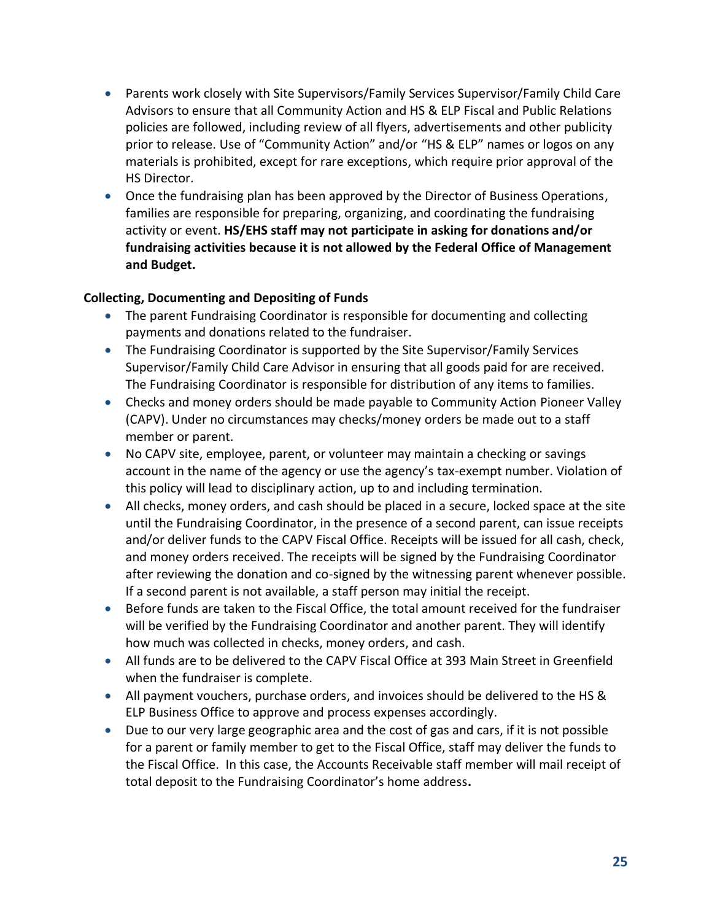- Parents work closely with Site Supervisors/Family Services Supervisor/Family Child Care Advisors to ensure that all Community Action and HS & ELP Fiscal and Public Relations policies are followed, including review of all flyers, advertisements and other publicity prior to release. Use of "Community Action" and/or "HS & ELP" names or logos on any materials is prohibited, except for rare exceptions, which require prior approval of the HS Director.
- Once the fundraising plan has been approved by the Director of Business Operations, families are responsible for preparing, organizing, and coordinating the fundraising activity or event. **HS/EHS staff may not participate in asking for donations and/or fundraising activities because it is not allowed by the Federal Office of Management and Budget.**

**Collecting, Documenting and Depositing of Funds**

- The parent Fundraising Coordinator is responsible for documenting and collecting payments and donations related to the fundraiser.
- The Fundraising Coordinator is supported by the Site Supervisor/Family Services Supervisor/Family Child Care Advisor in ensuring that all goods paid for are received. The Fundraising Coordinator is responsible for distribution of any items to families.
- Checks and money orders should be made payable to Community Action Pioneer Valley (CAPV). Under no circumstances may checks/money orders be made out to a staff member or parent.
- No CAPV site, employee, parent, or volunteer may maintain a checking or savings account in the name of the agency or use the agency's tax-exempt number. Violation of this policy will lead to disciplinary action, up to and including termination.
- All checks, money orders, and cash should be placed in a secure, locked space at the site until the Fundraising Coordinator, in the presence of a second parent, can issue receipts and/or deliver funds to the CAPV Fiscal Office. Receipts will be issued for all cash, check, and money orders received. The receipts will be signed by the Fundraising Coordinator after reviewing the donation and co-signed by the witnessing parent whenever possible. If a second parent is not available, a staff person may initial the receipt.
- Before funds are taken to the Fiscal Office, the total amount received for the fundraiser will be verified by the Fundraising Coordinator and another parent. They will identify how much was collected in checks, money orders, and cash.
- All funds are to be delivered to the CAPV Fiscal Office at 393 Main Street in Greenfield when the fundraiser is complete.
- All payment vouchers, purchase orders, and invoices should be delivered to the HS & ELP Business Office to approve and process expenses accordingly.
- Due to our very large geographic area and the cost of gas and cars, if it is not possible for a parent or family member to get to the Fiscal Office, staff may deliver the funds to the Fiscal Office. In this case, the Accounts Receivable staff member will mail receipt of total deposit to the Fundraising Coordinator's home address.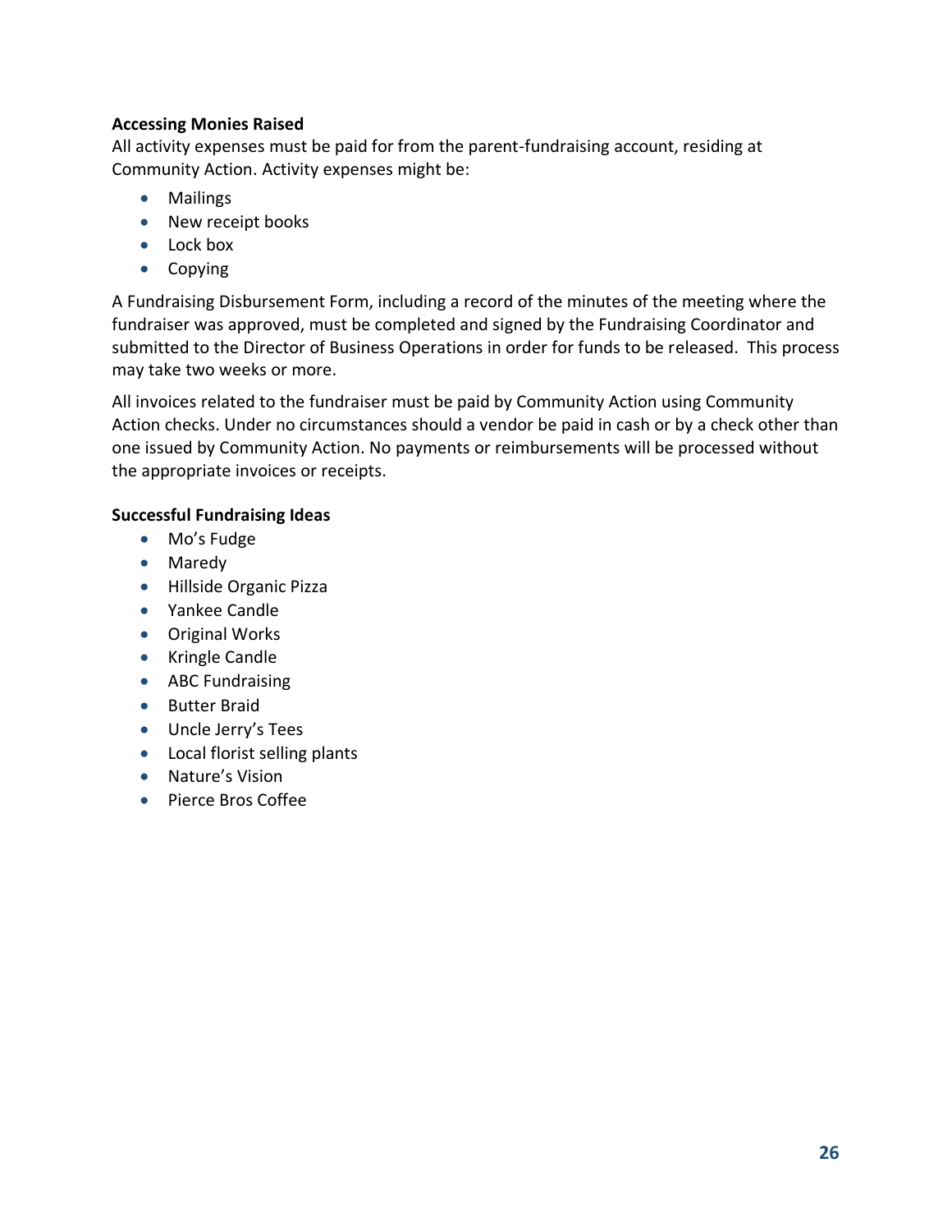**Accessing Monies Raised**

All activity expenses must be paid for from the parent-fundraising account, residing at Community Action. Activity expenses might be:

- Mailings
- New receipt books
- Lock box
- Copying

A Fundraising Disbursement Form, including a record of the minutes of the meeting where the fundraiser was approved, must be completed and signed by the Fundraising Coordinator and submitted to the Director of Business Operations in order for funds to be released. This process may take two weeks or more.

All invoices related to the fundraiser must be paid by Community Action using Community Action checks. Under no circumstances should a vendor be paid in cash or by a check other than one issued by Community Action. No payments or reimbursements will be processed without the appropriate invoices or receipts.

**Successful Fundraising Ideas**

- Mo's Fudge
- Maredy
- Hillside Organic Pizza
- Yankee Candle
- Original Works
- Kringle Candle
- ABC Fundraising
- Butter Braid
- Uncle Jerry's Tees
- Local florist selling plants
- Nature's Vision
- Pierce Bros Coffee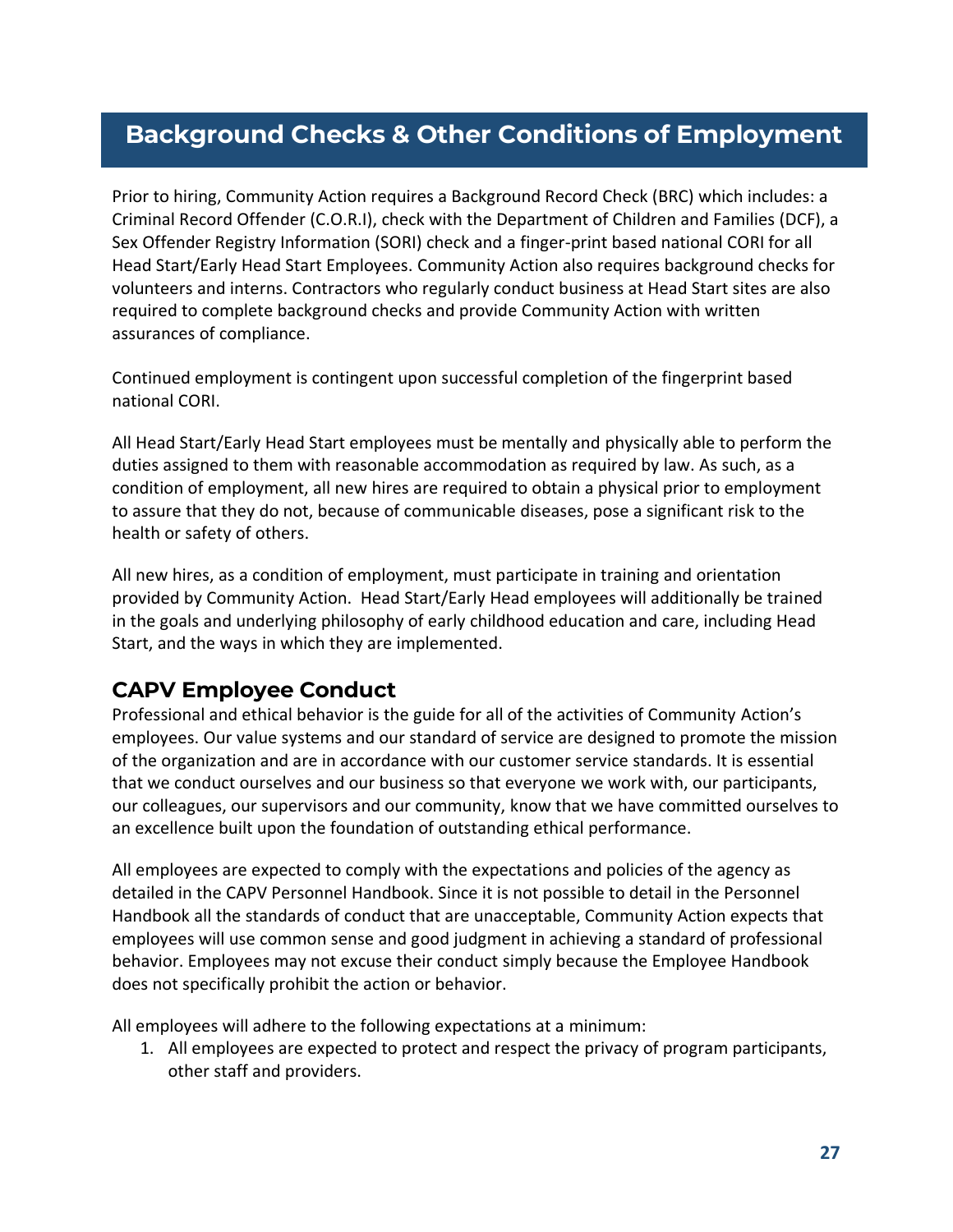## Background Checks & Other Conditions of Employment

Prior to hiring, Community Action requires a Background Record Check (BRC) which includes: a Criminal Record Offender (C.O.R.I), check with the Department of Children and Families (DCF), a Sex Offender Registry Information (SORI) check and a finger-print based national CORI for all Head Start/Early Head Start Employees. Community Action also requires background checks for volunteers and interns. Contractors who regularly conduct business at Head Start sites are also required to complete background checks and provide Community Action with written assurances of compliance.

Continued employment is contingent upon successful completion of the fingerprint based national CORI.

All Head Start/Early Head Start employees must be mentally and physically able to perform the duties assigned to them with reasonable accommodation as required by law. As such, as a condition of employment, all new hires are required to obtain a physical prior to employment to assure that they do not, because of communicable diseases, pose a significant risk to the health or safety of others.

All new hires, as a condition of employment, must participate in training and orientation provided by Community Action. Head Start/Early Head employees will additionally be trained in the goals and underlying philosophy of early childhood education and care, including Head Start, and the ways in which they are implemented.

### CAPV Employee Conduct

Professional and ethical behavior is the guide for all of the activities of Community Action's employees. Our value systems and our standard of service are designed to promote the mission of the organization and are in accordance with our customer service standards. It is essential that we conduct ourselves and our business so that everyone we work with, our participants, our colleagues, our supervisors and our community, know that we have committed ourselves to an excellence built upon the foundation of outstanding ethical performance.

All employees are expected to comply with the expectations and policies of the agency as detailed in the CAPV Personnel Handbook. Since it is not possible to detail in the Personnel Handbook all the standards of conduct that are unacceptable, Community Action expects that employees will use common sense and good judgment in achieving a standard of professional behavior. Employees may not excuse their conduct simply because the Employee Handbook does not specifically prohibit the action or behavior.

All employees will adhere to the following expectations at a minimum:

1. All employees are expected to protect and respect the privacy of program participants, other staff and providers.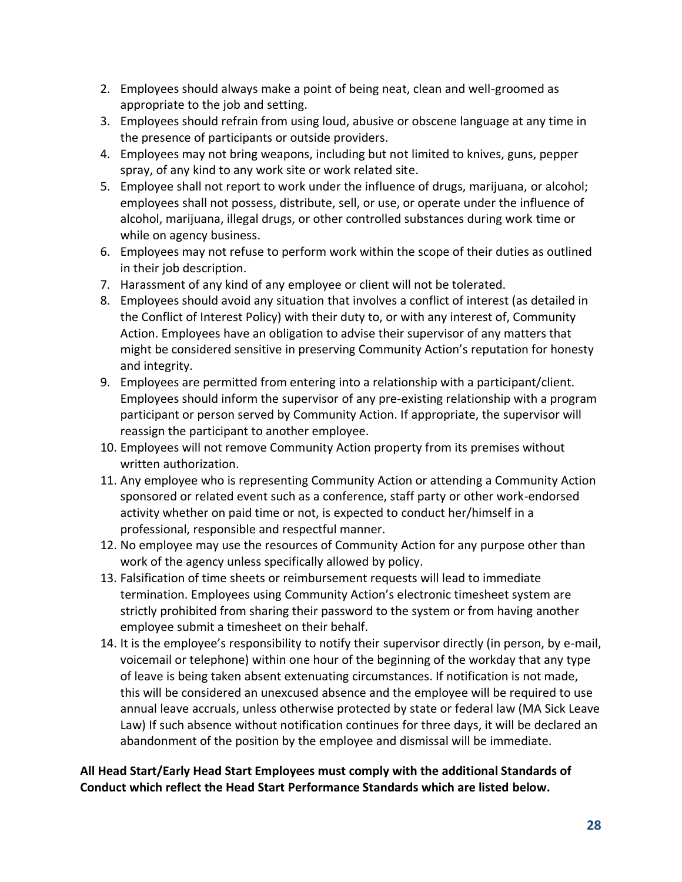2. Employees should always make a point of being neat, clean and well-groomed as appropriate to the job and setting.
3. Employees should refrain from using loud, abusive or obscene language at any time in the presence of participants or outside providers.
4. Employees may not bring weapons, including but not limited to knives, guns, pepper spray, of any kind to any work site or work related site.
5. Employee shall not report to work under the influence of drugs, marijuana, or alcohol; employees shall not possess, distribute, sell, or use, or operate under the influence of alcohol, marijuana, illegal drugs, or other controlled substances during work time or while on agency business.
6. Employees may not refuse to perform work within the scope of their duties as outlined in their job description.
7. Harassment of any kind of any employee or client will not be tolerated.
8. Employees should avoid any situation that involves a conflict of interest (as detailed in the Conflict of Interest Policy) with their duty to, or with any interest of, Community Action. Employees have an obligation to advise their supervisor of any matters that might be considered sensitive in preserving Community Action's reputation for honesty and integrity.
9. Employees are permitted from entering into a relationship with a participant/client. Employees should inform the supervisor of any pre-existing relationship with a program participant or person served by Community Action. If appropriate, the supervisor will reassign the participant to another employee.
10. Employees will not remove Community Action property from its premises without written authorization.
11. Any employee who is representing Community Action or attending a Community Action sponsored or related event such as a conference, staff party or other work-endorsed activity whether on paid time or not, is expected to conduct her/himself in a professional, responsible and respectful manner.
12. No employee may use the resources of Community Action for any purpose other than work of the agency unless specifically allowed by policy.
13. Falsification of time sheets or reimbursement requests will lead to immediate termination. Employees using Community Action's electronic timesheet system are strictly prohibited from sharing their password to the system or from having another employee submit a timesheet on their behalf.
14. It is the employee's responsibility to notify their supervisor directly (in person, by e-mail, voicemail or telephone) within one hour of the beginning of the workday that any type of leave is being taken absent extenuating circumstances. If notification is not made, this will be considered an unexcused absence and the employee will be required to use annual leave accruals, unless otherwise protected by state or federal law (MA Sick Leave Law) If such absence without notification continues for three days, it will be declared an abandonment of the position by the employee and dismissal will be immediate.

**All Head Start/Early Head Start Employees must comply with the additional Standards of Conduct which reflect the Head Start Performance Standards which are listed below.**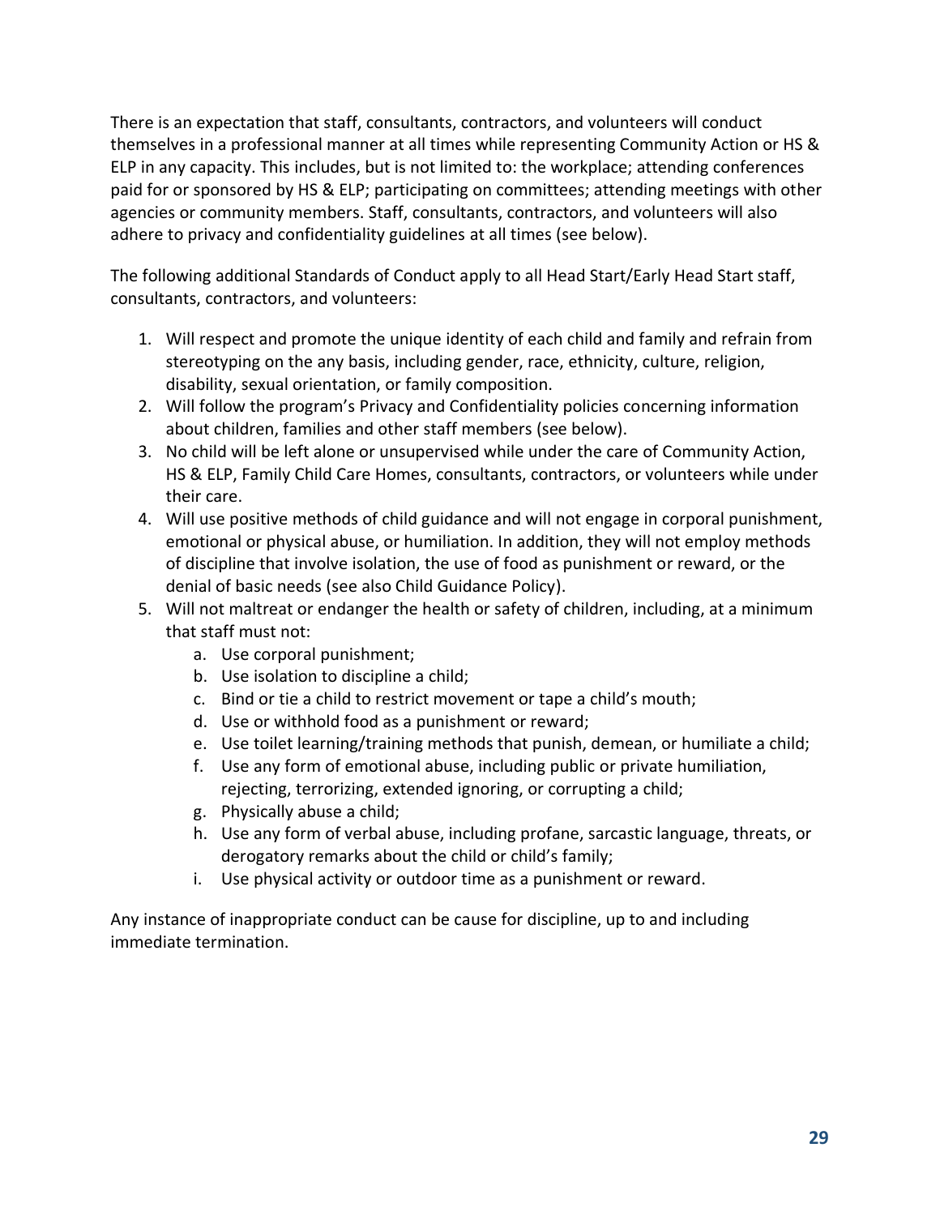There is an expectation that staff, consultants, contractors, and volunteers will conduct themselves in a professional manner at all times while representing Community Action or HS & ELP in any capacity. This includes, but is not limited to: the workplace; attending conferences paid for or sponsored by HS & ELP; participating on committees; attending meetings with other agencies or community members. Staff, consultants, contractors, and volunteers will also adhere to privacy and confidentiality guidelines at all times (see below).

The following additional Standards of Conduct apply to all Head Start/Early Head Start staff, consultants, contractors, and volunteers:

1. Will respect and promote the unique identity of each child and family and refrain from stereotyping on the any basis, including gender, race, ethnicity, culture, religion, disability, sexual orientation, or family composition.
2. Will follow the program's Privacy and Confidentiality policies concerning information about children, families and other staff members (see below).
3. No child will be left alone or unsupervised while under the care of Community Action, HS & ELP, Family Child Care Homes, consultants, contractors, or volunteers while under their care.
4. Will use positive methods of child guidance and will not engage in corporal punishment, emotional or physical abuse, or humiliation. In addition, they will not employ methods of discipline that involve isolation, the use of food as punishment or reward, or the denial of basic needs (see also Child Guidance Policy).
5. Will not maltreat or endanger the health or safety of children, including, at a minimum that staff must not:
   a. Use corporal punishment;
   b. Use isolation to discipline a child;
   c. Bind or tie a child to restrict movement or tape a child's mouth;
   d. Use or withhold food as a punishment or reward;
   e. Use toilet learning/training methods that punish, demean, or humiliate a child;
   f. Use any form of emotional abuse, including public or private humiliation, rejecting, terrorizing, extended ignoring, or corrupting a child;
   g. Physically abuse a child;
   h. Use any form of verbal abuse, including profane, sarcastic language, threats, or derogatory remarks about the child or child's family;
   i. Use physical activity or outdoor time as a punishment or reward.

Any instance of inappropriate conduct can be cause for discipline, up to and including immediate termination.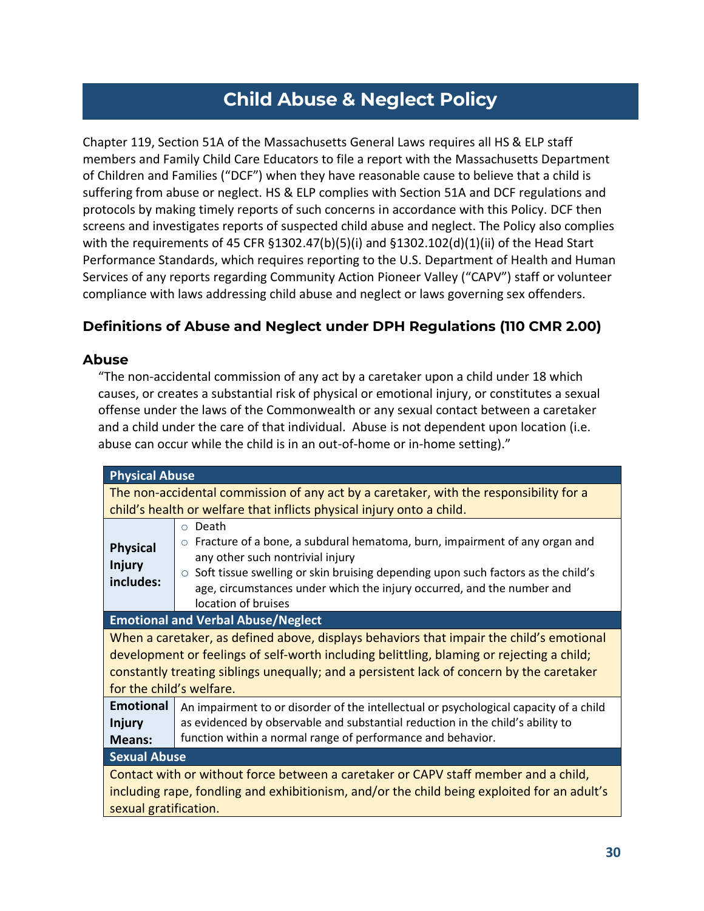# Child Abuse & Neglect Policy

Chapter 119, Section 51A of the Massachusetts General Laws requires all HS & ELP staff members and Family Child Care Educators to file a report with the Massachusetts Department of Children and Families ("DCF") when they have reasonable cause to believe that a child is suffering from abuse or neglect. HS & ELP complies with Section 51A and DCF regulations and protocols by making timely reports of such concerns in accordance with this Policy. DCF then screens and investigates reports of suspected child abuse and neglect. The Policy also complies with the requirements of 45 CFR §1302.47(b)(5)(i) and §1302.102(d)(1)(ii) of the Head Start Performance Standards, which requires reporting to the U.S. Department of Health and Human Services of any reports regarding Community Action Pioneer Valley ("CAPV") staff or volunteer compliance with laws addressing child abuse and neglect or laws governing sex offenders.

## Definitions of Abuse and Neglect under DPH Regulations (110 CMR 2.00)

### Abuse

"The non-accidental commission of any act by a caretaker upon a child under 18 which causes, or creates a substantial risk of physical or emotional injury, or constitutes a sexual offense under the laws of the Commonwealth or any sexual contact between a caretaker and a child under the care of that individual. Abuse is not dependent upon location (i.e. abuse can occur while the child is in an out-of-home or in-home setting)."

| Physical Abuse | |
|---|---|
| The non-accidental commission of any act by a caretaker, with the responsibility for a child's health or welfare that inflicts physical injury onto a child. | |
| **Physical Injury includes:** | ○ Death<br>○ Fracture of a bone, a subdural hematoma, burn, impairment of any organ and any other such nontrivial injury<br>○ Soft tissue swelling or skin bruising depending upon such factors as the child's age, circumstances under which the injury occurred, and the number and location of bruises |
| **Emotional and Verbal Abuse/Neglect** | |
| When a caretaker, as defined above, displays behaviors that impair the child's emotional development or feelings of self-worth including belittling, blaming or rejecting a child; constantly treating siblings unequally; and a persistent lack of concern by the caretaker for the child's welfare. | |
| **Emotional Injury Means:** | An impairment to or disorder of the intellectual or psychological capacity of a child as evidenced by observable and substantial reduction in the child's ability to function within a normal range of performance and behavior. |
| **Sexual Abuse** | |
| Contact with or without force between a caretaker or CAPV staff member and a child, including rape, fondling and exhibitionism, and/or the child being exploited for an adult's sexual gratification. | |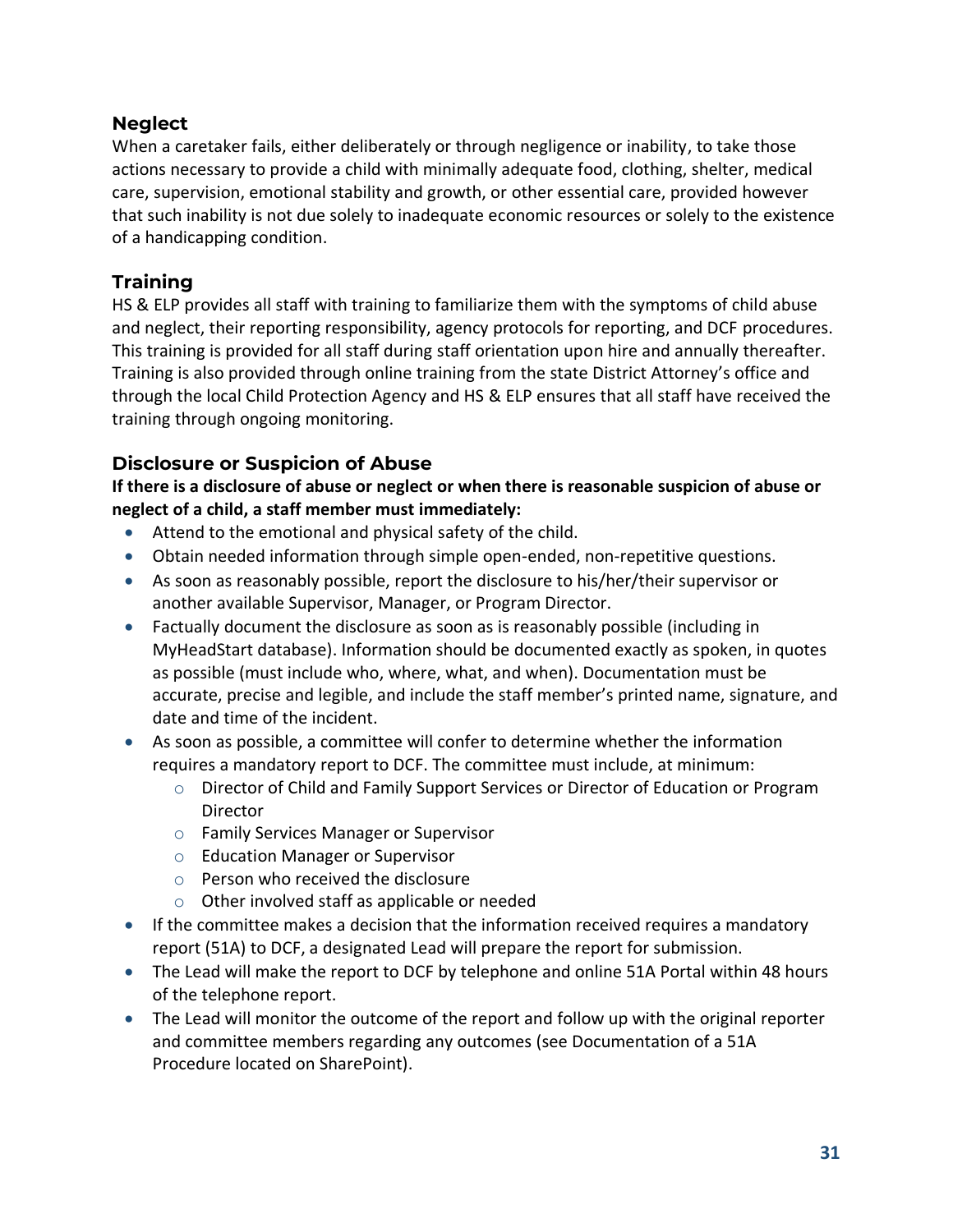### Neglect

When a caretaker fails, either deliberately or through negligence or inability, to take those actions necessary to provide a child with minimally adequate food, clothing, shelter, medical care, supervision, emotional stability and growth, or other essential care, provided however that such inability is not due solely to inadequate economic resources or solely to the existence of a handicapping condition.

### Training

HS & ELP provides all staff with training to familiarize them with the symptoms of child abuse and neglect, their reporting responsibility, agency protocols for reporting, and DCF procedures. This training is provided for all staff during staff orientation upon hire and annually thereafter. Training is also provided through online training from the state District Attorney's office and through the local Child Protection Agency and HS & ELP ensures that all staff have received the training through ongoing monitoring.

### Disclosure or Suspicion of Abuse

**If there is a disclosure of abuse or neglect or when there is reasonable suspicion of abuse or neglect of a child, a staff member must immediately:**

- Attend to the emotional and physical safety of the child.
- Obtain needed information through simple open-ended, non-repetitive questions.
- As soon as reasonably possible, report the disclosure to his/her/their supervisor or another available Supervisor, Manager, or Program Director.
- Factually document the disclosure as soon as is reasonably possible (including in MyHeadStart database). Information should be documented exactly as spoken, in quotes as possible (must include who, where, what, and when). Documentation must be accurate, precise and legible, and include the staff member's printed name, signature, and date and time of the incident.
- As soon as possible, a committee will confer to determine whether the information requires a mandatory report to DCF. The committee must include, at minimum:
  - Director of Child and Family Support Services or Director of Education or Program Director
  - Family Services Manager or Supervisor
  - Education Manager or Supervisor
  - Person who received the disclosure
  - Other involved staff as applicable or needed
- If the committee makes a decision that the information received requires a mandatory report (51A) to DCF, a designated Lead will prepare the report for submission.
- The Lead will make the report to DCF by telephone and online 51A Portal within 48 hours of the telephone report.
- The Lead will monitor the outcome of the report and follow up with the original reporter and committee members regarding any outcomes (see Documentation of a 51A Procedure located on SharePoint).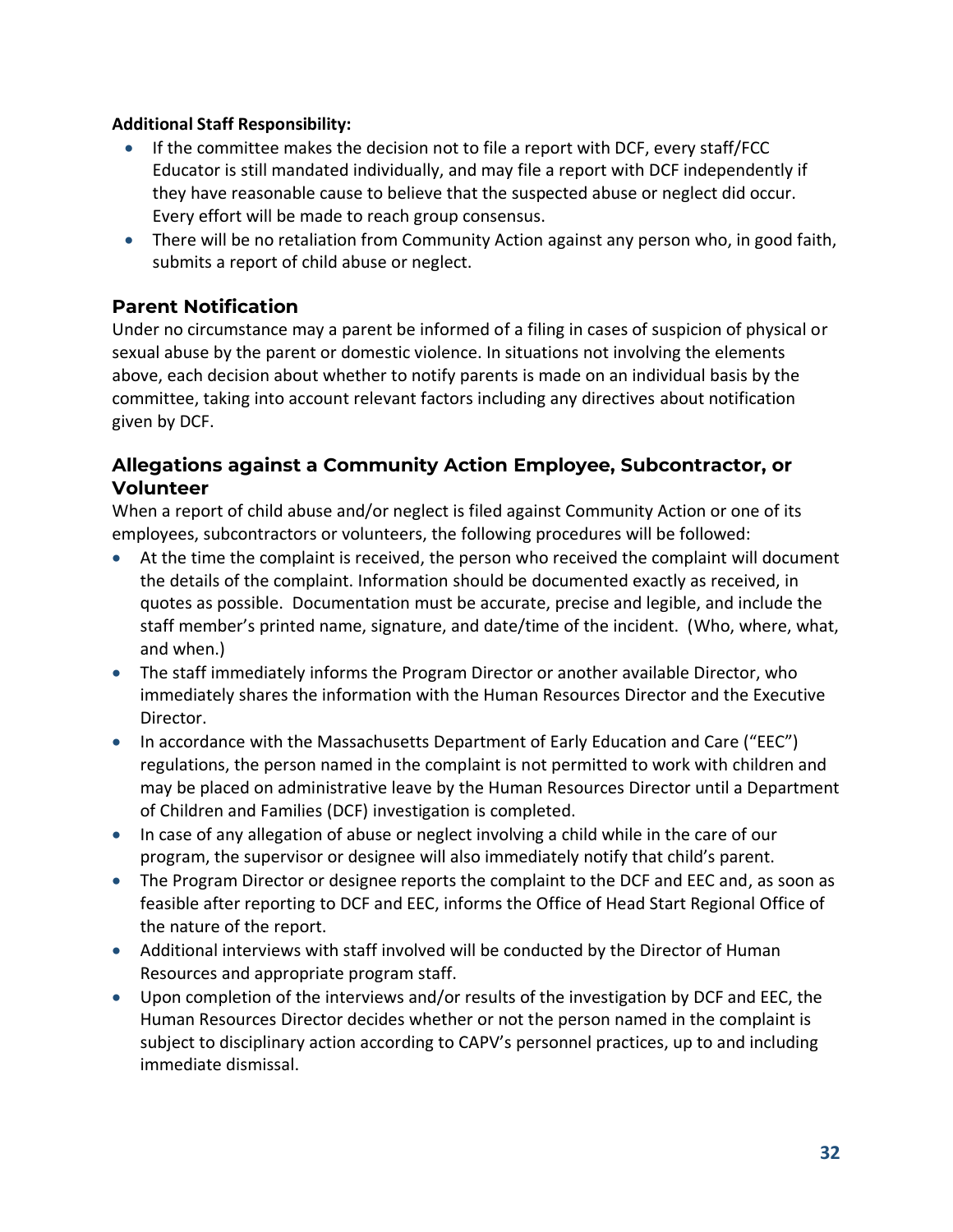**Additional Staff Responsibility:**

- If the committee makes the decision not to file a report with DCF, every staff/FCC Educator is still mandated individually, and may file a report with DCF independently if they have reasonable cause to believe that the suspected abuse or neglect did occur. Every effort will be made to reach group consensus.
- There will be no retaliation from Community Action against any person who, in good faith, submits a report of child abuse or neglect.

## Parent Notification

Under no circumstance may a parent be informed of a filing in cases of suspicion of physical or sexual abuse by the parent or domestic violence. In situations not involving the elements above, each decision about whether to notify parents is made on an individual basis by the committee, taking into account relevant factors including any directives about notification given by DCF.

## Allegations against a Community Action Employee, Subcontractor, or Volunteer

When a report of child abuse and/or neglect is filed against Community Action or one of its employees, subcontractors or volunteers, the following procedures will be followed:

- At the time the complaint is received, the person who received the complaint will document the details of the complaint. Information should be documented exactly as received, in quotes as possible. Documentation must be accurate, precise and legible, and include the staff member's printed name, signature, and date/time of the incident. (Who, where, what, and when.)
- The staff immediately informs the Program Director or another available Director, who immediately shares the information with the Human Resources Director and the Executive Director.
- In accordance with the Massachusetts Department of Early Education and Care ("EEC") regulations, the person named in the complaint is not permitted to work with children and may be placed on administrative leave by the Human Resources Director until a Department of Children and Families (DCF) investigation is completed.
- In case of any allegation of abuse or neglect involving a child while in the care of our program, the supervisor or designee will also immediately notify that child's parent.
- The Program Director or designee reports the complaint to the DCF and EEC and, as soon as feasible after reporting to DCF and EEC, informs the Office of Head Start Regional Office of the nature of the report.
- Additional interviews with staff involved will be conducted by the Director of Human Resources and appropriate program staff.
- Upon completion of the interviews and/or results of the investigation by DCF and EEC, the Human Resources Director decides whether or not the person named in the complaint is subject to disciplinary action according to CAPV's personnel practices, up to and including immediate dismissal.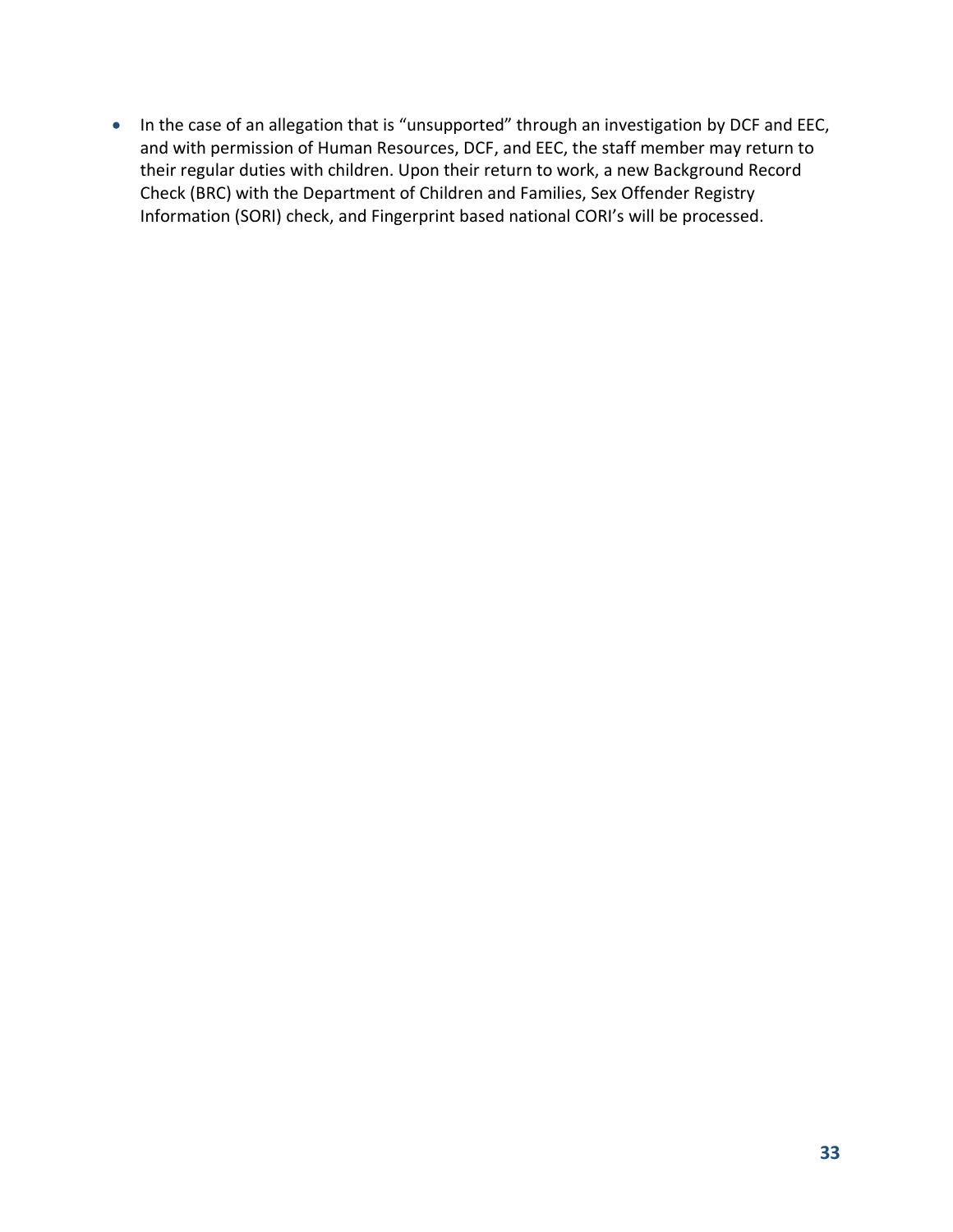- In the case of an allegation that is "unsupported" through an investigation by DCF and EEC, and with permission of Human Resources, DCF, and EEC, the staff member may return to their regular duties with children. Upon their return to work, a new Background Record Check (BRC) with the Department of Children and Families, Sex Offender Registry Information (SORI) check, and Fingerprint based national CORI's will be processed.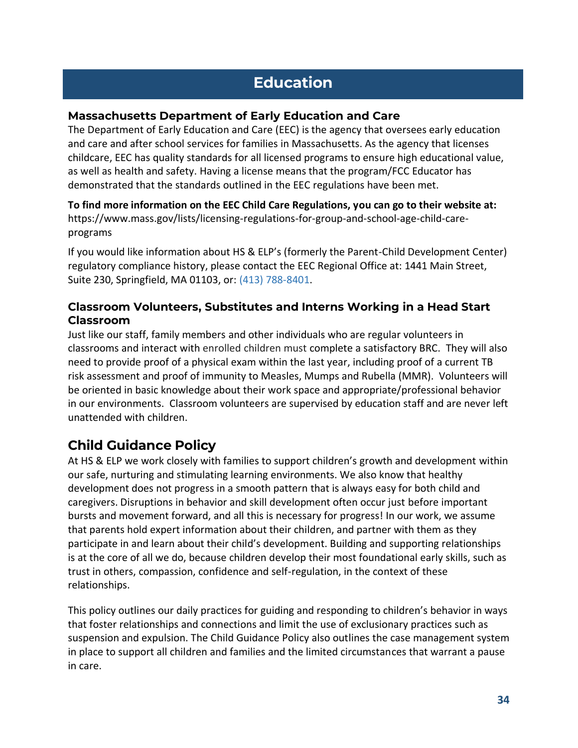# Education

### Massachusetts Department of Early Education and Care

The Department of Early Education and Care (EEC) is the agency that oversees early education and care and after school services for families in Massachusetts. As the agency that licenses childcare, EEC has quality standards for all licensed programs to ensure high educational value, as well as health and safety. Having a license means that the program/FCC Educator has demonstrated that the standards outlined in the EEC regulations have been met.

**To find more information on the EEC Child Care Regulations, you can go to their website at:** https://www.mass.gov/lists/licensing-regulations-for-group-and-school-age-child-care-programs

If you would like information about HS & ELP's (formerly the Parent-Child Development Center) regulatory compliance history, please contact the EEC Regional Office at: 1441 Main Street, Suite 230, Springfield, MA 01103, or: (413) 788-8401.

### Classroom Volunteers, Substitutes and Interns Working in a Head Start Classroom

Just like our staff, family members and other individuals who are regular volunteers in classrooms and interact with enrolled children must complete a satisfactory BRC. They will also need to provide proof of a physical exam within the last year, including proof of a current TB risk assessment and proof of immunity to Measles, Mumps and Rubella (MMR). Volunteers will be oriented in basic knowledge about their work space and appropriate/professional behavior in our environments. Classroom volunteers are supervised by education staff and are never left unattended with children.

## Child Guidance Policy

At HS & ELP we work closely with families to support children's growth and development within our safe, nurturing and stimulating learning environments. We also know that healthy development does not progress in a smooth pattern that is always easy for both child and caregivers. Disruptions in behavior and skill development often occur just before important bursts and movement forward, and all this is necessary for progress! In our work, we assume that parents hold expert information about their children, and partner with them as they participate in and learn about their child's development. Building and supporting relationships is at the core of all we do, because children develop their most foundational early skills, such as trust in others, compassion, confidence and self-regulation, in the context of these relationships.

This policy outlines our daily practices for guiding and responding to children's behavior in ways that foster relationships and connections and limit the use of exclusionary practices such as suspension and expulsion. The Child Guidance Policy also outlines the case management system in place to support all children and families and the limited circumstances that warrant a pause in care.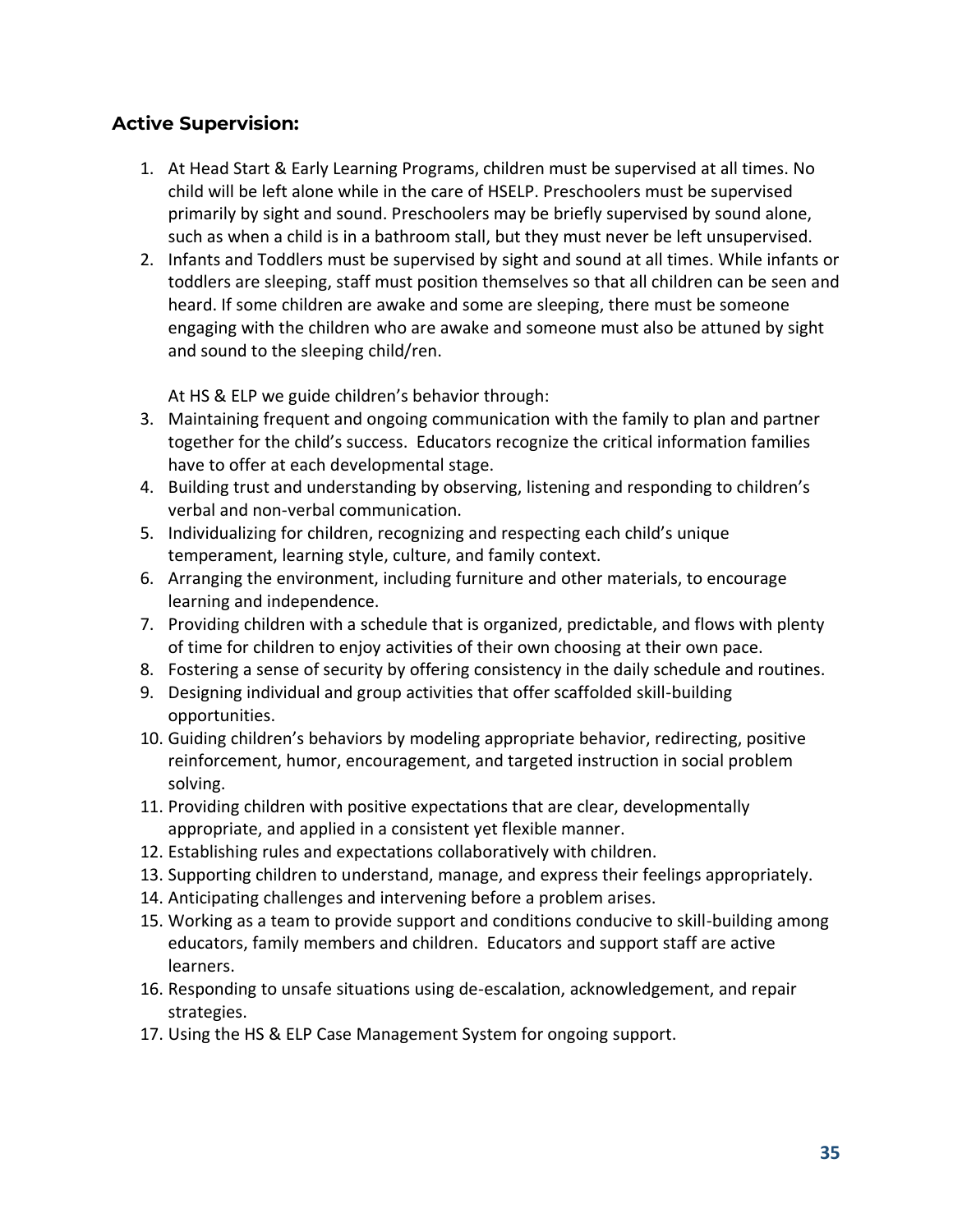## Active Supervision:

1. At Head Start & Early Learning Programs, children must be supervised at all times. No child will be left alone while in the care of HSELP. Preschoolers must be supervised primarily by sight and sound. Preschoolers may be briefly supervised by sound alone, such as when a child is in a bathroom stall, but they must never be left unsupervised.
2. Infants and Toddlers must be supervised by sight and sound at all times. While infants or toddlers are sleeping, staff must position themselves so that all children can be seen and heard. If some children are awake and some are sleeping, there must be someone engaging with the children who are awake and someone must also be attuned by sight and sound to the sleeping child/ren.

   At HS & ELP we guide children's behavior through:

3. Maintaining frequent and ongoing communication with the family to plan and partner together for the child's success. Educators recognize the critical information families have to offer at each developmental stage.
4. Building trust and understanding by observing, listening and responding to children's verbal and non-verbal communication.
5. Individualizing for children, recognizing and respecting each child's unique temperament, learning style, culture, and family context.
6. Arranging the environment, including furniture and other materials, to encourage learning and independence.
7. Providing children with a schedule that is organized, predictable, and flows with plenty of time for children to enjoy activities of their own choosing at their own pace.
8. Fostering a sense of security by offering consistency in the daily schedule and routines.
9. Designing individual and group activities that offer scaffolded skill-building opportunities.
10. Guiding children's behaviors by modeling appropriate behavior, redirecting, positive reinforcement, humor, encouragement, and targeted instruction in social problem solving.
11. Providing children with positive expectations that are clear, developmentally appropriate, and applied in a consistent yet flexible manner.
12. Establishing rules and expectations collaboratively with children.
13. Supporting children to understand, manage, and express their feelings appropriately.
14. Anticipating challenges and intervening before a problem arises.
15. Working as a team to provide support and conditions conducive to skill-building among educators, family members and children. Educators and support staff are active learners.
16. Responding to unsafe situations using de-escalation, acknowledgement, and repair strategies.
17. Using the HS & ELP Case Management System for ongoing support.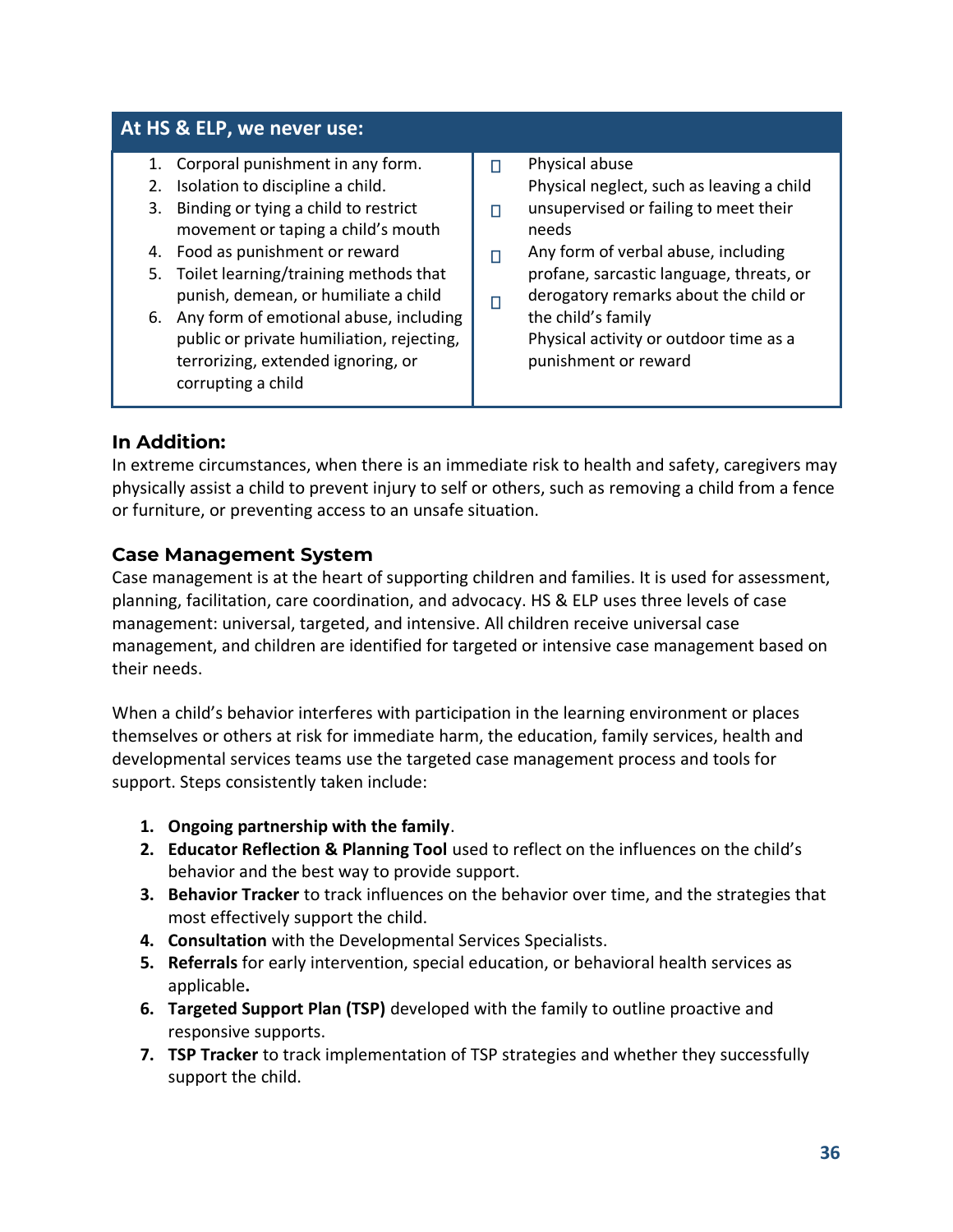## At HS & ELP, we never use:

1. Corporal punishment in any form.
2. Isolation to discipline a child.
3. Binding or tying a child to restrict movement or taping a child's mouth
4. Food as punishment or reward
5. Toilet learning/training methods that punish, demean, or humiliate a child
6. Any form of emotional abuse, including public or private humiliation, rejecting, terrorizing, extended ignoring, or corrupting a child

- Physical abuse
- Physical neglect, such as leaving a child unsupervised or failing to meet their needs
- Any form of verbal abuse, including profane, sarcastic language, threats, or derogatory remarks about the child or the child's family
- Physical activity or outdoor time as a punishment or reward

### In Addition:

In extreme circumstances, when there is an immediate risk to health and safety, caregivers may physically assist a child to prevent injury to self or others, such as removing a child from a fence or furniture, or preventing access to an unsafe situation.

### Case Management System

Case management is at the heart of supporting children and families. It is used for assessment, planning, facilitation, care coordination, and advocacy. HS & ELP uses three levels of case management: universal, targeted, and intensive. All children receive universal case management, and children are identified for targeted or intensive case management based on their needs.

When a child's behavior interferes with participation in the learning environment or places themselves or others at risk for immediate harm, the education, family services, health and developmental services teams use the targeted case management process and tools for support. Steps consistently taken include:

1. **Ongoing partnership with the family**.
2. **Educator Reflection & Planning Tool** used to reflect on the influences on the child's behavior and the best way to provide support.
3. **Behavior Tracker** to track influences on the behavior over time, and the strategies that most effectively support the child.
4. **Consultation** with the Developmental Services Specialists.
5. **Referrals** for early intervention, special education, or behavioral health services as applicable**.**
6. **Targeted Support Plan (TSP)** developed with the family to outline proactive and responsive supports.
7. **TSP Tracker** to track implementation of TSP strategies and whether they successfully support the child.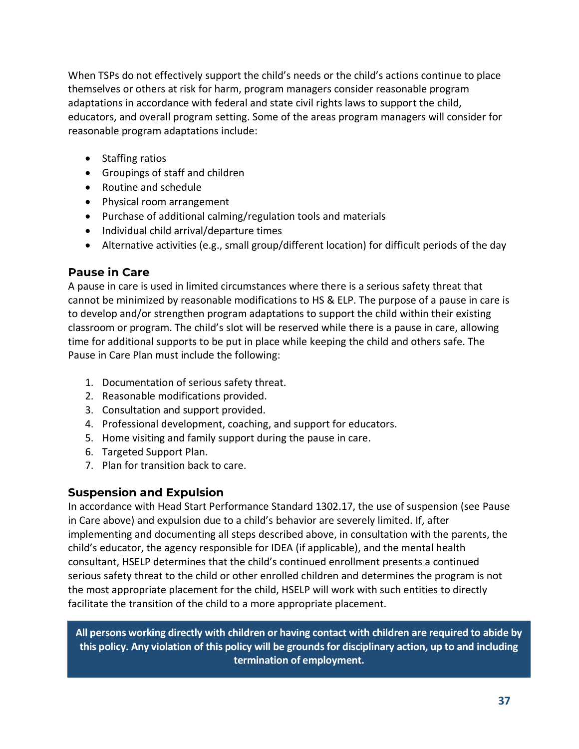When TSPs do not effectively support the child's needs or the child's actions continue to place themselves or others at risk for harm, program managers consider reasonable program adaptations in accordance with federal and state civil rights laws to support the child, educators, and overall program setting. Some of the areas program managers will consider for reasonable program adaptations include:

- Staffing ratios
- Groupings of staff and children
- Routine and schedule
- Physical room arrangement
- Purchase of additional calming/regulation tools and materials
- Individual child arrival/departure times
- Alternative activities (e.g., small group/different location) for difficult periods of the day

### Pause in Care

A pause in care is used in limited circumstances where there is a serious safety threat that cannot be minimized by reasonable modifications to HS & ELP. The purpose of a pause in care is to develop and/or strengthen program adaptations to support the child within their existing classroom or program. The child's slot will be reserved while there is a pause in care, allowing time for additional supports to be put in place while keeping the child and others safe. The Pause in Care Plan must include the following:

1. Documentation of serious safety threat.
2. Reasonable modifications provided.
3. Consultation and support provided.
4. Professional development, coaching, and support for educators.
5. Home visiting and family support during the pause in care.
6. Targeted Support Plan.
7. Plan for transition back to care.

### Suspension and Expulsion

In accordance with Head Start Performance Standard 1302.17, the use of suspension (see Pause in Care above) and expulsion due to a child's behavior are severely limited. If, after implementing and documenting all steps described above, in consultation with the parents, the child's educator, the agency responsible for IDEA (if applicable), and the mental health consultant, HSELP determines that the child's continued enrollment presents a continued serious safety threat to the child or other enrolled children and determines the program is not the most appropriate placement for the child, HSELP will work with such entities to directly facilitate the transition of the child to a more appropriate placement.

**All persons working directly with children or having contact with children are required to abide by this policy. Any violation of this policy will be grounds for disciplinary action, up to and including termination of employment.**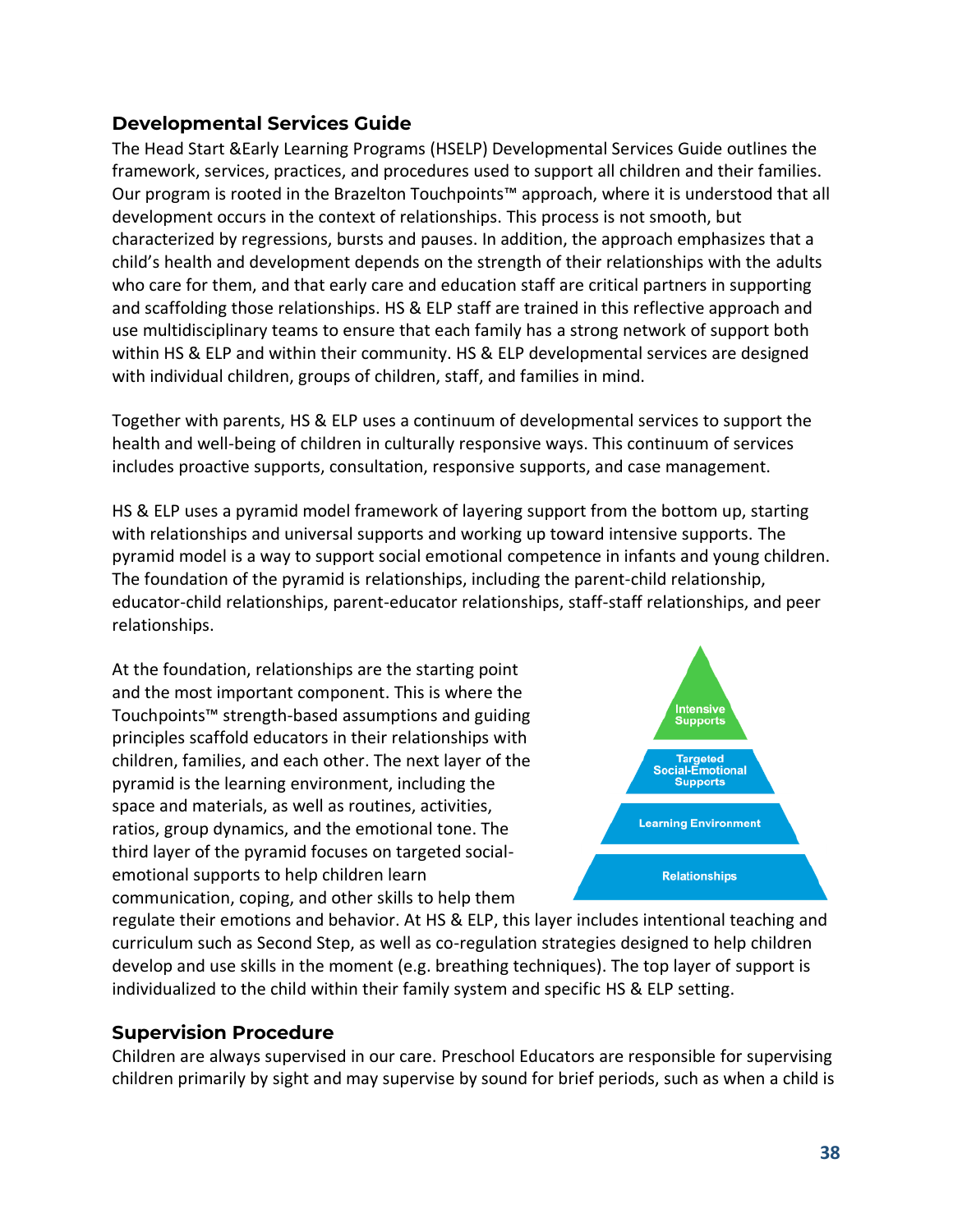## Developmental Services Guide

The Head Start &Early Learning Programs (HSELP) Developmental Services Guide outlines the framework, services, practices, and procedures used to support all children and their families. Our program is rooted in the Brazelton Touchpoints™ approach, where it is understood that all development occurs in the context of relationships. This process is not smooth, but characterized by regressions, bursts and pauses. In addition, the approach emphasizes that a child's health and development depends on the strength of their relationships with the adults who care for them, and that early care and education staff are critical partners in supporting and scaffolding those relationships. HS & ELP staff are trained in this reflective approach and use multidisciplinary teams to ensure that each family has a strong network of support both within HS & ELP and within their community. HS & ELP developmental services are designed with individual children, groups of children, staff, and families in mind.

Together with parents, HS & ELP uses a continuum of developmental services to support the health and well-being of children in culturally responsive ways. This continuum of services includes proactive supports, consultation, responsive supports, and case management.

HS & ELP uses a pyramid model framework of layering support from the bottom up, starting with relationships and universal supports and working up toward intensive supports. The pyramid model is a way to support social emotional competence in infants and young children. The foundation of the pyramid is relationships, including the parent-child relationship, educator-child relationships, parent-educator relationships, staff-staff relationships, and peer relationships.

Intensive Supports

Targeted Social-Emotional Supports

Learning Environment

Relationships

At the foundation, relationships are the starting point and the most important component. This is where the Touchpoints™ strength-based assumptions and guiding principles scaffold educators in their relationships with children, families, and each other. The next layer of the pyramid is the learning environment, including the space and materials, as well as routines, activities, ratios, group dynamics, and the emotional tone. The third layer of the pyramid focuses on targeted social-emotional supports to help children learn communication, coping, and other skills to help them regulate their emotions and behavior. At HS & ELP, this layer includes intentional teaching and curriculum such as Second Step, as well as co-regulation strategies designed to help children develop and use skills in the moment (e.g. breathing techniques). The top layer of support is individualized to the child within their family system and specific HS & ELP setting.

## Supervision Procedure

Children are always supervised in our care. Preschool Educators are responsible for supervising children primarily by sight and may supervise by sound for brief periods, such as when a child is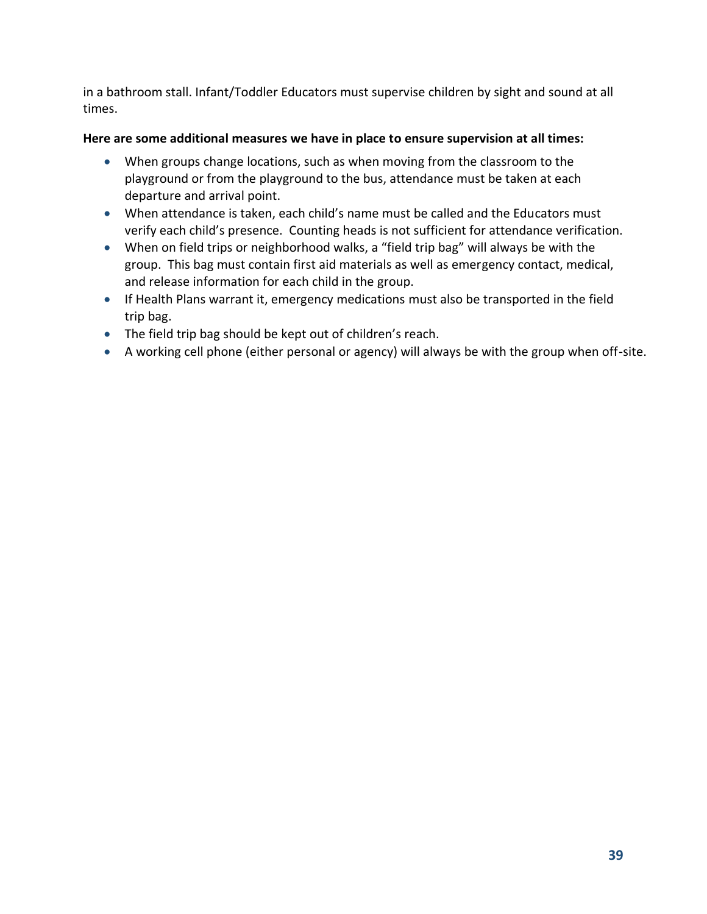in a bathroom stall. Infant/Toddler Educators must supervise children by sight and sound at all times.

**Here are some additional measures we have in place to ensure supervision at all times:**

- When groups change locations, such as when moving from the classroom to the playground or from the playground to the bus, attendance must be taken at each departure and arrival point.
- When attendance is taken, each child's name must be called and the Educators must verify each child's presence.  Counting heads is not sufficient for attendance verification.
- When on field trips or neighborhood walks, a "field trip bag" will always be with the group.  This bag must contain first aid materials as well as emergency contact, medical, and release information for each child in the group.
- If Health Plans warrant it, emergency medications must also be transported in the field trip bag.
- The field trip bag should be kept out of children's reach.
- A working cell phone (either personal or agency) will always be with the group when off-site.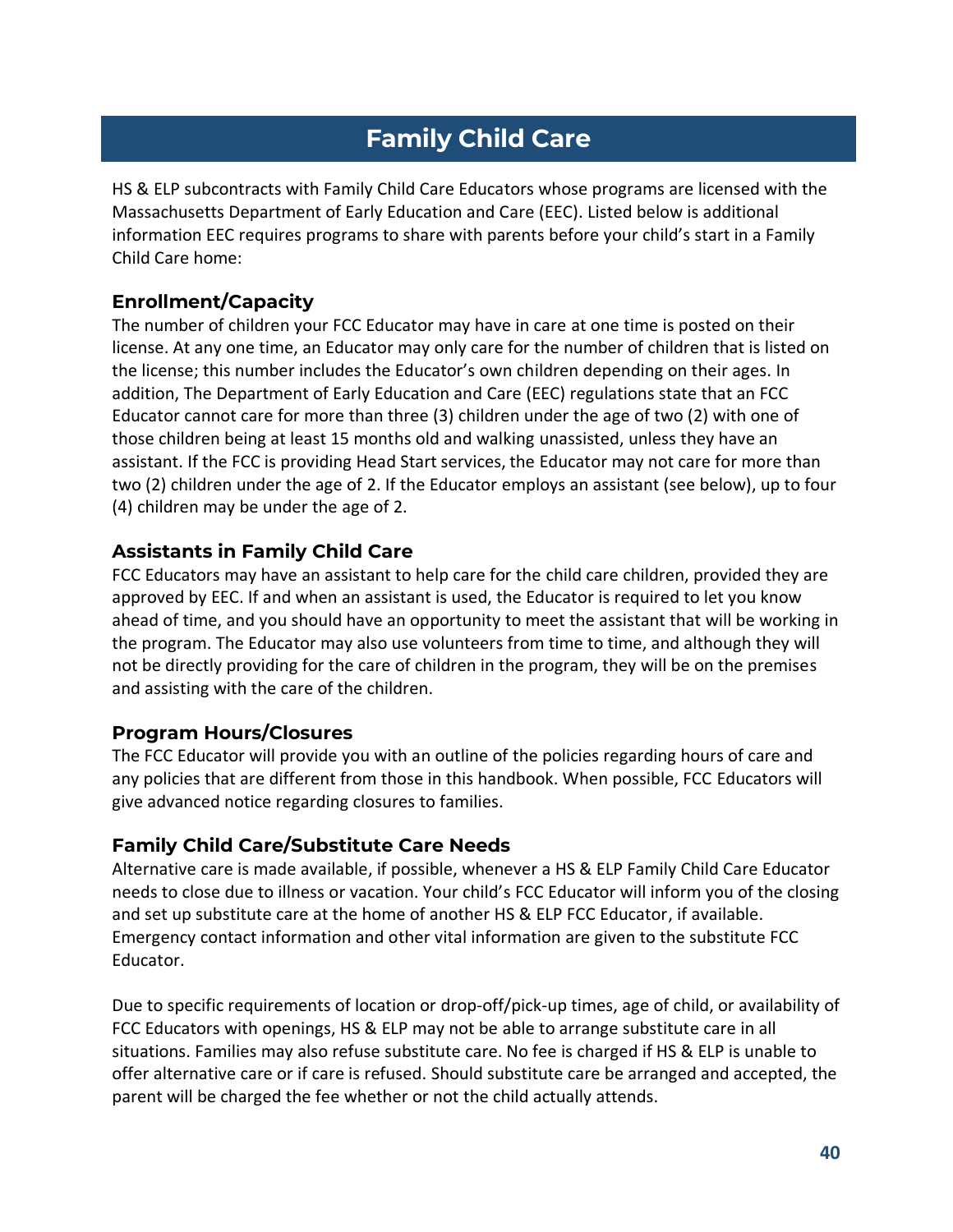# Family Child Care

HS & ELP subcontracts with Family Child Care Educators whose programs are licensed with the Massachusetts Department of Early Education and Care (EEC). Listed below is additional information EEC requires programs to share with parents before your child's start in a Family Child Care home:

## Enrollment/Capacity

The number of children your FCC Educator may have in care at one time is posted on their license. At any one time, an Educator may only care for the number of children that is listed on the license; this number includes the Educator's own children depending on their ages. In addition, The Department of Early Education and Care (EEC) regulations state that an FCC Educator cannot care for more than three (3) children under the age of two (2) with one of those children being at least 15 months old and walking unassisted, unless they have an assistant. If the FCC is providing Head Start services, the Educator may not care for more than two (2) children under the age of 2. If the Educator employs an assistant (see below), up to four (4) children may be under the age of 2.

## Assistants in Family Child Care

FCC Educators may have an assistant to help care for the child care children, provided they are approved by EEC. If and when an assistant is used, the Educator is required to let you know ahead of time, and you should have an opportunity to meet the assistant that will be working in the program. The Educator may also use volunteers from time to time, and although they will not be directly providing for the care of children in the program, they will be on the premises and assisting with the care of the children.

## Program Hours/Closures

The FCC Educator will provide you with an outline of the policies regarding hours of care and any policies that are different from those in this handbook. When possible, FCC Educators will give advanced notice regarding closures to families.

## Family Child Care/Substitute Care Needs

Alternative care is made available, if possible, whenever a HS & ELP Family Child Care Educator needs to close due to illness or vacation. Your child's FCC Educator will inform you of the closing and set up substitute care at the home of another HS & ELP FCC Educator, if available. Emergency contact information and other vital information are given to the substitute FCC Educator.

Due to specific requirements of location or drop-off/pick-up times, age of child, or availability of FCC Educators with openings, HS & ELP may not be able to arrange substitute care in all situations. Families may also refuse substitute care. No fee is charged if HS & ELP is unable to offer alternative care or if care is refused. Should substitute care be arranged and accepted, the parent will be charged the fee whether or not the child actually attends.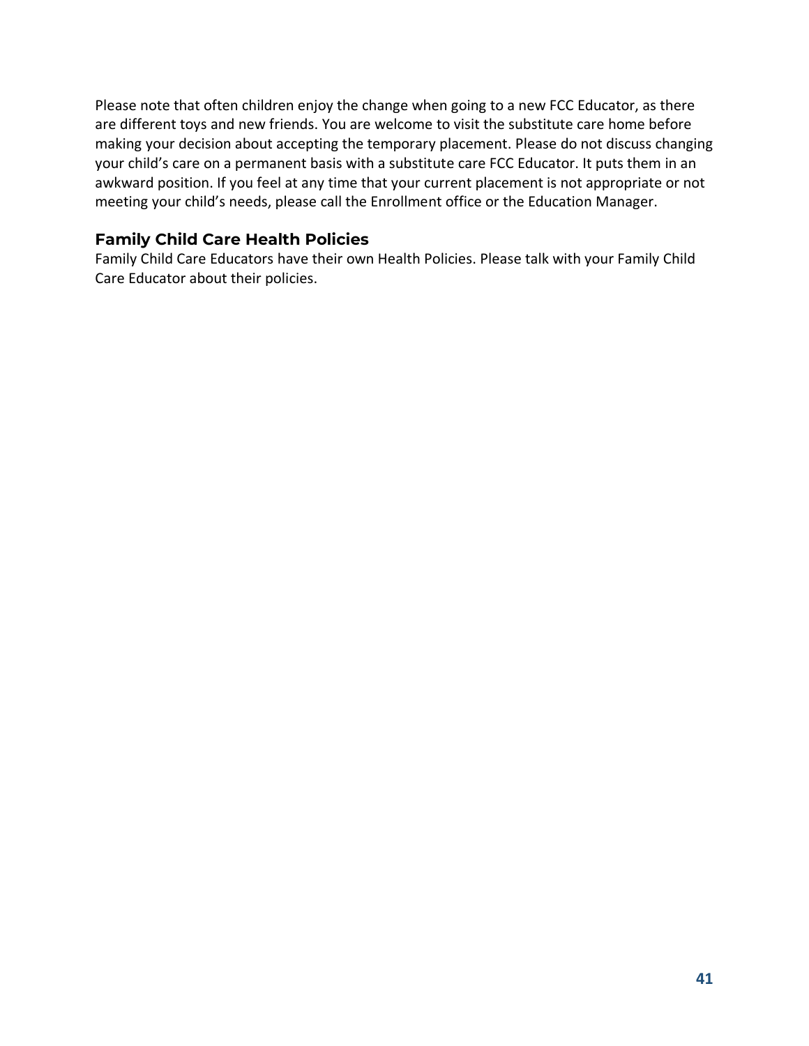Please note that often children enjoy the change when going to a new FCC Educator, as there are different toys and new friends. You are welcome to visit the substitute care home before making your decision about accepting the temporary placement. Please do not discuss changing your child's care on a permanent basis with a substitute care FCC Educator. It puts them in an awkward position. If you feel at any time that your current placement is not appropriate or not meeting your child's needs, please call the Enrollment office or the Education Manager.

### Family Child Care Health Policies

Family Child Care Educators have their own Health Policies. Please talk with your Family Child Care Educator about their policies.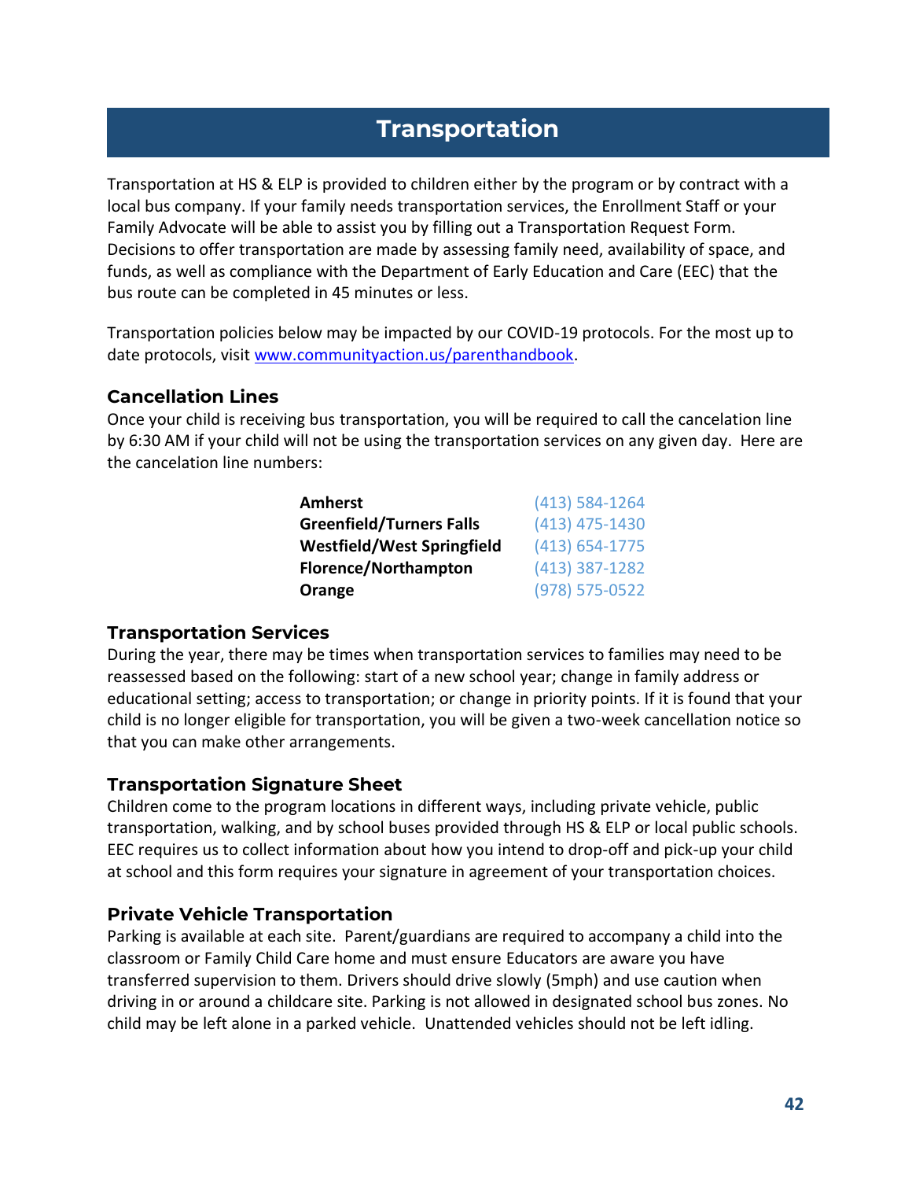# Transportation

Transportation at HS & ELP is provided to children either by the program or by contract with a local bus company. If your family needs transportation services, the Enrollment Staff or your Family Advocate will be able to assist you by filling out a Transportation Request Form. Decisions to offer transportation are made by assessing family need, availability of space, and funds, as well as compliance with the Department of Early Education and Care (EEC) that the bus route can be completed in 45 minutes or less.

Transportation policies below may be impacted by our COVID-19 protocols. For the most up to date protocols, visit [www.communityaction.us/parenthandbook](http://www.communityaction.us/parenthandbook).

## Cancellation Lines

Once your child is receiving bus transportation, you will be required to call the cancelation line by 6:30 AM if your child will not be using the transportation services on any given day. Here are the cancelation line numbers:

| | |
|---|---|
| **Amherst** | (413) 584-1264 |
| **Greenfield/Turners Falls** | (413) 475-1430 |
| **Westfield/West Springfield** | (413) 654-1775 |
| **Florence/Northampton** | (413) 387-1282 |
| **Orange** | (978) 575-0522 |

## Transportation Services

During the year, there may be times when transportation services to families may need to be reassessed based on the following: start of a new school year; change in family address or educational setting; access to transportation; or change in priority points. If it is found that your child is no longer eligible for transportation, you will be given a two-week cancellation notice so that you can make other arrangements.

## Transportation Signature Sheet

Children come to the program locations in different ways, including private vehicle, public transportation, walking, and by school buses provided through HS & ELP or local public schools. EEC requires us to collect information about how you intend to drop-off and pick-up your child at school and this form requires your signature in agreement of your transportation choices.

## Private Vehicle Transportation

Parking is available at each site. Parent/guardians are required to accompany a child into the classroom or Family Child Care home and must ensure Educators are aware you have transferred supervision to them. Drivers should drive slowly (5mph) and use caution when driving in or around a childcare site. Parking is not allowed in designated school bus zones. No child may be left alone in a parked vehicle. Unattended vehicles should not be left idling.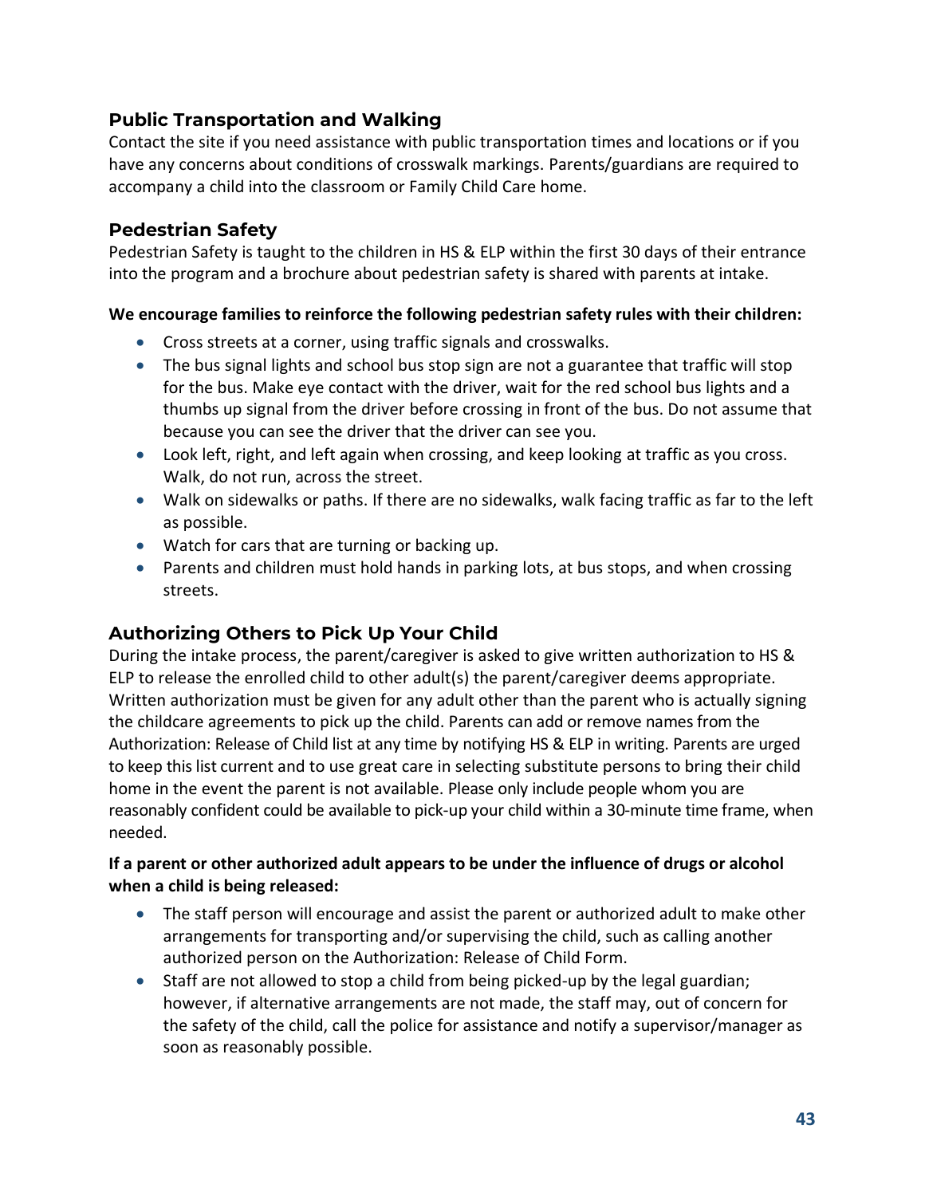## Public Transportation and Walking

Contact the site if you need assistance with public transportation times and locations or if you have any concerns about conditions of crosswalk markings. Parents/guardians are required to accompany a child into the classroom or Family Child Care home.

## Pedestrian Safety

Pedestrian Safety is taught to the children in HS & ELP within the first 30 days of their entrance into the program and a brochure about pedestrian safety is shared with parents at intake.

**We encourage families to reinforce the following pedestrian safety rules with their children:**

- Cross streets at a corner, using traffic signals and crosswalks.
- The bus signal lights and school bus stop sign are not a guarantee that traffic will stop for the bus. Make eye contact with the driver, wait for the red school bus lights and a thumbs up signal from the driver before crossing in front of the bus. Do not assume that because you can see the driver that the driver can see you.
- Look left, right, and left again when crossing, and keep looking at traffic as you cross. Walk, do not run, across the street.
- Walk on sidewalks or paths. If there are no sidewalks, walk facing traffic as far to the left as possible.
- Watch for cars that are turning or backing up.
- Parents and children must hold hands in parking lots, at bus stops, and when crossing streets.

## Authorizing Others to Pick Up Your Child

During the intake process, the parent/caregiver is asked to give written authorization to HS & ELP to release the enrolled child to other adult(s) the parent/caregiver deems appropriate. Written authorization must be given for any adult other than the parent who is actually signing the childcare agreements to pick up the child. Parents can add or remove names from the Authorization: Release of Child list at any time by notifying HS & ELP in writing. Parents are urged to keep this list current and to use great care in selecting substitute persons to bring their child home in the event the parent is not available. Please only include people whom you are reasonably confident could be available to pick-up your child within a 30-minute time frame, when needed.

**If a parent or other authorized adult appears to be under the influence of drugs or alcohol when a child is being released:**

- The staff person will encourage and assist the parent or authorized adult to make other arrangements for transporting and/or supervising the child, such as calling another authorized person on the Authorization: Release of Child Form.
- Staff are not allowed to stop a child from being picked-up by the legal guardian; however, if alternative arrangements are not made, the staff may, out of concern for the safety of the child, call the police for assistance and notify a supervisor/manager as soon as reasonably possible.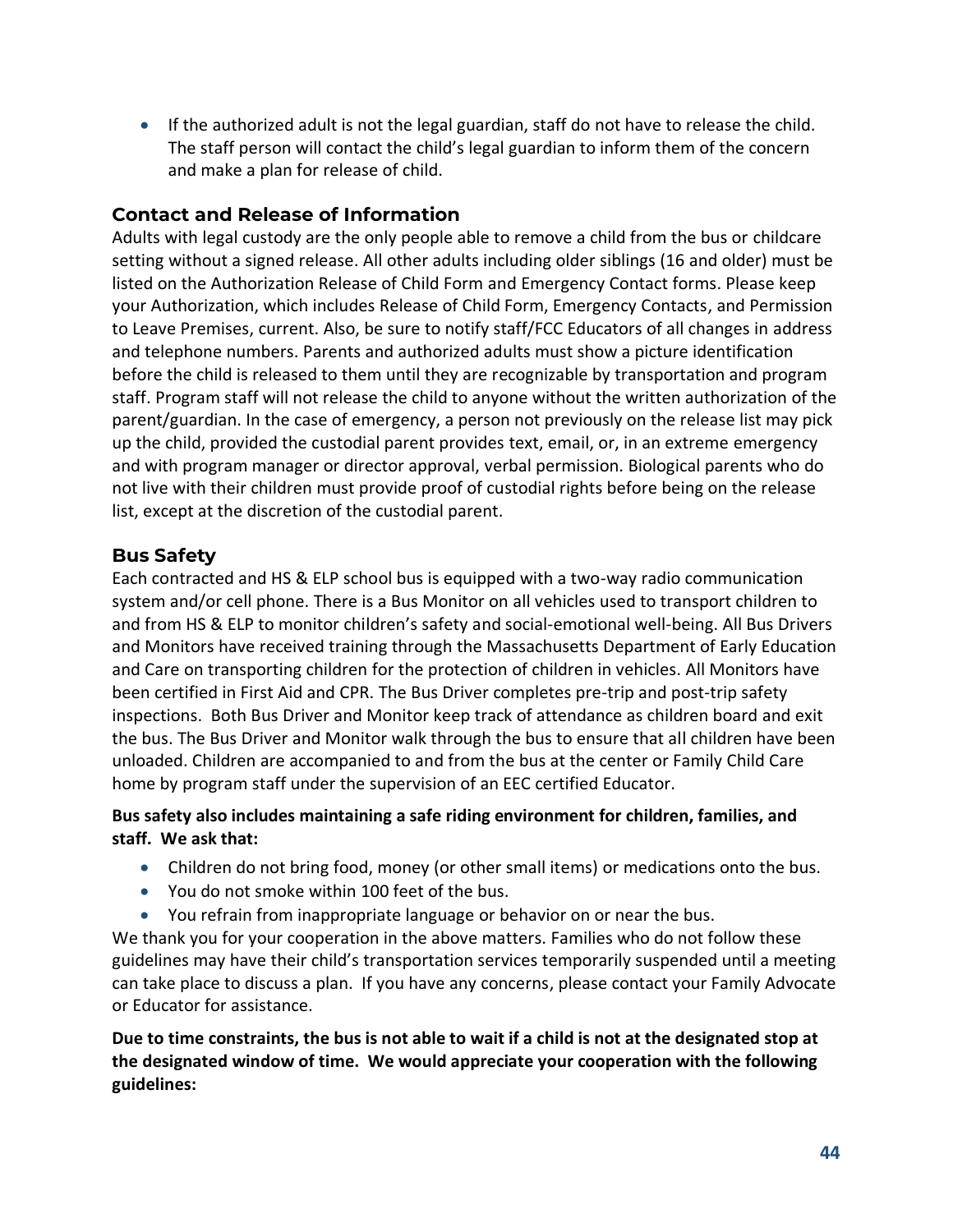- If the authorized adult is not the legal guardian, staff do not have to release the child. The staff person will contact the child's legal guardian to inform them of the concern and make a plan for release of child.

## Contact and Release of Information

Adults with legal custody are the only people able to remove a child from the bus or childcare setting without a signed release. All other adults including older siblings (16 and older) must be listed on the Authorization Release of Child Form and Emergency Contact forms. Please keep your Authorization, which includes Release of Child Form, Emergency Contacts, and Permission to Leave Premises, current. Also, be sure to notify staff/FCC Educators of all changes in address and telephone numbers. Parents and authorized adults must show a picture identification before the child is released to them until they are recognizable by transportation and program staff. Program staff will not release the child to anyone without the written authorization of the parent/guardian. In the case of emergency, a person not previously on the release list may pick up the child, provided the custodial parent provides text, email, or, in an extreme emergency and with program manager or director approval, verbal permission. Biological parents who do not live with their children must provide proof of custodial rights before being on the release list, except at the discretion of the custodial parent.

## Bus Safety

Each contracted and HS & ELP school bus is equipped with a two-way radio communication system and/or cell phone. There is a Bus Monitor on all vehicles used to transport children to and from HS & ELP to monitor children's safety and social-emotional well-being. All Bus Drivers and Monitors have received training through the Massachusetts Department of Early Education and Care on transporting children for the protection of children in vehicles. All Monitors have been certified in First Aid and CPR. The Bus Driver completes pre-trip and post-trip safety inspections. Both Bus Driver and Monitor keep track of attendance as children board and exit the bus. The Bus Driver and Monitor walk through the bus to ensure that all children have been unloaded. Children are accompanied to and from the bus at the center or Family Child Care home by program staff under the supervision of an EEC certified Educator.

**Bus safety also includes maintaining a safe riding environment for children, families, and staff. We ask that:**

- Children do not bring food, money (or other small items) or medications onto the bus.
- You do not smoke within 100 feet of the bus.
- You refrain from inappropriate language or behavior on or near the bus.

We thank you for your cooperation in the above matters. Families who do not follow these guidelines may have their child's transportation services temporarily suspended until a meeting can take place to discuss a plan. If you have any concerns, please contact your Family Advocate or Educator for assistance.

**Due to time constraints, the bus is not able to wait if a child is not at the designated stop at the designated window of time. We would appreciate your cooperation with the following guidelines:**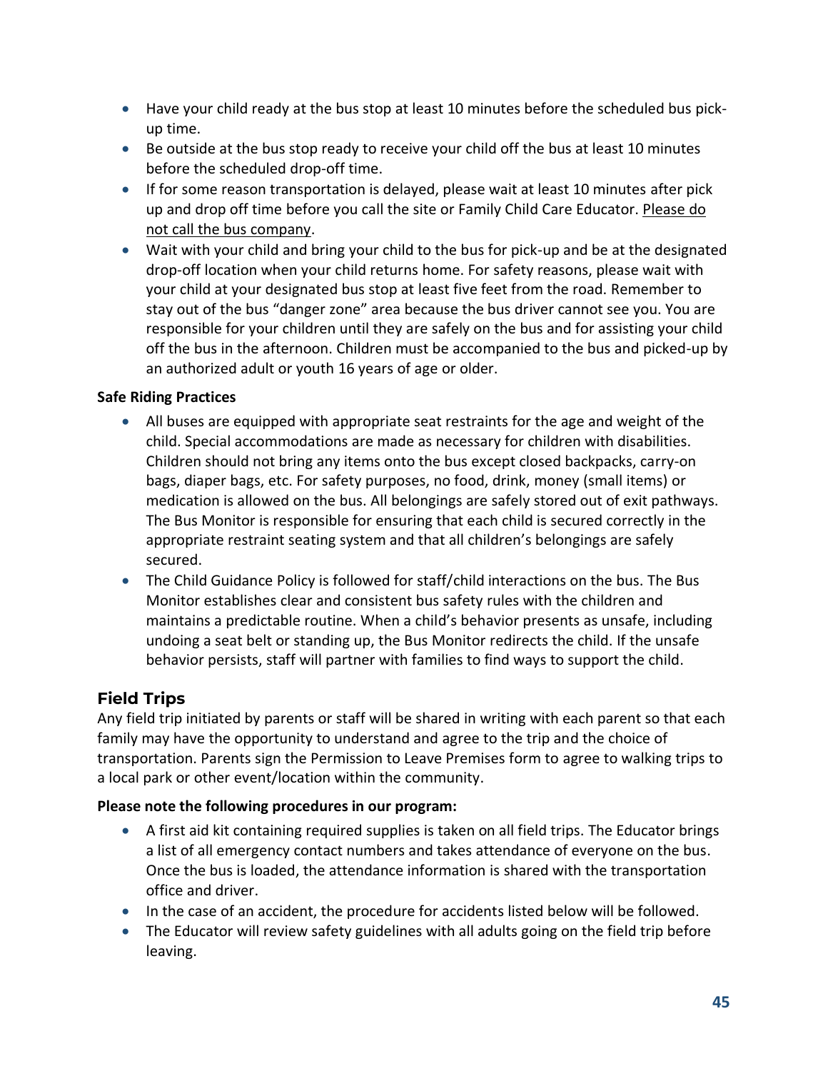- Have your child ready at the bus stop at least 10 minutes before the scheduled bus pick-up time.
- Be outside at the bus stop ready to receive your child off the bus at least 10 minutes before the scheduled drop-off time.
- If for some reason transportation is delayed, please wait at least 10 minutes after pick up and drop off time before you call the site or Family Child Care Educator. <u>Please do not call the bus company</u>.
- Wait with your child and bring your child to the bus for pick-up and be at the designated drop-off location when your child returns home. For safety reasons, please wait with your child at your designated bus stop at least five feet from the road. Remember to stay out of the bus "danger zone" area because the bus driver cannot see you. You are responsible for your children until they are safely on the bus and for assisting your child off the bus in the afternoon. Children must be accompanied to the bus and picked-up by an authorized adult or youth 16 years of age or older.

**Safe Riding Practices**

- All buses are equipped with appropriate seat restraints for the age and weight of the child. Special accommodations are made as necessary for children with disabilities. Children should not bring any items onto the bus except closed backpacks, carry-on bags, diaper bags, etc. For safety purposes, no food, drink, money (small items) or medication is allowed on the bus. All belongings are safely stored out of exit pathways. The Bus Monitor is responsible for ensuring that each child is secured correctly in the appropriate restraint seating system and that all children's belongings are safely secured.
- The Child Guidance Policy is followed for staff/child interactions on the bus. The Bus Monitor establishes clear and consistent bus safety rules with the children and maintains a predictable routine. When a child's behavior presents as unsafe, including undoing a seat belt or standing up, the Bus Monitor redirects the child. If the unsafe behavior persists, staff will partner with families to find ways to support the child.

## Field Trips

Any field trip initiated by parents or staff will be shared in writing with each parent so that each family may have the opportunity to understand and agree to the trip and the choice of transportation. Parents sign the Permission to Leave Premises form to agree to walking trips to a local park or other event/location within the community.

**Please note the following procedures in our program:**

- A first aid kit containing required supplies is taken on all field trips. The Educator brings a list of all emergency contact numbers and takes attendance of everyone on the bus. Once the bus is loaded, the attendance information is shared with the transportation office and driver.
- In the case of an accident, the procedure for accidents listed below will be followed.
- The Educator will review safety guidelines with all adults going on the field trip before leaving.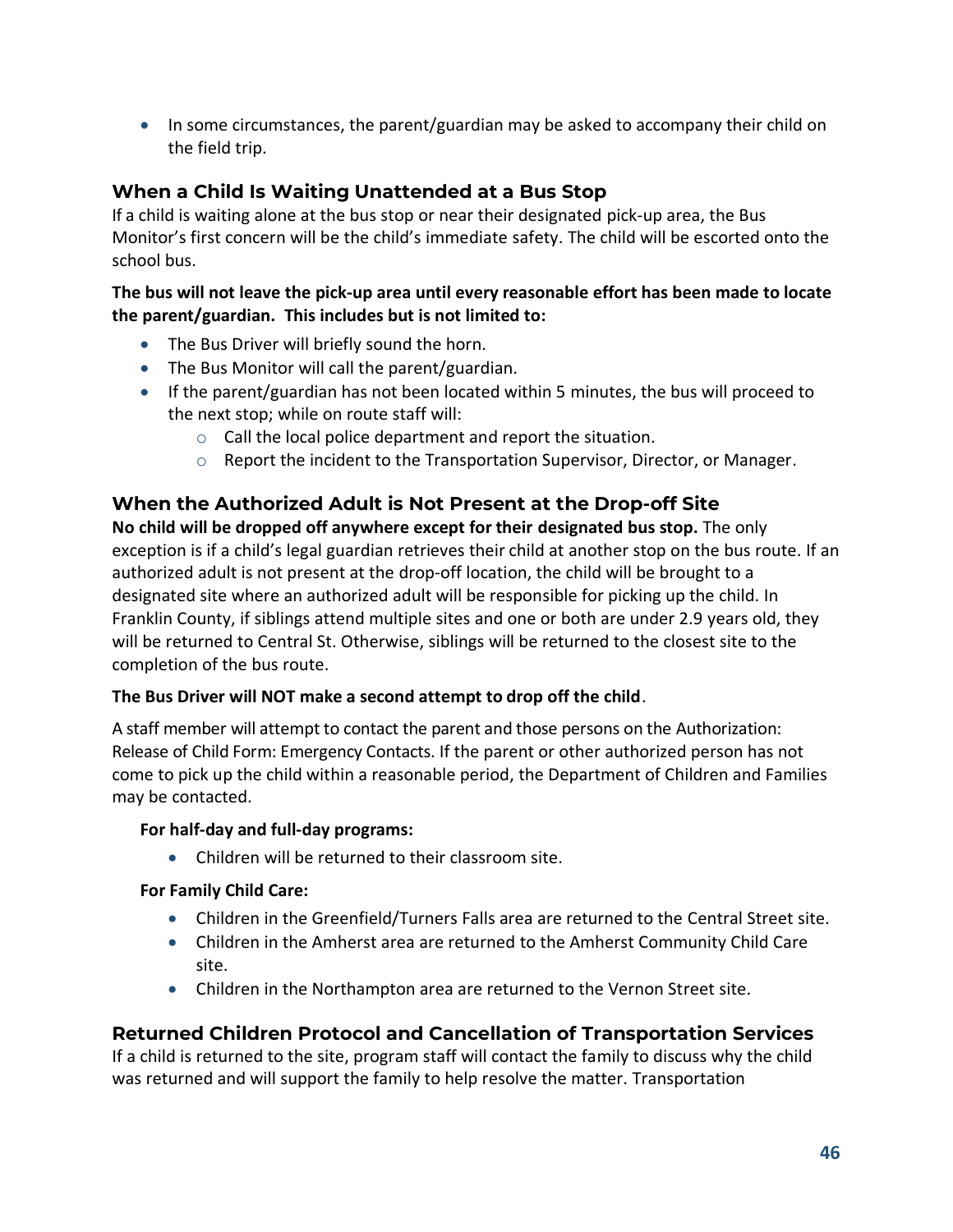- In some circumstances, the parent/guardian may be asked to accompany their child on the field trip.

## When a Child Is Waiting Unattended at a Bus Stop

If a child is waiting alone at the bus stop or near their designated pick-up area, the Bus Monitor's first concern will be the child's immediate safety. The child will be escorted onto the school bus.

**The bus will not leave the pick-up area until every reasonable effort has been made to locate the parent/guardian. This includes but is not limited to:**

- The Bus Driver will briefly sound the horn.
- The Bus Monitor will call the parent/guardian.
- If the parent/guardian has not been located within 5 minutes, the bus will proceed to the next stop; while on route staff will:
    - Call the local police department and report the situation.
    - Report the incident to the Transportation Supervisor, Director, or Manager.

## When the Authorized Adult is Not Present at the Drop-off Site

**No child will be dropped off anywhere except for their designated bus stop.** The only exception is if a child's legal guardian retrieves their child at another stop on the bus route. If an authorized adult is not present at the drop-off location, the child will be brought to a designated site where an authorized adult will be responsible for picking up the child. In Franklin County, if siblings attend multiple sites and one or both are under 2.9 years old, they will be returned to Central St. Otherwise, siblings will be returned to the closest site to the completion of the bus route.

**The Bus Driver will NOT make a second attempt to drop off the child**.

A staff member will attempt to contact the parent and those persons on the Authorization: Release of Child Form: Emergency Contacts. If the parent or other authorized person has not come to pick up the child within a reasonable period, the Department of Children and Families may be contacted.

**For half-day and full-day programs:**

- Children will be returned to their classroom site.

**For Family Child Care:**

- Children in the Greenfield/Turners Falls area are returned to the Central Street site.
- Children in the Amherst area are returned to the Amherst Community Child Care site.
- Children in the Northampton area are returned to the Vernon Street site.

## Returned Children Protocol and Cancellation of Transportation Services

If a child is returned to the site, program staff will contact the family to discuss why the child was returned and will support the family to help resolve the matter. Transportation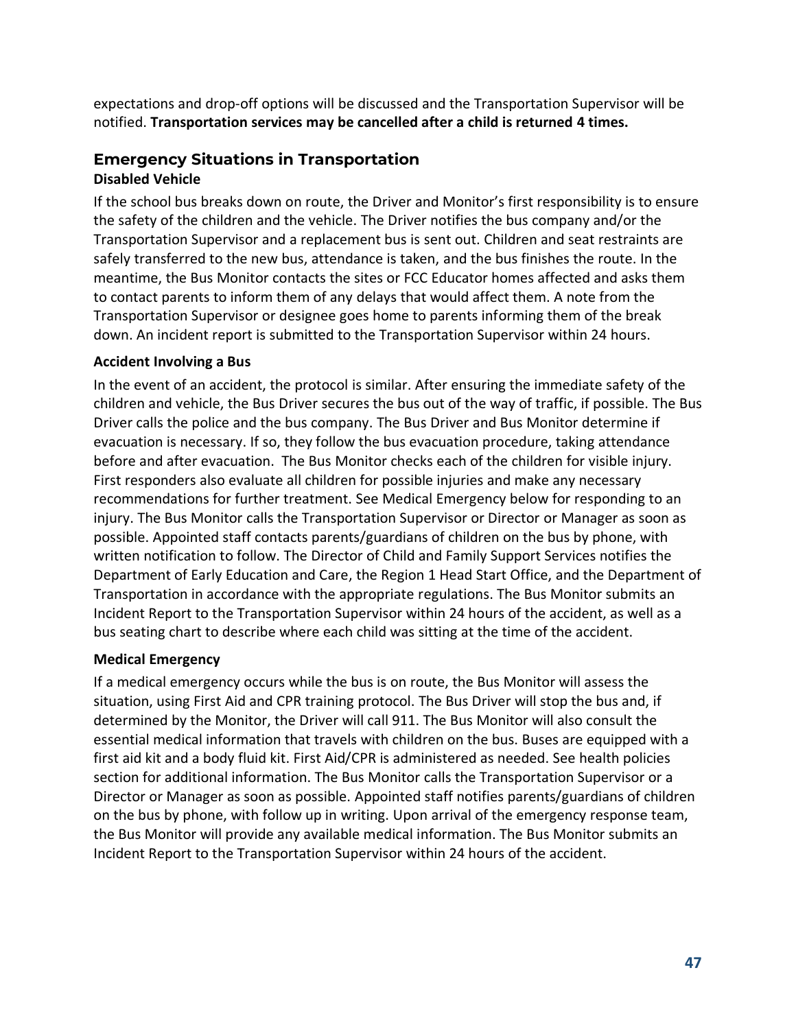expectations and drop-off options will be discussed and the Transportation Supervisor will be notified. **Transportation services may be cancelled after a child is returned 4 times.**

## Emergency Situations in Transportation

### Disabled Vehicle

If the school bus breaks down on route, the Driver and Monitor's first responsibility is to ensure the safety of the children and the vehicle. The Driver notifies the bus company and/or the Transportation Supervisor and a replacement bus is sent out. Children and seat restraints are safely transferred to the new bus, attendance is taken, and the bus finishes the route. In the meantime, the Bus Monitor contacts the sites or FCC Educator homes affected and asks them to contact parents to inform them of any delays that would affect them. A note from the Transportation Supervisor or designee goes home to parents informing them of the break down. An incident report is submitted to the Transportation Supervisor within 24 hours.

### Accident Involving a Bus

In the event of an accident, the protocol is similar. After ensuring the immediate safety of the children and vehicle, the Bus Driver secures the bus out of the way of traffic, if possible. The Bus Driver calls the police and the bus company. The Bus Driver and Bus Monitor determine if evacuation is necessary. If so, they follow the bus evacuation procedure, taking attendance before and after evacuation. The Bus Monitor checks each of the children for visible injury. First responders also evaluate all children for possible injuries and make any necessary recommendations for further treatment. See Medical Emergency below for responding to an injury. The Bus Monitor calls the Transportation Supervisor or Director or Manager as soon as possible. Appointed staff contacts parents/guardians of children on the bus by phone, with written notification to follow. The Director of Child and Family Support Services notifies the Department of Early Education and Care, the Region 1 Head Start Office, and the Department of Transportation in accordance with the appropriate regulations. The Bus Monitor submits an Incident Report to the Transportation Supervisor within 24 hours of the accident, as well as a bus seating chart to describe where each child was sitting at the time of the accident.

### Medical Emergency

If a medical emergency occurs while the bus is on route, the Bus Monitor will assess the situation, using First Aid and CPR training protocol. The Bus Driver will stop the bus and, if determined by the Monitor, the Driver will call 911. The Bus Monitor will also consult the essential medical information that travels with children on the bus. Buses are equipped with a first aid kit and a body fluid kit. First Aid/CPR is administered as needed. See health policies section for additional information. The Bus Monitor calls the Transportation Supervisor or a Director or Manager as soon as possible. Appointed staff notifies parents/guardians of children on the bus by phone, with follow up in writing. Upon arrival of the emergency response team, the Bus Monitor will provide any available medical information. The Bus Monitor submits an Incident Report to the Transportation Supervisor within 24 hours of the accident.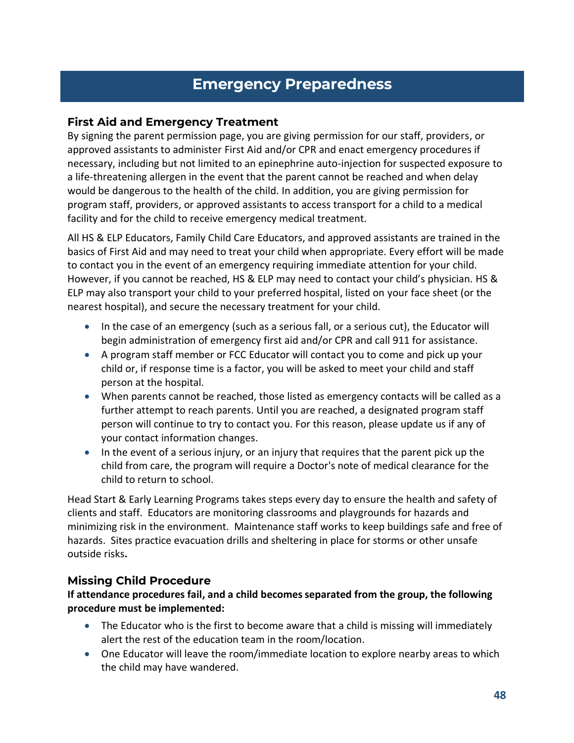# Emergency Preparedness

## First Aid and Emergency Treatment

By signing the parent permission page, you are giving permission for our staff, providers, or approved assistants to administer First Aid and/or CPR and enact emergency procedures if necessary, including but not limited to an epinephrine auto-injection for suspected exposure to a life-threatening allergen in the event that the parent cannot be reached and when delay would be dangerous to the health of the child. In addition, you are giving permission for program staff, providers, or approved assistants to access transport for a child to a medical facility and for the child to receive emergency medical treatment.

All HS & ELP Educators, Family Child Care Educators, and approved assistants are trained in the basics of First Aid and may need to treat your child when appropriate. Every effort will be made to contact you in the event of an emergency requiring immediate attention for your child. However, if you cannot be reached, HS & ELP may need to contact your child's physician. HS & ELP may also transport your child to your preferred hospital, listed on your face sheet (or the nearest hospital), and secure the necessary treatment for your child.

- In the case of an emergency (such as a serious fall, or a serious cut), the Educator will begin administration of emergency first aid and/or CPR and call 911 for assistance.
- A program staff member or FCC Educator will contact you to come and pick up your child or, if response time is a factor, you will be asked to meet your child and staff person at the hospital.
- When parents cannot be reached, those listed as emergency contacts will be called as a further attempt to reach parents. Until you are reached, a designated program staff person will continue to try to contact you. For this reason, please update us if any of your contact information changes.
- In the event of a serious injury, or an injury that requires that the parent pick up the child from care, the program will require a Doctor's note of medical clearance for the child to return to school.

Head Start & Early Learning Programs takes steps every day to ensure the health and safety of clients and staff. Educators are monitoring classrooms and playgrounds for hazards and minimizing risk in the environment. Maintenance staff works to keep buildings safe and free of hazards. Sites practice evacuation drills and sheltering in place for storms or other unsafe outside risks**.**

## Missing Child Procedure

**If attendance procedures fail, and a child becomes separated from the group, the following procedure must be implemented:**

- The Educator who is the first to become aware that a child is missing will immediately alert the rest of the education team in the room/location.
- One Educator will leave the room/immediate location to explore nearby areas to which the child may have wandered.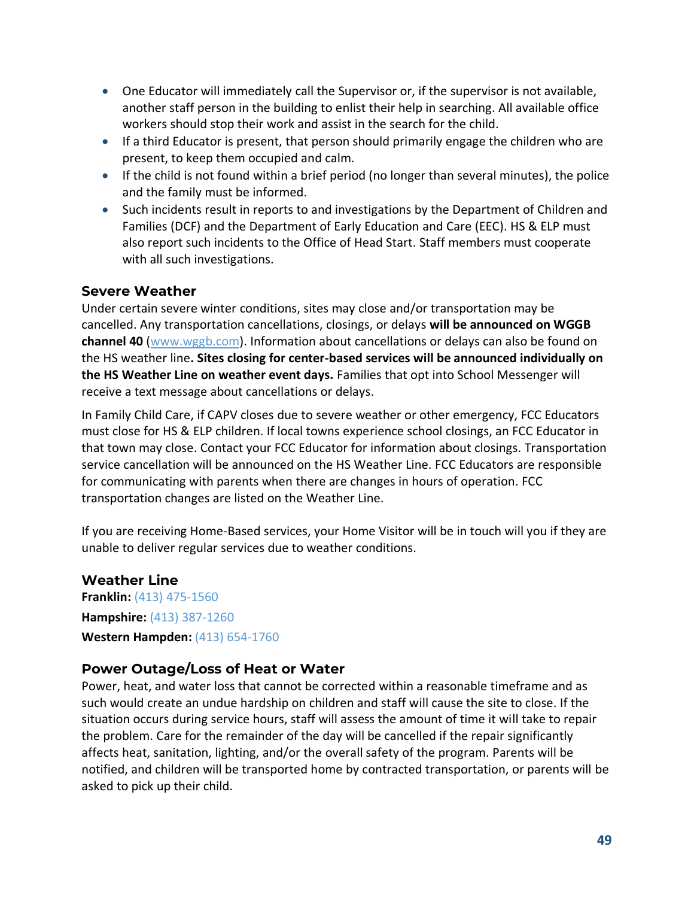- One Educator will immediately call the Supervisor or, if the supervisor is not available, another staff person in the building to enlist their help in searching. All available office workers should stop their work and assist in the search for the child.
- If a third Educator is present, that person should primarily engage the children who are present, to keep them occupied and calm.
- If the child is not found within a brief period (no longer than several minutes), the police and the family must be informed.
- Such incidents result in reports to and investigations by the Department of Children and Families (DCF) and the Department of Early Education and Care (EEC). HS & ELP must also report such incidents to the Office of Head Start. Staff members must cooperate with all such investigations.

### Severe Weather

Under certain severe winter conditions, sites may close and/or transportation may be cancelled. Any transportation cancellations, closings, or delays **will be announced on WGGB channel 40** ([www.wggb.com](http://www.wggb.com)). Information about cancellations or delays can also be found on the HS weather line**. Sites closing for center-based services will be announced individually on the HS Weather Line on weather event days.** Families that opt into School Messenger will receive a text message about cancellations or delays.

In Family Child Care, if CAPV closes due to severe weather or other emergency, FCC Educators must close for HS & ELP children. If local towns experience school closings, an FCC Educator in that town may close. Contact your FCC Educator for information about closings. Transportation service cancellation will be announced on the HS Weather Line. FCC Educators are responsible for communicating with parents when there are changes in hours of operation. FCC transportation changes are listed on the Weather Line.

If you are receiving Home-Based services, your Home Visitor will be in touch will you if they are unable to deliver regular services due to weather conditions.

### Weather Line

**Franklin:** (413) 475-1560

**Hampshire:** (413) 387-1260

**Western Hampden:** (413) 654-1760

### Power Outage/Loss of Heat or Water

Power, heat, and water loss that cannot be corrected within a reasonable timeframe and as such would create an undue hardship on children and staff will cause the site to close. If the situation occurs during service hours, staff will assess the amount of time it will take to repair the problem. Care for the remainder of the day will be cancelled if the repair significantly affects heat, sanitation, lighting, and/or the overall safety of the program. Parents will be notified, and children will be transported home by contracted transportation, or parents will be asked to pick up their child.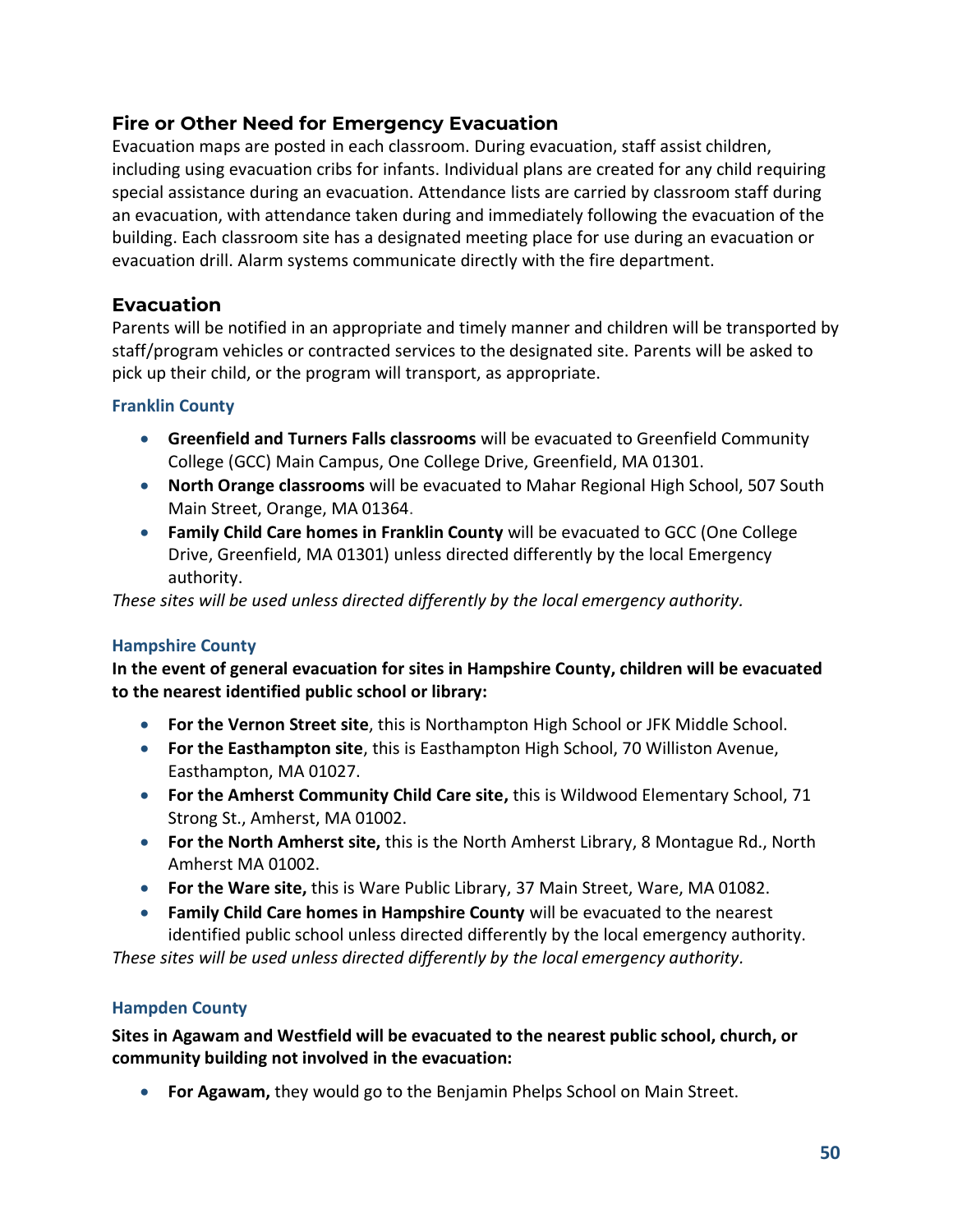## Fire or Other Need for Emergency Evacuation

Evacuation maps are posted in each classroom. During evacuation, staff assist children, including using evacuation cribs for infants. Individual plans are created for any child requiring special assistance during an evacuation. Attendance lists are carried by classroom staff during an evacuation, with attendance taken during and immediately following the evacuation of the building. Each classroom site has a designated meeting place for use during an evacuation or evacuation drill. Alarm systems communicate directly with the fire department.

## Evacuation

Parents will be notified in an appropriate and timely manner and children will be transported by staff/program vehicles or contracted services to the designated site. Parents will be asked to pick up their child, or the program will transport, as appropriate.

### Franklin County

- **Greenfield and Turners Falls classrooms** will be evacuated to Greenfield Community College (GCC) Main Campus, One College Drive, Greenfield, MA 01301.
- **North Orange classrooms** will be evacuated to Mahar Regional High School, 507 South Main Street, Orange, MA 01364.
- **Family Child Care homes in Franklin County** will be evacuated to GCC (One College Drive, Greenfield, MA 01301) unless directed differently by the local Emergency authority.

*These sites will be used unless directed differently by the local emergency authority.*

### Hampshire County

**In the event of general evacuation for sites in Hampshire County, children will be evacuated to the nearest identified public school or library:**

- **For the Vernon Street site**, this is Northampton High School or JFK Middle School.
- **For the Easthampton site**, this is Easthampton High School, 70 Williston Avenue, Easthampton, MA 01027.
- **For the Amherst Community Child Care site,** this is Wildwood Elementary School, 71 Strong St., Amherst, MA 01002.
- **For the North Amherst site,** this is the North Amherst Library, 8 Montague Rd., North Amherst MA 01002.
- **For the Ware site,** this is Ware Public Library, 37 Main Street, Ware, MA 01082.
- **Family Child Care homes in Hampshire County** will be evacuated to the nearest identified public school unless directed differently by the local emergency authority.

*These sites will be used unless directed differently by the local emergency authority.*

### Hampden County

**Sites in Agawam and Westfield will be evacuated to the nearest public school, church, or community building not involved in the evacuation:**

- **For Agawam,** they would go to the Benjamin Phelps School on Main Street.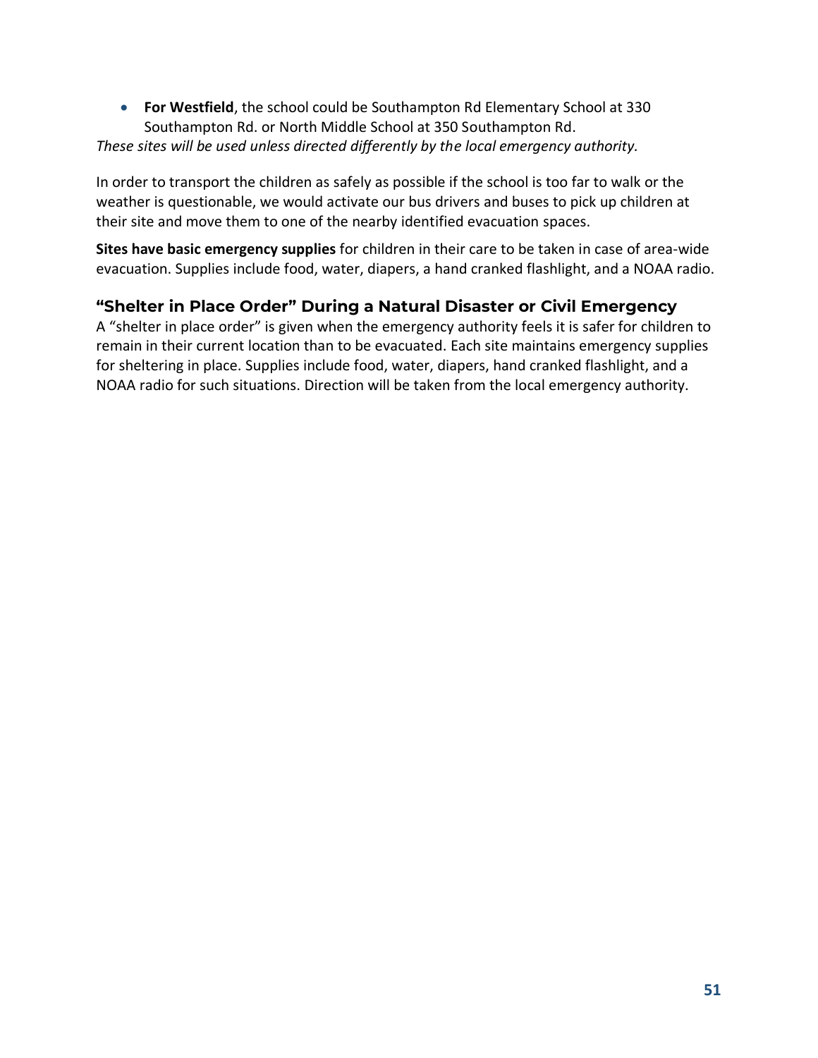- **For Westfield**, the school could be Southampton Rd Elementary School at 330 Southampton Rd. or North Middle School at 350 Southampton Rd.

*These sites will be used unless directed differently by the local emergency authority.*

In order to transport the children as safely as possible if the school is too far to walk or the weather is questionable, we would activate our bus drivers and buses to pick up children at their site and move them to one of the nearby identified evacuation spaces.

**Sites have basic emergency supplies** for children in their care to be taken in case of area-wide evacuation. Supplies include food, water, diapers, a hand cranked flashlight, and a NOAA radio.

## "Shelter in Place Order" During a Natural Disaster or Civil Emergency

A "shelter in place order" is given when the emergency authority feels it is safer for children to remain in their current location than to be evacuated. Each site maintains emergency supplies for sheltering in place. Supplies include food, water, diapers, hand cranked flashlight, and a NOAA radio for such situations. Direction will be taken from the local emergency authority.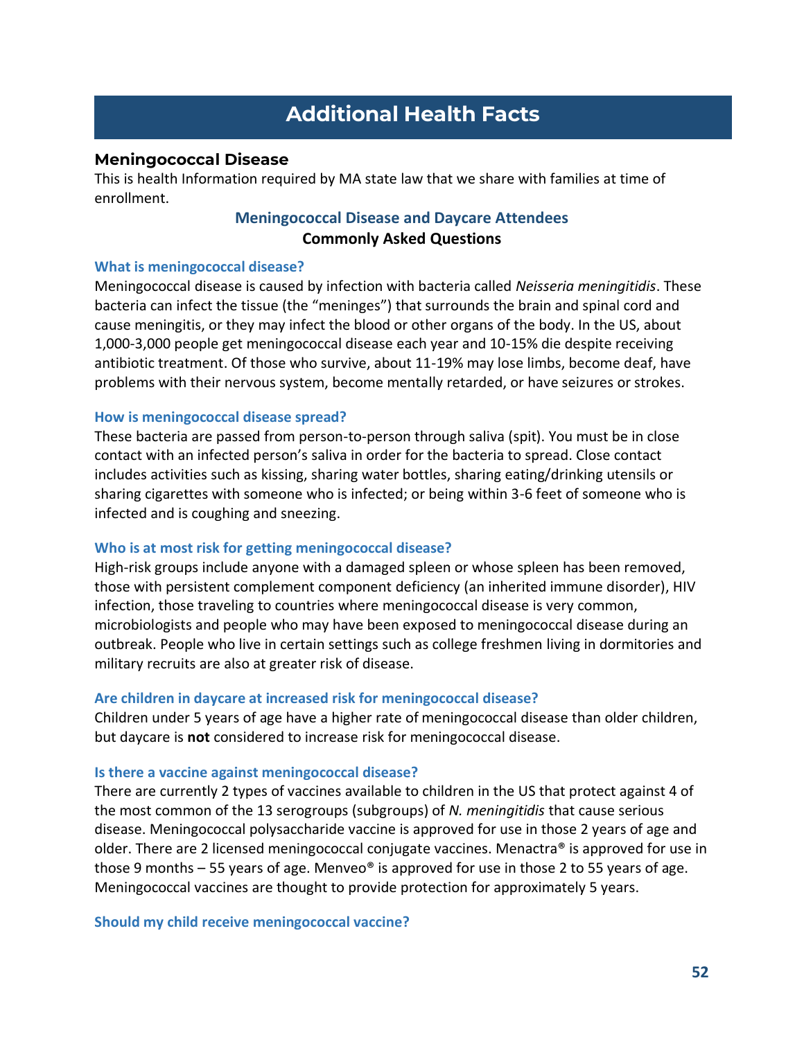# Additional Health Facts

## Meningococcal Disease

This is health Information required by MA state law that we share with families at time of enrollment.

### Meningococcal Disease and Daycare Attendees

**Commonly Asked Questions**

#### What is meningococcal disease?

Meningococcal disease is caused by infection with bacteria called *Neisseria meningitidis*. These bacteria can infect the tissue (the "meninges") that surrounds the brain and spinal cord and cause meningitis, or they may infect the blood or other organs of the body. In the US, about 1,000-3,000 people get meningococcal disease each year and 10-15% die despite receiving antibiotic treatment. Of those who survive, about 11-19% may lose limbs, become deaf, have problems with their nervous system, become mentally retarded, or have seizures or strokes.

#### How is meningococcal disease spread?

These bacteria are passed from person-to-person through saliva (spit). You must be in close contact with an infected person's saliva in order for the bacteria to spread. Close contact includes activities such as kissing, sharing water bottles, sharing eating/drinking utensils or sharing cigarettes with someone who is infected; or being within 3-6 feet of someone who is infected and is coughing and sneezing.

#### Who is at most risk for getting meningococcal disease?

High-risk groups include anyone with a damaged spleen or whose spleen has been removed, those with persistent complement component deficiency (an inherited immune disorder), HIV infection, those traveling to countries where meningococcal disease is very common, microbiologists and people who may have been exposed to meningococcal disease during an outbreak. People who live in certain settings such as college freshmen living in dormitories and military recruits are also at greater risk of disease.

#### Are children in daycare at increased risk for meningococcal disease?

Children under 5 years of age have a higher rate of meningococcal disease than older children, but daycare is **not** considered to increase risk for meningococcal disease.

#### Is there a vaccine against meningococcal disease?

There are currently 2 types of vaccines available to children in the US that protect against 4 of the most common of the 13 serogroups (subgroups) of *N. meningitidis* that cause serious disease. Meningococcal polysaccharide vaccine is approved for use in those 2 years of age and older. There are 2 licensed meningococcal conjugate vaccines. Menactra® is approved for use in those 9 months – 55 years of age. Menveo® is approved for use in those 2 to 55 years of age. Meningococcal vaccines are thought to provide protection for approximately 5 years.

#### Should my child receive meningococcal vaccine?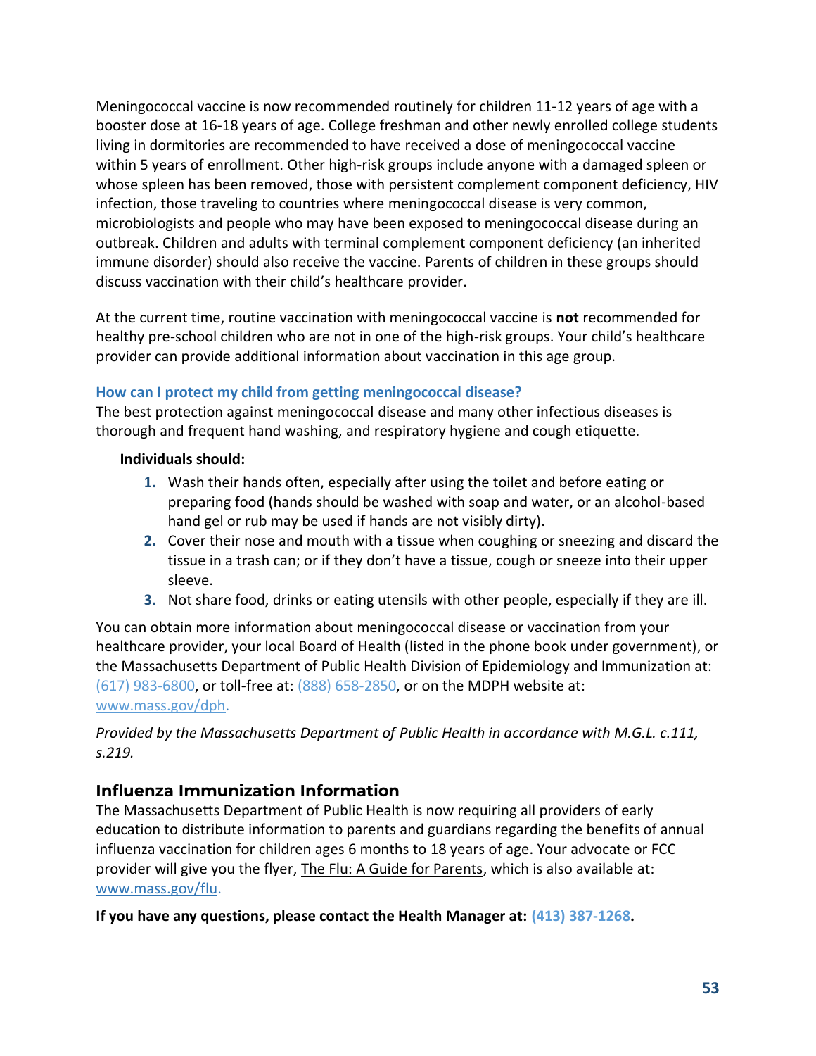Meningococcal vaccine is now recommended routinely for children 11-12 years of age with a booster dose at 16-18 years of age. College freshman and other newly enrolled college students living in dormitories are recommended to have received a dose of meningococcal vaccine within 5 years of enrollment. Other high-risk groups include anyone with a damaged spleen or whose spleen has been removed, those with persistent complement component deficiency, HIV infection, those traveling to countries where meningococcal disease is very common, microbiologists and people who may have been exposed to meningococcal disease during an outbreak. Children and adults with terminal complement component deficiency (an inherited immune disorder) should also receive the vaccine. Parents of children in these groups should discuss vaccination with their child's healthcare provider.

At the current time, routine vaccination with meningococcal vaccine is **not** recommended for healthy pre-school children who are not in one of the high-risk groups. Your child's healthcare provider can provide additional information about vaccination in this age group.

### How can I protect my child from getting meningococcal disease?

The best protection against meningococcal disease and many other infectious diseases is thorough and frequent hand washing, and respiratory hygiene and cough etiquette.

**Individuals should:**

1. Wash their hands often, especially after using the toilet and before eating or preparing food (hands should be washed with soap and water, or an alcohol-based hand gel or rub may be used if hands are not visibly dirty).
2. Cover their nose and mouth with a tissue when coughing or sneezing and discard the tissue in a trash can; or if they don't have a tissue, cough or sneeze into their upper sleeve.
3. Not share food, drinks or eating utensils with other people, especially if they are ill.

You can obtain more information about meningococcal disease or vaccination from your healthcare provider, your local Board of Health (listed in the phone book under government), or the Massachusetts Department of Public Health Division of Epidemiology and Immunization at: (617) 983-6800, or toll-free at: (888) 658-2850, or on the MDPH website at: www.mass.gov/dph.

*Provided by the Massachusetts Department of Public Health in accordance with M.G.L. c.111, s.219.*

## Influenza Immunization Information

The Massachusetts Department of Public Health is now requiring all providers of early education to distribute information to parents and guardians regarding the benefits of annual influenza vaccination for children ages 6 months to 18 years of age. Your advocate or FCC provider will give you the flyer, The Flu: A Guide for Parents, which is also available at: www.mass.gov/flu.

**If you have any questions, please contact the Health Manager at: (413) 387-1268.**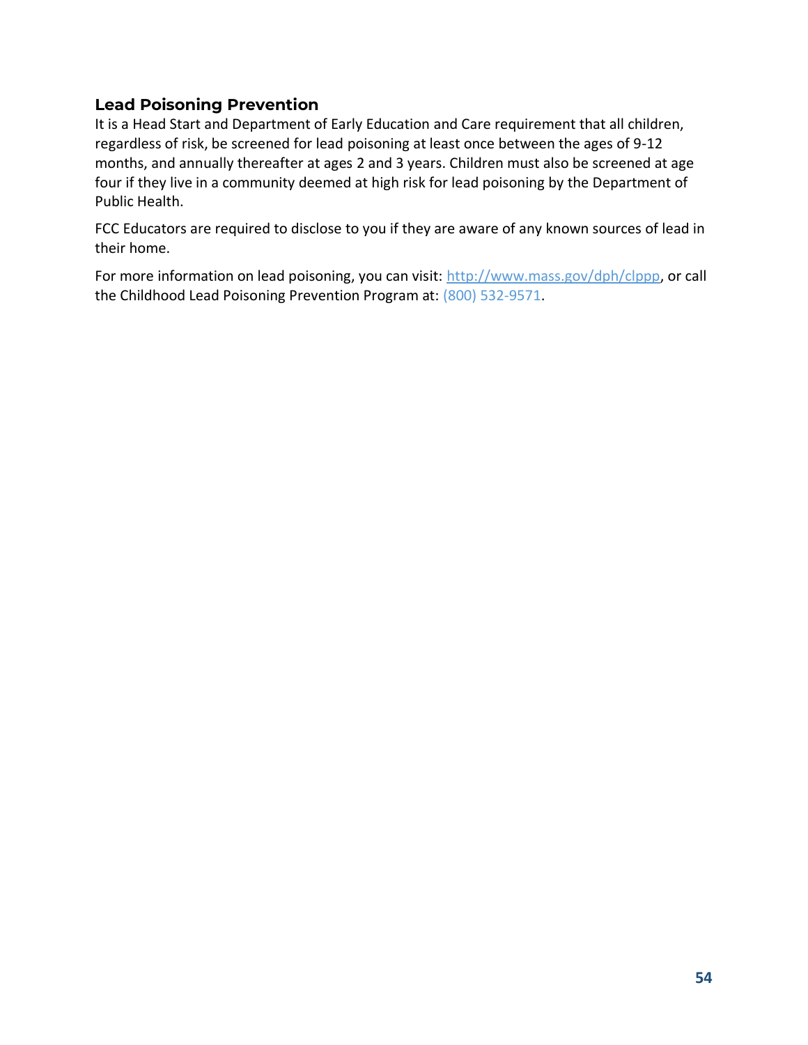### Lead Poisoning Prevention

It is a Head Start and Department of Early Education and Care requirement that all children, regardless of risk, be screened for lead poisoning at least once between the ages of 9-12 months, and annually thereafter at ages 2 and 3 years. Children must also be screened at age four if they live in a community deemed at high risk for lead poisoning by the Department of Public Health.

FCC Educators are required to disclose to you if they are aware of any known sources of lead in their home.

For more information on lead poisoning, you can visit: [http://www.mass.gov/dph/clppp](http://www.mass.gov/dph/clppp), or call the Childhood Lead Poisoning Prevention Program at: (800) 532-9571.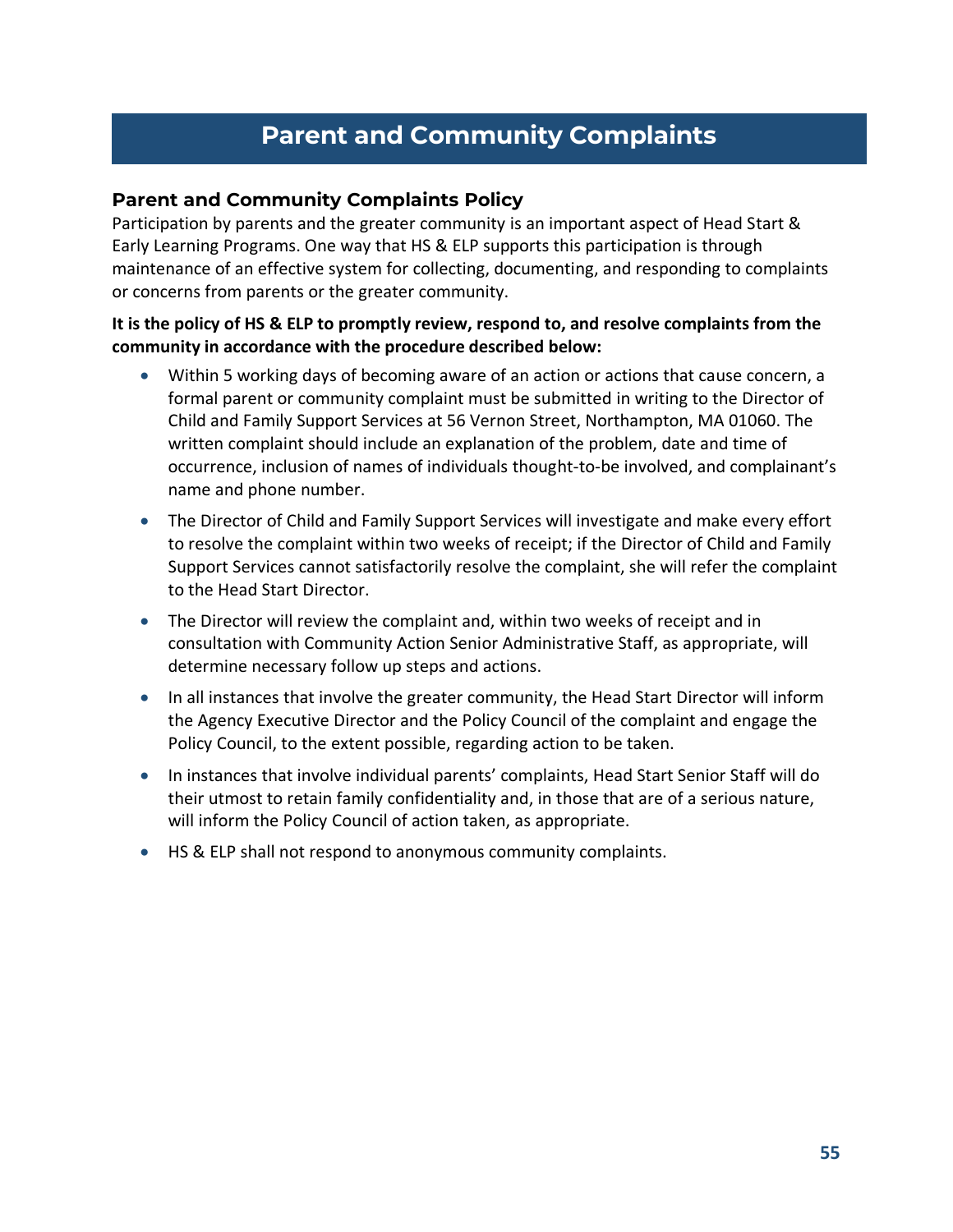# Parent and Community Complaints

## Parent and Community Complaints Policy

Participation by parents and the greater community is an important aspect of Head Start & Early Learning Programs. One way that HS & ELP supports this participation is through maintenance of an effective system for collecting, documenting, and responding to complaints or concerns from parents or the greater community.

**It is the policy of HS & ELP to promptly review, respond to, and resolve complaints from the community in accordance with the procedure described below:**

- Within 5 working days of becoming aware of an action or actions that cause concern, a formal parent or community complaint must be submitted in writing to the Director of Child and Family Support Services at 56 Vernon Street, Northampton, MA 01060. The written complaint should include an explanation of the problem, date and time of occurrence, inclusion of names of individuals thought-to-be involved, and complainant's name and phone number.
- The Director of Child and Family Support Services will investigate and make every effort to resolve the complaint within two weeks of receipt; if the Director of Child and Family Support Services cannot satisfactorily resolve the complaint, she will refer the complaint to the Head Start Director.
- The Director will review the complaint and, within two weeks of receipt and in consultation with Community Action Senior Administrative Staff, as appropriate, will determine necessary follow up steps and actions.
- In all instances that involve the greater community, the Head Start Director will inform the Agency Executive Director and the Policy Council of the complaint and engage the Policy Council, to the extent possible, regarding action to be taken.
- In instances that involve individual parents' complaints, Head Start Senior Staff will do their utmost to retain family confidentiality and, in those that are of a serious nature, will inform the Policy Council of action taken, as appropriate.
- HS & ELP shall not respond to anonymous community complaints.